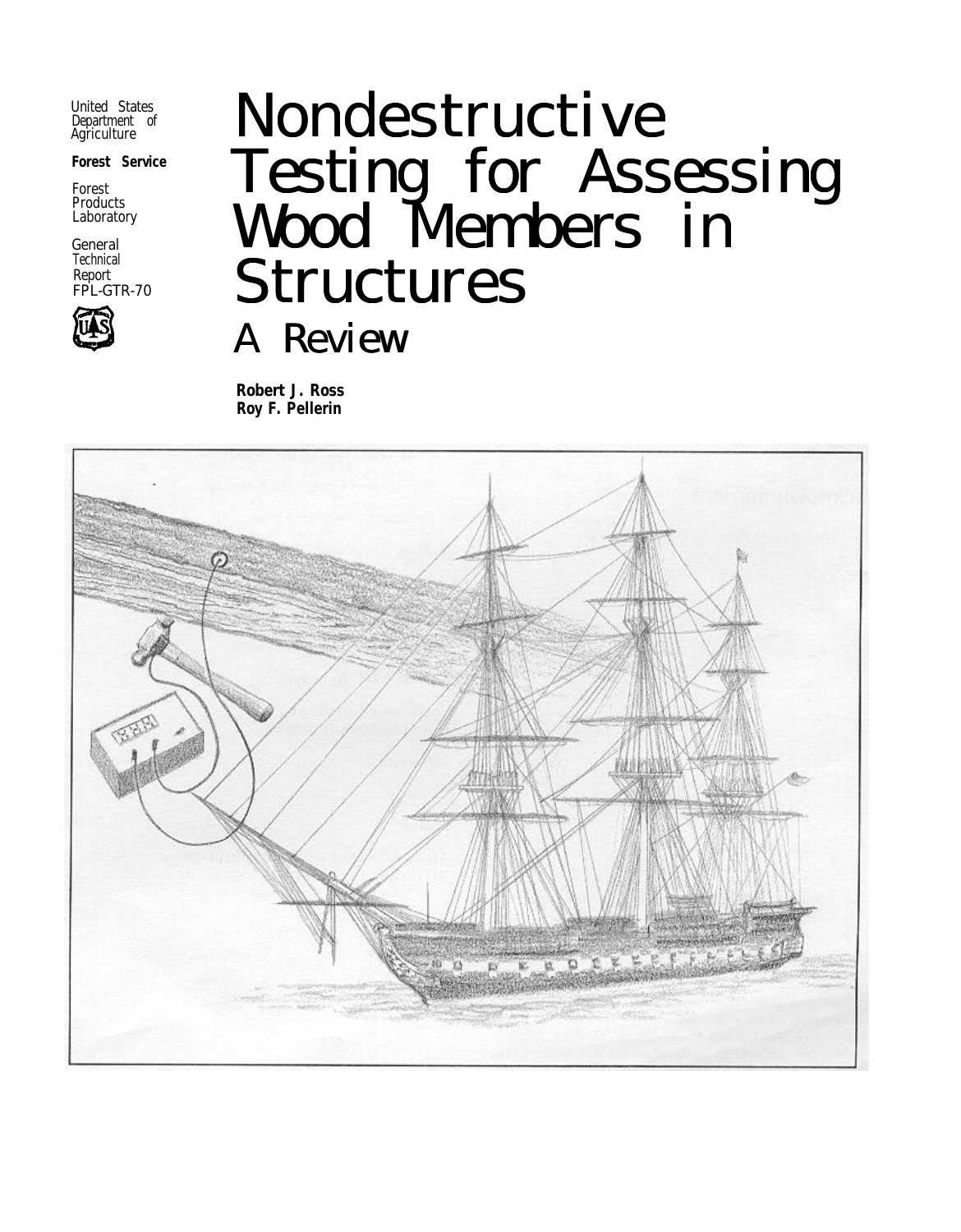United States Department of Agriculture

**Forest Service**

Forest Products Laboratory

General Technical Report FPL-GTR-70

# Nondestructive Testing for Assessing Wood Members in Structures

## A Review

**Robert J. Ross**
**Roy F. Pellerin**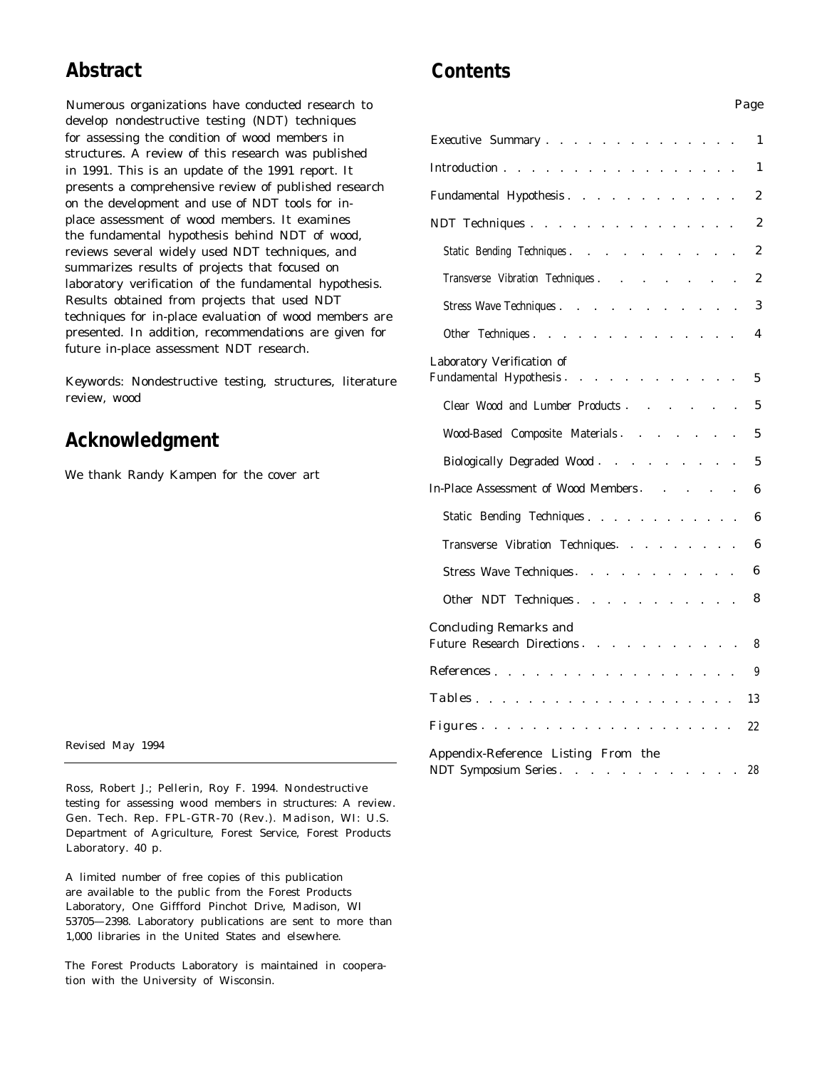## Abstract

Numerous organizations have conducted research to develop nondestructive testing (NDT) techniques for assessing the condition of wood members in structures. A review of this research was published in 1991. This is an update of the 1991 report. It presents a comprehensive review of published research on the development and use of NDT tools for in-place assessment of wood members. It examines the fundamental hypothesis behind NDT of wood, reviews several widely used NDT techniques, and summarizes results of projects that focused on laboratory verification of the fundamental hypothesis. Results obtained from projects that used NDT techniques for in-place evaluation of wood members are presented. In addition, recommendations are given for future in-place assessment NDT research.

Keywords: Nondestructive testing, structures, literature review, wood

## Acknowledgment

We thank Randy Kampen for the cover art

Revised May 1994

---

Ross, Robert J.; Pellerin, Roy F. 1994. Nondestructive testing for assessing wood members in structures: A review. Gen. Tech. Rep. FPL-GTR-70 (Rev.). Madison, WI: U.S. Department of Agriculture, Forest Service, Forest Products Laboratory. 40 p.

A limited number of free copies of this publication are available to the public from the Forest Products Laboratory, One Giffford Pinchot Drive, Madison, WI 53705—2398. Laboratory publications are sent to more than 1,000 libraries in the United States and elsewhere.

The Forest Products Laboratory is maintained in cooperation with the University of Wisconsin.

## Contents

| | Page |
|---|---|
| Executive Summary | 1 |
| Introduction | 1 |
| Fundamental Hypothesis | 2 |
| NDT Techniques | 2 |
| Static Bending Techniques | 2 |
| Transverse Vibration Techniques | 2 |
| Stress Wave Techniques | 3 |
| Other Techniques | 4 |
| Laboratory Verification of Fundamental Hypothesis | 5 |
| Clear Wood and Lumber Products | 5 |
| Wood-Based Composite Materials | 5 |
| Biologically Degraded Wood | 5 |
| In-Place Assessment of Wood Members | 6 |
| Static Bending Techniques | 6 |
| Transverse Vibration Techniques | 6 |
| Stress Wave Techniques | 6 |
| Other NDT Techniques | 8 |
| Concluding Remarks and Future Research Directions | 8 |
| References | 9 |
| Tables | 13 |
| Figures | 22 |
| Appendix-Reference Listing From the NDT Symposium Series | 28 |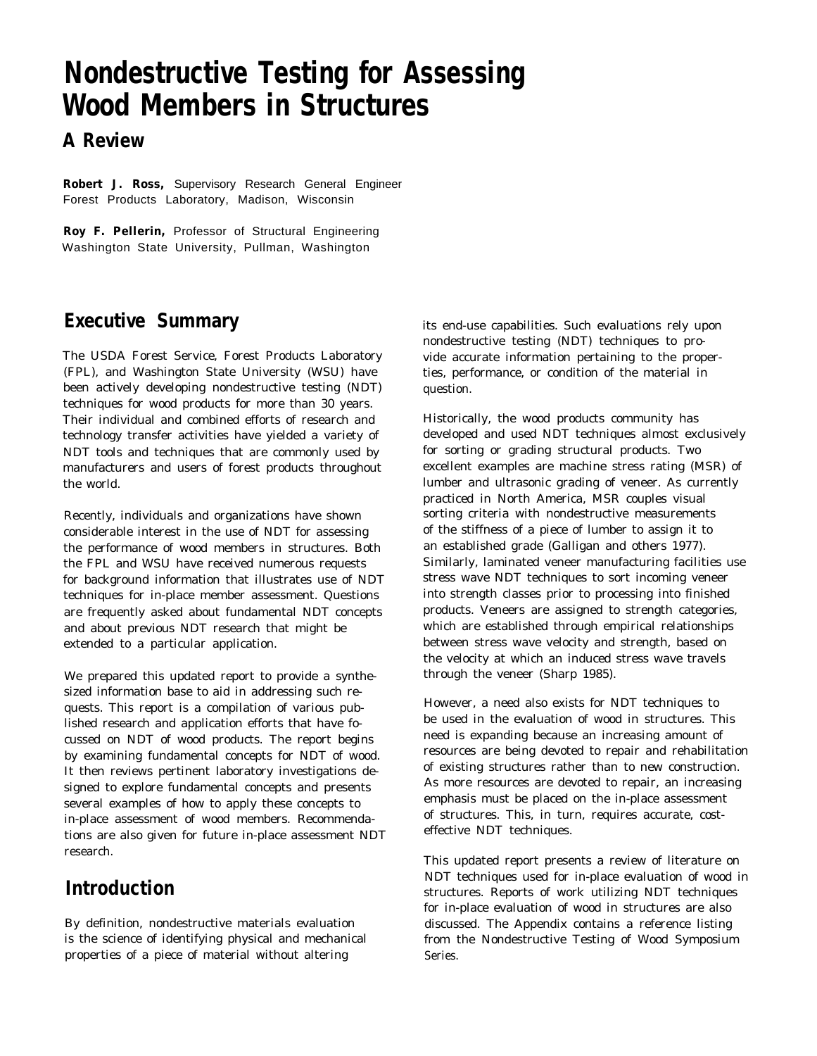# Nondestructive Testing for Assessing Wood Members in Structures

## A Review

**Robert J. Ross,** Supervisory Research General Engineer
Forest Products Laboratory, Madison, Wisconsin

**Roy F. Pellerin,** Professor of Structural Engineering
Washington State University, Pullman, Washington

## Executive Summary

The USDA Forest Service, Forest Products Laboratory (FPL), and Washington State University (WSU) have been actively developing nondestructive testing (NDT) techniques for wood products for more than 30 years. Their individual and combined efforts of research and technology transfer activities have yielded a variety of NDT tools and techniques that are commonly used by manufacturers and users of forest products throughout the world.

Recently, individuals and organizations have shown considerable interest in the use of NDT for assessing the performance of wood members in structures. Both the FPL and WSU have received numerous requests for background information that illustrates use of NDT techniques for in-place member assessment. Questions are frequently asked about fundamental NDT concepts and about previous NDT research that might be extended to a particular application.

We prepared this updated report to provide a synthesized information base to aid in addressing such requests. This report is a compilation of various published research and application efforts that have focussed on NDT of wood products. The report begins by examining fundamental concepts for NDT of wood. It then reviews pertinent laboratory investigations designed to explore fundamental concepts and presents several examples of how to apply these concepts to in-place assessment of wood members. Recommendations are also given for future in-place assessment NDT research.

## Introduction

By definition, nondestructive materials evaluation is the science of identifying physical and mechanical properties of a piece of material without altering its end-use capabilities. Such evaluations rely upon nondestructive testing (NDT) techniques to provide accurate information pertaining to the properties, performance, or condition of the material in question.

Historically, the wood products community has developed and used NDT techniques almost exclusively for sorting or grading structural products. Two excellent examples are machine stress rating (MSR) of lumber and ultrasonic grading of veneer. As currently practiced in North America, MSR couples visual sorting criteria with nondestructive measurements of the stiffness of a piece of lumber to assign it to an established grade (Galligan and others 1977). Similarly, laminated veneer manufacturing facilities use stress wave NDT techniques to sort incoming veneer into strength classes prior to processing into finished products. Veneers are assigned to strength categories, which are established through empirical relationships between stress wave velocity and strength, based on the velocity at which an induced stress wave travels through the veneer (Sharp 1985).

However, a need also exists for NDT techniques to be used in the evaluation of wood in structures. This need is expanding because an increasing amount of resources are being devoted to repair and rehabilitation of existing structures rather than to new construction. As more resources are devoted to repair, an increasing emphasis must be placed on the in-place assessment of structures. This, in turn, requires accurate, cost-effective NDT techniques.

This updated report presents a review of literature on NDT techniques used for in-place evaluation of wood in structures. Reports of work utilizing NDT techniques for in-place evaluation of wood in structures are also discussed. The Appendix contains a reference listing from the Nondestructive Testing of Wood Symposium Series.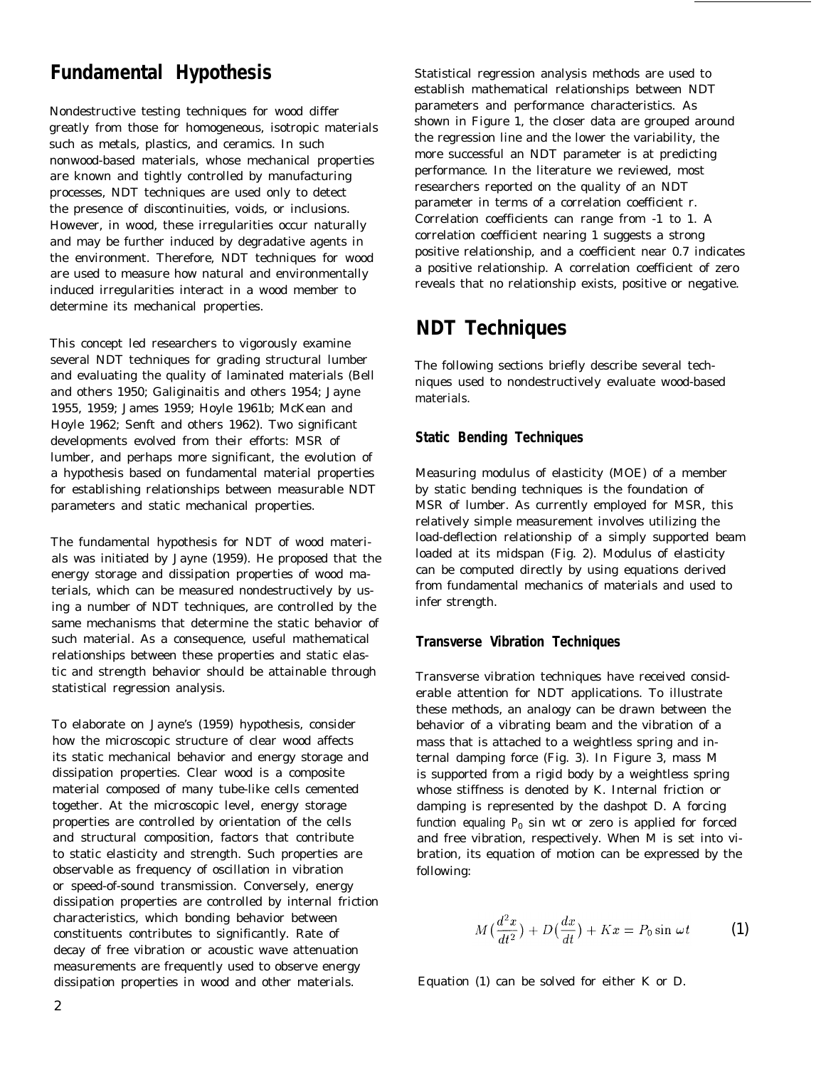## Fundamental Hypothesis

Nondestructive testing techniques for wood differ greatly from those for homogeneous, isotropic materials such as metals, plastics, and ceramics. In such nonwood-based materials, whose mechanical properties are known and tightly controlled by manufacturing processes, NDT techniques are used only to detect the presence of discontinuities, voids, or inclusions. However, in wood, these irregularities occur naturally and may be further induced by degradative agents in the environment. Therefore, NDT techniques for wood are used to measure how natural and environmentally induced irregularities interact in a wood member to determine its mechanical properties.

This concept led researchers to vigorously examine several NDT techniques for grading structural lumber and evaluating the quality of laminated materials (Bell and others 1950; Galiginaitis and others 1954; Jayne 1955, 1959; James 1959; Hoyle 1961b; McKean and Hoyle 1962; Senft and others 1962). Two significant developments evolved from their efforts: MSR of lumber, and perhaps more significant, the evolution of a hypothesis based on fundamental material properties for establishing relationships between measurable NDT parameters and static mechanical properties.

The fundamental hypothesis for NDT of wood materials was initiated by Jayne (1959). He proposed that the energy storage and dissipation properties of wood materials, which can be measured nondestructively by using a number of NDT techniques, are controlled by the same mechanisms that determine the static behavior of such material. As a consequence, useful mathematical relationships between these properties and static elastic and strength behavior should be attainable through statistical regression analysis.

To elaborate on Jayne's (1959) hypothesis, consider how the microscopic structure of clear wood affects its static mechanical behavior and energy storage and dissipation properties. Clear wood is a composite material composed of many tube-like cells cemented together. At the microscopic level, energy storage properties are controlled by orientation of the cells and structural composition, factors that contribute to static elasticity and strength. Such properties are observable as frequency of oscillation in vibration or speed-of-sound transmission. Conversely, energy dissipation properties are controlled by internal friction characteristics, which bonding behavior between constituents contributes to significantly. Rate of decay of free vibration or acoustic wave attenuation measurements are frequently used to observe energy dissipation properties in wood and other materials.

Statistical regression analysis methods are used to establish mathematical relationships between NDT parameters and performance characteristics. As shown in Figure 1, the closer data are grouped around the regression line and the lower the variability, the more successful an NDT parameter is at predicting performance. In the literature we reviewed, most researchers reported on the quality of an NDT parameter in terms of a correlation coefficient r. Correlation coefficients can range from -1 to 1. A correlation coefficient nearing 1 suggests a strong positive relationship, and a coefficient near 0.7 indicates a positive relationship. A correlation coefficient of zero reveals that no relationship exists, positive or negative.

## NDT Techniques

The following sections briefly describe several techniques used to nondestructively evaluate wood-based materials.

### Static Bending Techniques

Measuring modulus of elasticity (MOE) of a member by static bending techniques is the foundation of MSR of lumber. As currently employed for MSR, this relatively simple measurement involves utilizing the load-deflection relationship of a simply supported beam loaded at its midspan (Fig. 2). Modulus of elasticity can be computed directly by using equations derived from fundamental mechanics of materials and used to infer strength.

### Transverse Vibration Techniques

Transverse vibration techniques have received considerable attention for NDT applications. To illustrate these methods, an analogy can be drawn between the behavior of a vibrating beam and the vibration of a mass that is attached to a weightless spring and internal damping force (Fig. 3). In Figure 3, mass M is supported from a rigid body by a weightless spring whose stiffness is denoted by K. Internal friction or damping is represented by the dashpot D. A forcing function equaling $P_0$ sin wt or zero is applied for forced and free vibration, respectively. When M is set into vibration, its equation of motion can be expressed by the following:

$$M\left(\frac{d^2x}{dt^2}\right) + D\left(\frac{dx}{dt}\right) + Kx = P_0 \sin \omega t \qquad (1)$$

Equation (1) can be solved for either K or D.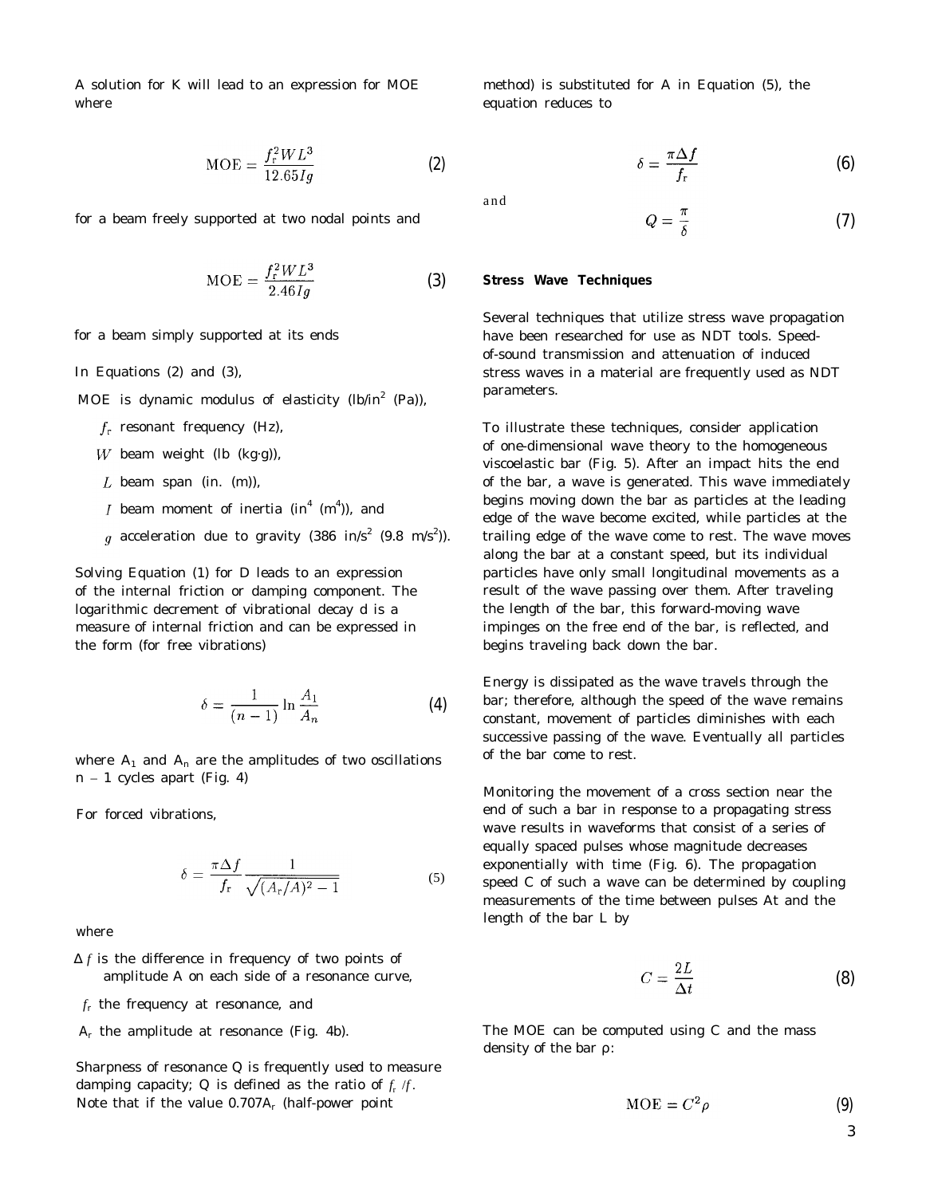A solution for K will lead to an expression for MOE where

$$\mathrm{MOE} = \frac{f_r^2 W L^3}{12.65 I g} \quad (2)$$

for a beam freely supported at two nodal points and

$$\mathrm{MOE} = \frac{f_r^2 W L^3}{2.46 I g} \quad (3)$$

for a beam simply supported at its ends

In Equations (2) and (3),

MOE is dynamic modulus of elasticity (lb/in$^2$ (Pa)),

$f_r$ resonant frequency (Hz),

$W$ beam weight (lb (kg·g)),

$L$ beam span (in. (m)),

$I$ beam moment of inertia (in$^4$ (m$^4$)), and

$g$ acceleration due to gravity (386 in/s$^2$ (9.8 m/s$^2$)).

Solving Equation (1) for D leads to an expression of the internal friction or damping component. The logarithmic decrement of vibrational decay d is a measure of internal friction and can be expressed in the form (for free vibrations)

$$\delta = \frac{1}{(n-1)} \ln \frac{A_1}{A_n} \quad (4)$$

where $A_1$ and $A_n$ are the amplitudes of two oscillations $n - 1$ cycles apart (Fig. 4)

For forced vibrations,

$$\delta = \frac{\pi \Delta f}{f_r} \frac{1}{\sqrt{(A_r/A)^2 - 1}} \quad (5)$$

where

$\Delta f$ is the difference in frequency of two points of amplitude A on each side of a resonance curve,

$f_r$ the frequency at resonance, and

$A_r$ the amplitude at resonance (Fig. 4b).

Sharpness of resonance Q is frequently used to measure damping capacity; Q is defined as the ratio of $f_r/f$. Note that if the value $0.707A_r$ (half-power point method) is substituted for A in Equation (5), the equation reduces to

$$\delta = \frac{\pi \Delta f}{f_r} \quad (6)$$

and

$$Q = \frac{\pi}{\delta} \quad (7)$$

**Stress Wave Techniques**

Several techniques that utilize stress wave propagation have been researched for use as NDT tools. Speed-of-sound transmission and attenuation of induced stress waves in a material are frequently used as NDT parameters.

To illustrate these techniques, consider application of one-dimensional wave theory to the homogeneous viscoelastic bar (Fig. 5). After an impact hits the end of the bar, a wave is generated. This wave immediately begins moving down the bar as particles at the leading edge of the wave become excited, while particles at the trailing edge of the wave come to rest. The wave moves along the bar at a constant speed, but its individual particles have only small longitudinal movements as a result of the wave passing over them. After traveling the length of the bar, this forward-moving wave impinges on the free end of the bar, is reflected, and begins traveling back down the bar.

Energy is dissipated as the wave travels through the bar; therefore, although the speed of the wave remains constant, movement of particles diminishes with each successive passing of the wave. Eventually all particles of the bar come to rest.

Monitoring the movement of a cross section near the end of such a bar in response to a propagating stress wave results in waveforms that consist of a series of equally spaced pulses whose magnitude decreases exponentially with time (Fig. 6). The propagation speed C of such a wave can be determined by coupling measurements of the time between pulses At and the length of the bar L by

$$C = \frac{2L}{\Delta t} \quad (8)$$

The MOE can be computed using C and the mass density of the bar ρ:

$$\mathrm{MOE} = C^2 \rho \quad (9)$$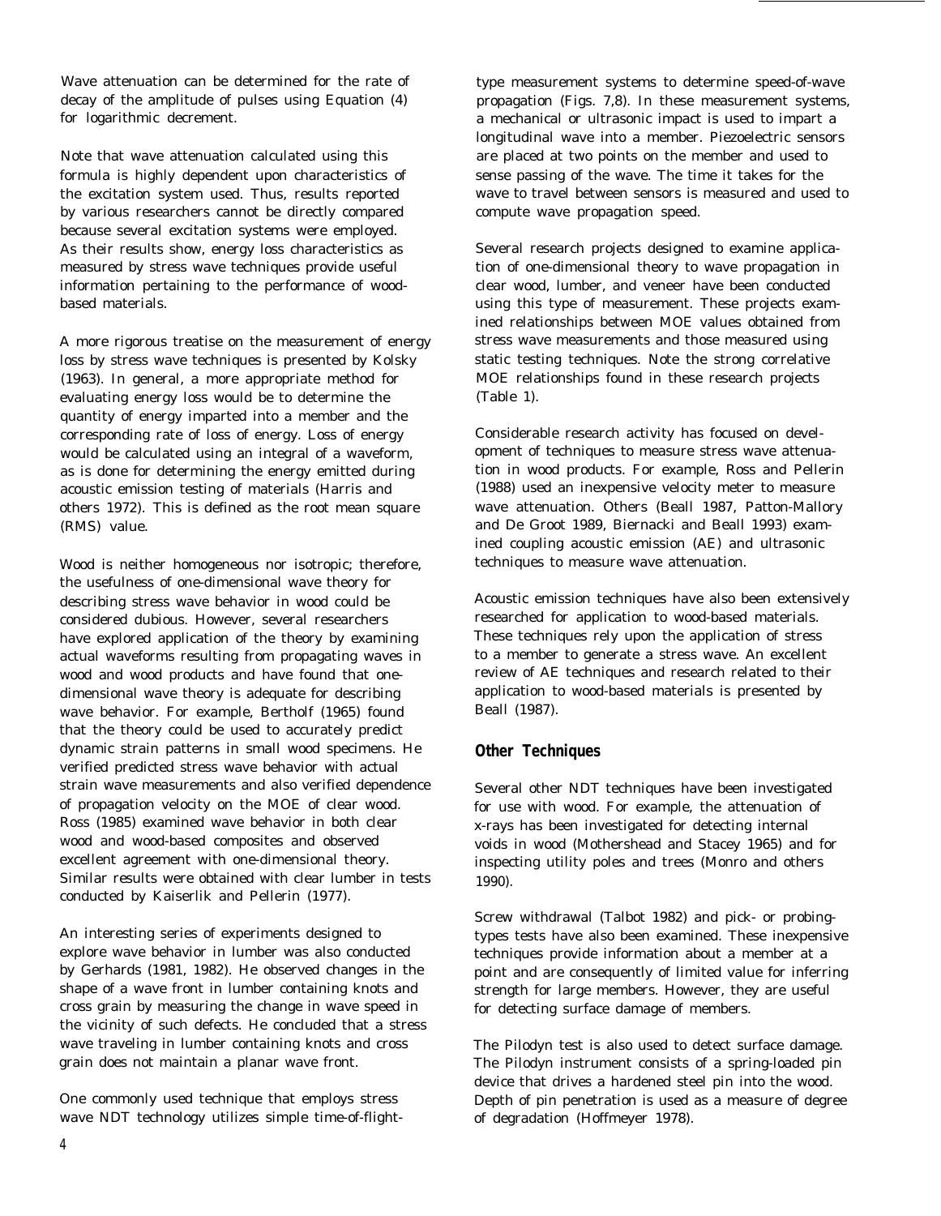Wave attenuation can be determined for the rate of decay of the amplitude of pulses using Equation (4) for logarithmic decrement.

Note that wave attenuation calculated using this formula is highly dependent upon characteristics of the excitation system used. Thus, results reported by various researchers cannot be directly compared because several excitation systems were employed. As their results show, energy loss characteristics as measured by stress wave techniques provide useful information pertaining to the performance of wood-based materials.

A more rigorous treatise on the measurement of energy loss by stress wave techniques is presented by Kolsky (1963). In general, a more appropriate method for evaluating energy loss would be to determine the quantity of energy imparted into a member and the corresponding rate of loss of energy. Loss of energy would be calculated using an integral of a waveform, as is done for determining the energy emitted during acoustic emission testing of materials (Harris and others 1972). This is defined as the root mean square (RMS) value.

Wood is neither homogeneous nor isotropic; therefore, the usefulness of one-dimensional wave theory for describing stress wave behavior in wood could be considered dubious. However, several researchers have explored application of the theory by examining actual waveforms resulting from propagating waves in wood and wood products and have found that one-dimensional wave theory is adequate for describing wave behavior. For example, Bertholf (1965) found that the theory could be used to accurately predict dynamic strain patterns in small wood specimens. He verified predicted stress wave behavior with actual strain wave measurements and also verified dependence of propagation velocity on the MOE of clear wood. Ross (1985) examined wave behavior in both clear wood and wood-based composites and observed excellent agreement with one-dimensional theory. Similar results were obtained with clear lumber in tests conducted by Kaiserlik and Pellerin (1977).

An interesting series of experiments designed to explore wave behavior in lumber was also conducted by Gerhards (1981, 1982). He observed changes in the shape of a wave front in lumber containing knots and cross grain by measuring the change in wave speed in the vicinity of such defects. He concluded that a stress wave traveling in lumber containing knots and cross grain does not maintain a planar wave front.

One commonly used technique that employs stress wave NDT technology utilizes simple time-of-flight-type measurement systems to determine speed-of-wave propagation (Figs. 7,8). In these measurement systems, a mechanical or ultrasonic impact is used to impart a longitudinal wave into a member. Piezoelectric sensors are placed at two points on the member and used to sense passing of the wave. The time it takes for the wave to travel between sensors is measured and used to compute wave propagation speed.

Several research projects designed to examine application of one-dimensional theory to wave propagation in clear wood, lumber, and veneer have been conducted using this type of measurement. These projects examined relationships between MOE values obtained from stress wave measurements and those measured using static testing techniques. Note the strong correlative MOE relationships found in these research projects (Table 1).

Considerable research activity has focused on development of techniques to measure stress wave attenuation in wood products. For example, Ross and Pellerin (1988) used an inexpensive velocity meter to measure wave attenuation. Others (Beall 1987, Patton-Mallory and De Groot 1989, Biernacki and Beall 1993) examined coupling acoustic emission (AE) and ultrasonic techniques to measure wave attenuation.

Acoustic emission techniques have also been extensively researched for application to wood-based materials. These techniques rely upon the application of stress to a member to generate a stress wave. An excellent review of AE techniques and research related to their application to wood-based materials is presented by Beall (1987).

## Other Techniques

Several other NDT techniques have been investigated for use with wood. For example, the attenuation of x-rays has been investigated for detecting internal voids in wood (Mothershead and Stacey 1965) and for inspecting utility poles and trees (Monro and others 1990).

Screw withdrawal (Talbot 1982) and pick- or probing-types tests have also been examined. These inexpensive techniques provide information about a member at a point and are consequently of limited value for inferring strength for large members. However, they are useful for detecting surface damage of members.

The Pilodyn test is also used to detect surface damage. The Pilodyn instrument consists of a spring-loaded pin device that drives a hardened steel pin into the wood. Depth of pin penetration is used as a measure of degree of degradation (Hoffmeyer 1978).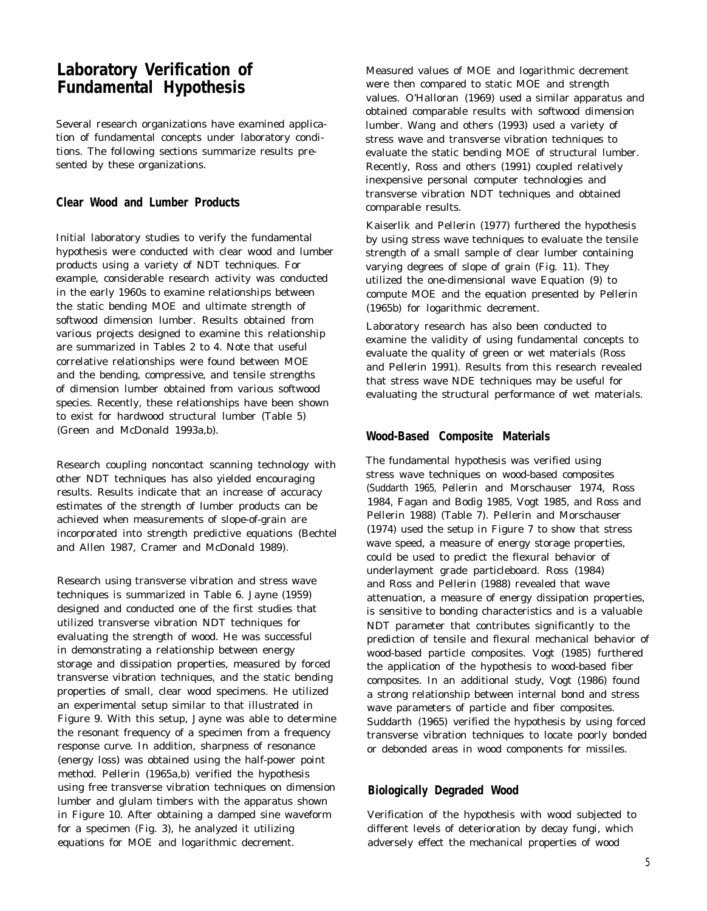# Laboratory Verification of Fundamental Hypothesis

Several research organizations have examined application of fundamental concepts under laboratory conditions. The following sections summarize results presented by these organizations.

## Clear Wood and Lumber Products

Initial laboratory studies to verify the fundamental hypothesis were conducted with clear wood and lumber products using a variety of NDT techniques. For example, considerable research activity was conducted in the early 1960s to examine relationships between the static bending MOE and ultimate strength of softwood dimension lumber. Results obtained from various projects designed to examine this relationship are summarized in Tables 2 to 4. Note that useful correlative relationships were found between MOE and the bending, compressive, and tensile strengths of dimension lumber obtained from various softwood species. Recently, these relationships have been shown to exist for hardwood structural lumber (Table 5) (Green and McDonald 1993a,b).

Research coupling noncontact scanning technology with other NDT techniques has also yielded encouraging results. Results indicate that an increase of accuracy estimates of the strength of lumber products can be achieved when measurements of slope-of-grain are incorporated into strength predictive equations (Bechtel and Allen 1987, Cramer and McDonald 1989).

Research using transverse vibration and stress wave techniques is summarized in Table 6. Jayne (1959) designed and conducted one of the first studies that utilized transverse vibration NDT techniques for evaluating the strength of wood. He was successful in demonstrating a relationship between energy storage and dissipation properties, measured by forced transverse vibration techniques, and the static bending properties of small, clear wood specimens. He utilized an experimental setup similar to that illustrated in Figure 9. With this setup, Jayne was able to determine the resonant frequency of a specimen from a frequency response curve. In addition, sharpness of resonance (energy loss) was obtained using the half-power point method. Pellerin (1965a,b) verified the hypothesis using free transverse vibration techniques on dimension lumber and glulam timbers with the apparatus shown in Figure 10. After obtaining a damped sine waveform for a specimen (Fig. 3), he analyzed it utilizing equations for MOE and logarithmic decrement.

Measured values of MOE and logarithmic decrement were then compared to static MOE and strength values. O'Halloran (1969) used a similar apparatus and obtained comparable results with softwood dimension lumber. Wang and others (1993) used a variety of stress wave and transverse vibration techniques to evaluate the static bending MOE of structural lumber. Recently, Ross and others (1991) coupled relatively inexpensive personal computer technologies and transverse vibration NDT techniques and obtained comparable results.

Kaiserlik and Pellerin (1977) furthered the hypothesis by using stress wave techniques to evaluate the tensile strength of a small sample of clear lumber containing varying degrees of slope of grain (Fig. 11). They utilized the one-dimensional wave Equation (9) to compute MOE and the equation presented by Pellerin (1965b) for logarithmic decrement.

Laboratory research has also been conducted to examine the validity of using fundamental concepts to evaluate the quality of green or wet materials (Ross and Pellerin 1991). Results from this research revealed that stress wave NDE techniques may be useful for evaluating the structural performance of wet materials.

## Wood-Based Composite Materials

The fundamental hypothesis was verified using stress wave techniques on wood-based composites (Suddarth 1965, Pellerin and Morschauser 1974, Ross 1984, Fagan and Bodig 1985, Vogt 1985, and Ross and Pellerin 1988) (Table 7). Pellerin and Morschauser (1974) used the setup in Figure 7 to show that stress wave speed, a measure of energy storage properties, could be used to predict the flexural behavior of underlayment grade particleboard. Ross (1984) and Ross and Pellerin (1988) revealed that wave attenuation, a measure of energy dissipation properties, is sensitive to bonding characteristics and is a valuable NDT parameter that contributes significantly to the prediction of tensile and flexural mechanical behavior of wood-based particle composites. Vogt (1985) furthered the application of the hypothesis to wood-based fiber composites. In an additional study, Vogt (1986) found a strong relationship between internal bond and stress wave parameters of particle and fiber composites. Suddarth (1965) verified the hypothesis by using forced transverse vibration techniques to locate poorly bonded or debonded areas in wood components for missiles.

## Biologically Degraded Wood

Verification of the hypothesis with wood subjected to different levels of deterioration by decay fungi, which adversely effect the mechanical properties of wood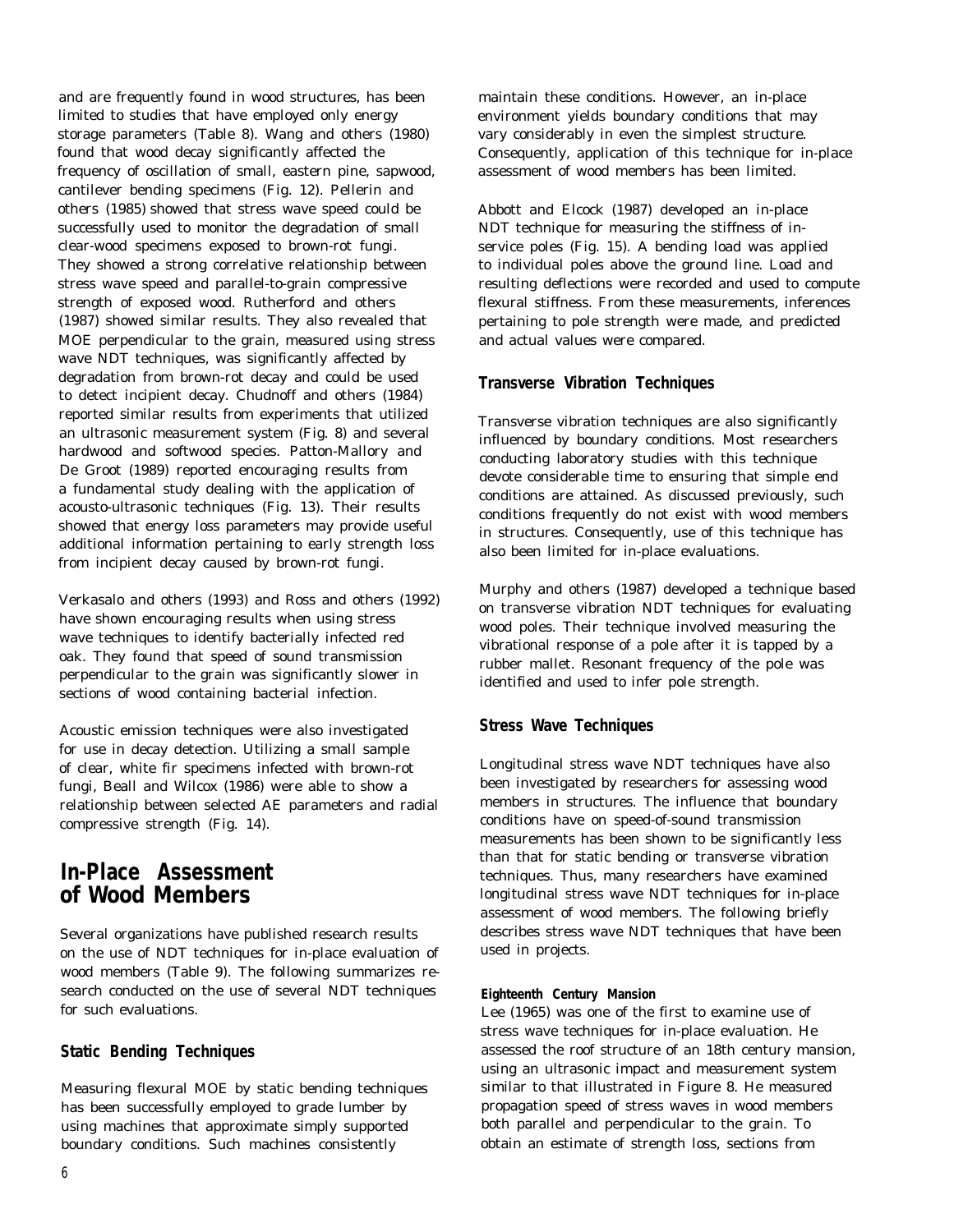and are frequently found in wood structures, has been limited to studies that have employed only energy storage parameters (Table 8). Wang and others (1980) found that wood decay significantly affected the frequency of oscillation of small, eastern pine, sapwood, cantilever bending specimens (Fig. 12). Pellerin and others (1985) showed that stress wave speed could be successfully used to monitor the degradation of small clear-wood specimens exposed to brown-rot fungi. They showed a strong correlative relationship between stress wave speed and parallel-to-grain compressive strength of exposed wood. Rutherford and others (1987) showed similar results. They also revealed that MOE perpendicular to the grain, measured using stress wave NDT techniques, was significantly affected by degradation from brown-rot decay and could be used to detect incipient decay. Chudnoff and others (1984) reported similar results from experiments that utilized an ultrasonic measurement system (Fig. 8) and several hardwood and softwood species. Patton-Mallory and De Groot (1989) reported encouraging results from a fundamental study dealing with the application of acousto-ultrasonic techniques (Fig. 13). Their results showed that energy loss parameters may provide useful additional information pertaining to early strength loss from incipient decay caused by brown-rot fungi.

Verkasalo and others (1993) and Ross and others (1992) have shown encouraging results when using stress wave techniques to identify bacterially infected red oak. They found that speed of sound transmission perpendicular to the grain was significantly slower in sections of wood containing bacterial infection.

Acoustic emission techniques were also investigated for use in decay detection. Utilizing a small sample of clear, white fir specimens infected with brown-rot fungi, Beall and Wilcox (1986) were able to show a relationship between selected AE parameters and radial compressive strength (Fig. 14).

# In-Place Assessment of Wood Members

Several organizations have published research results on the use of NDT techniques for in-place evaluation of wood members (Table 9). The following summarizes research conducted on the use of several NDT techniques for such evaluations.

## Static Bending Techniques

Measuring flexural MOE by static bending techniques has been successfully employed to grade lumber by using machines that approximate simply supported boundary conditions. Such machines consistently maintain these conditions. However, an in-place environment yields boundary conditions that may vary considerably in even the simplest structure. Consequently, application of this technique for in-place assessment of wood members has been limited.

Abbott and Elcock (1987) developed an in-place NDT technique for measuring the stiffness of in-service poles (Fig. 15). A bending load was applied to individual poles above the ground line. Load and resulting deflections were recorded and used to compute flexural stiffness. From these measurements, inferences pertaining to pole strength were made, and predicted and actual values were compared.

## Transverse Vibration Techniques

Transverse vibration techniques are also significantly influenced by boundary conditions. Most researchers conducting laboratory studies with this technique devote considerable time to ensuring that simple end conditions are attained. As discussed previously, such conditions frequently do not exist with wood members in structures. Consequently, use of this technique has also been limited for in-place evaluations.

Murphy and others (1987) developed a technique based on transverse vibration NDT techniques for evaluating wood poles. Their technique involved measuring the vibrational response of a pole after it is tapped by a rubber mallet. Resonant frequency of the pole was identified and used to infer pole strength.

## Stress Wave Techniques

Longitudinal stress wave NDT techniques have also been investigated by researchers for assessing wood members in structures. The influence that boundary conditions have on speed-of-sound transmission measurements has been shown to be significantly less than that for static bending or transverse vibration techniques. Thus, many researchers have examined longitudinal stress wave NDT techniques for in-place assessment of wood members. The following briefly describes stress wave NDT techniques that have been used in projects.

### Eighteenth Century Mansion

Lee (1965) was one of the first to examine use of stress wave techniques for in-place evaluation. He assessed the roof structure of an 18th century mansion, using an ultrasonic impact and measurement system similar to that illustrated in Figure 8. He measured propagation speed of stress waves in wood members both parallel and perpendicular to the grain. To obtain an estimate of strength loss, sections from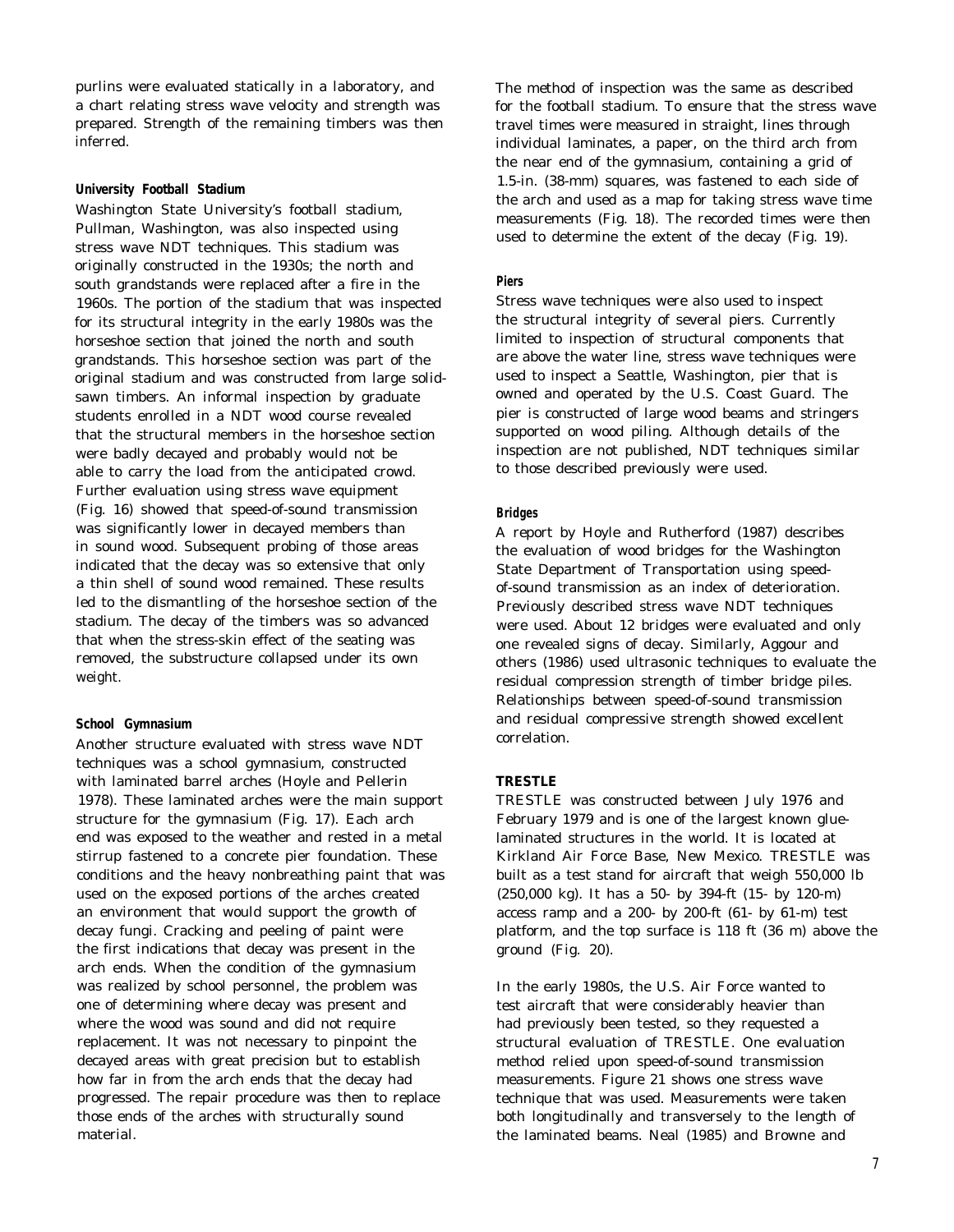purlins were evaluated statically in a laboratory, and a chart relating stress wave velocity and strength was prepared. Strength of the remaining timbers was then inferred.

#### University Football Stadium

Washington State University's football stadium, Pullman, Washington, was also inspected using stress wave NDT techniques. This stadium was originally constructed in the 1930s; the north and south grandstands were replaced after a fire in the 1960s. The portion of the stadium that was inspected for its structural integrity in the early 1980s was the horseshoe section that joined the north and south grandstands. This horseshoe section was part of the original stadium and was constructed from large solid-sawn timbers. An informal inspection by graduate students enrolled in a NDT wood course revealed that the structural members in the horseshoe section were badly decayed and probably would not be able to carry the load from the anticipated crowd. Further evaluation using stress wave equipment (Fig. 16) showed that speed-of-sound transmission was significantly lower in decayed members than in sound wood. Subsequent probing of those areas indicated that the decay was so extensive that only a thin shell of sound wood remained. These results led to the dismantling of the horseshoe section of the stadium. The decay of the timbers was so advanced that when the stress-skin effect of the seating was removed, the substructure collapsed under its own weight.

#### School Gymnasium

Another structure evaluated with stress wave NDT techniques was a school gymnasium, constructed with laminated barrel arches (Hoyle and Pellerin 1978). These laminated arches were the main support structure for the gymnasium (Fig. 17). Each arch end was exposed to the weather and rested in a metal stirrup fastened to a concrete pier foundation. These conditions and the heavy nonbreathing paint that was used on the exposed portions of the arches created an environment that would support the growth of decay fungi. Cracking and peeling of paint were the first indications that decay was present in the arch ends. When the condition of the gymnasium was realized by school personnel, the problem was one of determining where decay was present and where the wood was sound and did not require replacement. It was not necessary to pinpoint the decayed areas with great precision but to establish how far in from the arch ends that the decay had progressed. The repair procedure was then to replace those ends of the arches with structurally sound material.

The method of inspection was the same as described for the football stadium. To ensure that the stress wave travel times were measured in straight, lines through individual laminates, a paper, on the third arch from the near end of the gymnasium, containing a grid of 1.5-in. (38-mm) squares, was fastened to each side of the arch and used as a map for taking stress wave time measurements (Fig. 18). The recorded times were then used to determine the extent of the decay (Fig. 19).

#### Piers

Stress wave techniques were also used to inspect the structural integrity of several piers. Currently limited to inspection of structural components that are above the water line, stress wave techniques were used to inspect a Seattle, Washington, pier that is owned and operated by the U.S. Coast Guard. The pier is constructed of large wood beams and stringers supported on wood piling. Although details of the inspection are not published, NDT techniques similar to those described previously were used.

#### Bridges

A report by Hoyle and Rutherford (1987) describes the evaluation of wood bridges for the Washington State Department of Transportation using speed-of-sound transmission as an index of deterioration. Previously described stress wave NDT techniques were used. About 12 bridges were evaluated and only one revealed signs of decay. Similarly, Aggour and others (1986) used ultrasonic techniques to evaluate the residual compression strength of timber bridge piles. Relationships between speed-of-sound transmission and residual compressive strength showed excellent correlation.

### TRESTLE

TRESTLE was constructed between July 1976 and February 1979 and is one of the largest known glue-laminated structures in the world. It is located at Kirkland Air Force Base, New Mexico. TRESTLE was built as a test stand for aircraft that weigh 550,000 lb (250,000 kg). It has a 50- by 394-ft (15- by 120-m) access ramp and a 200- by 200-ft (61- by 61-m) test platform, and the top surface is 118 ft (36 m) above the ground (Fig. 20).

In the early 1980s, the U.S. Air Force wanted to test aircraft that were considerably heavier than had previously been tested, so they requested a structural evaluation of TRESTLE. One evaluation method relied upon speed-of-sound transmission measurements. Figure 21 shows one stress wave technique that was used. Measurements were taken both longitudinally and transversely to the length of the laminated beams. Neal (1985) and Browne and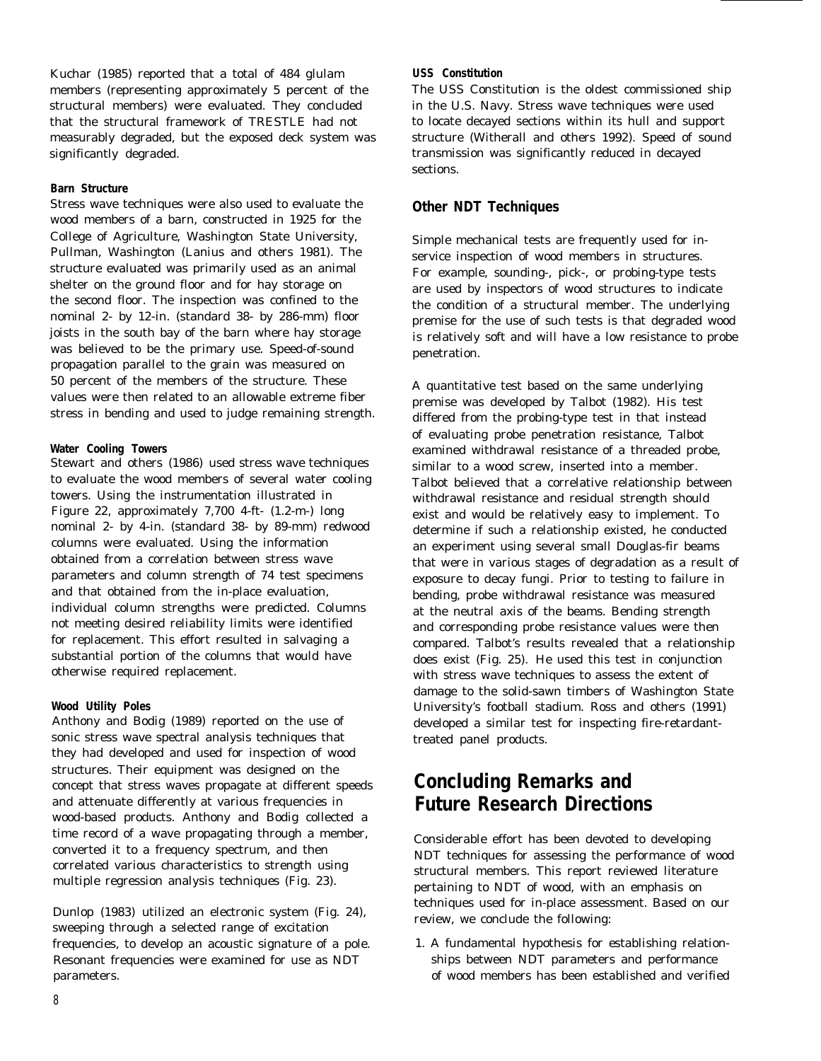Kuchar (1985) reported that a total of 484 glulam members (representing approximately 5 percent of the structural members) were evaluated. They concluded that the structural framework of TRESTLE had not measurably degraded, but the exposed deck system was significantly degraded.

#### Barn Structure

Stress wave techniques were also used to evaluate the wood members of a barn, constructed in 1925 for the College of Agriculture, Washington State University, Pullman, Washington (Lanius and others 1981). The structure evaluated was primarily used as an animal shelter on the ground floor and for hay storage on the second floor. The inspection was confined to the nominal 2- by 12-in. (standard 38- by 286-mm) floor joists in the south bay of the barn where hay storage was believed to be the primary use. Speed-of-sound propagation parallel to the grain was measured on 50 percent of the members of the structure. These values were then related to an allowable extreme fiber stress in bending and used to judge remaining strength.

#### Water Cooling Towers

Stewart and others (1986) used stress wave techniques to evaluate the wood members of several water cooling towers. Using the instrumentation illustrated in Figure 22, approximately 7,700 4-ft- (1.2-m-) long nominal 2- by 4-in. (standard 38- by 89-mm) redwood columns were evaluated. Using the information obtained from a correlation between stress wave parameters and column strength of 74 test specimens and that obtained from the in-place evaluation, individual column strengths were predicted. Columns not meeting desired reliability limits were identified for replacement. This effort resulted in salvaging a substantial portion of the columns that would have otherwise required replacement.

#### Wood Utility Poles

Anthony and Bodig (1989) reported on the use of sonic stress wave spectral analysis techniques that they had developed and used for inspection of wood structures. Their equipment was designed on the concept that stress waves propagate at different speeds and attenuate differently at various frequencies in wood-based products. Anthony and Bodig collected a time record of a wave propagating through a member, converted it to a frequency spectrum, and then correlated various characteristics to strength using multiple regression analysis techniques (Fig. 23).

Dunlop (1983) utilized an electronic system (Fig. 24), sweeping through a selected range of excitation frequencies, to develop an acoustic signature of a pole. Resonant frequencies were examined for use as NDT parameters.

#### USS Constitution

The USS Constitution is the oldest commissioned ship in the U.S. Navy. Stress wave techniques were used to locate decayed sections within its hull and support structure (Witherall and others 1992). Speed of sound transmission was significantly reduced in decayed sections.

### Other NDT Techniques

Simple mechanical tests are frequently used for in-service inspection of wood members in structures. For example, sounding-, pick-, or probing-type tests are used by inspectors of wood structures to indicate the condition of a structural member. The underlying premise for the use of such tests is that degraded wood is relatively soft and will have a low resistance to probe penetration.

A quantitative test based on the same underlying premise was developed by Talbot (1982). His test differed from the probing-type test in that instead of evaluating probe penetration resistance, Talbot examined withdrawal resistance of a threaded probe, similar to a wood screw, inserted into a member. Talbot believed that a correlative relationship between withdrawal resistance and residual strength should exist and would be relatively easy to implement. To determine if such a relationship existed, he conducted an experiment using several small Douglas-fir beams that were in various stages of degradation as a result of exposure to decay fungi. Prior to testing to failure in bending, probe withdrawal resistance was measured at the neutral axis of the beams. Bending strength and corresponding probe resistance values were then compared. Talbot's results revealed that a relationship does exist (Fig. 25). He used this test in conjunction with stress wave techniques to assess the extent of damage to the solid-sawn timbers of Washington State University's football stadium. Ross and others (1991) developed a similar test for inspecting fire-retardant-treated panel products.

## Concluding Remarks and Future Research Directions

Considerable effort has been devoted to developing NDT techniques for assessing the performance of wood structural members. This report reviewed literature pertaining to NDT of wood, with an emphasis on techniques used for in-place assessment. Based on our review, we conclude the following:

1. A fundamental hypothesis for establishing relationships between NDT parameters and performance of wood members has been established and verified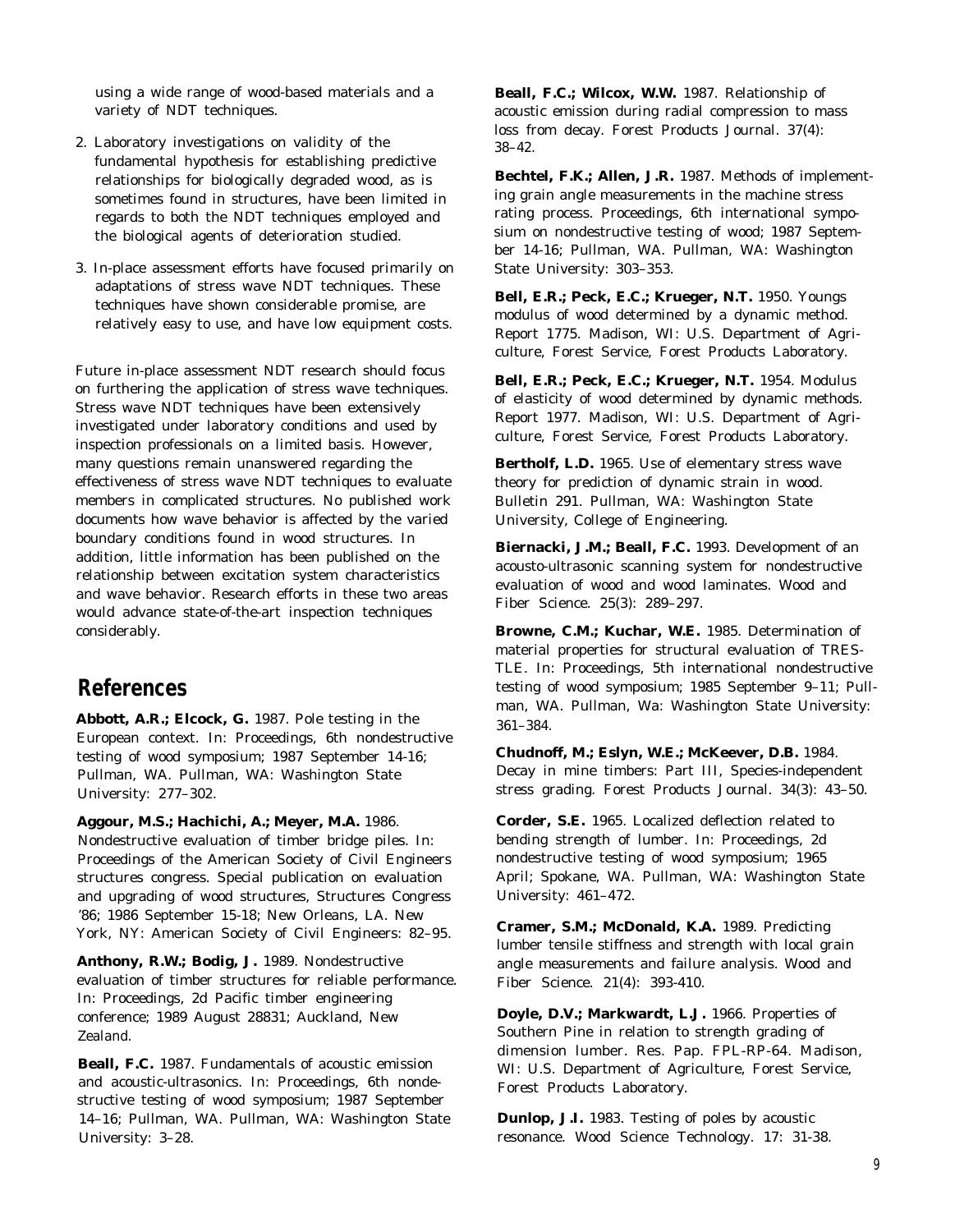using a wide range of wood-based materials and a variety of NDT techniques.

2. Laboratory investigations on validity of the fundamental hypothesis for establishing predictive relationships for biologically degraded wood, as is sometimes found in structures, have been limited in regards to both the NDT techniques employed and the biological agents of deterioration studied.

3. In-place assessment efforts have focused primarily on adaptations of stress wave NDT techniques. These techniques have shown considerable promise, are relatively easy to use, and have low equipment costs.

Future in-place assessment NDT research should focus on furthering the application of stress wave techniques. Stress wave NDT techniques have been extensively investigated under laboratory conditions and used by inspection professionals on a limited basis. However, many questions remain unanswered regarding the effectiveness of stress wave NDT techniques to evaluate members in complicated structures. No published work documents how wave behavior is affected by the varied boundary conditions found in wood structures. In addition, little information has been published on the relationship between excitation system characteristics and wave behavior. Research efforts in these two areas would advance state-of-the-art inspection techniques considerably.

## References

**Abbott, A.R.; Elcock, G.** 1987. Pole testing in the European context. In: Proceedings, 6th nondestructive testing of wood symposium; 1987 September 14-16; Pullman, WA. Pullman, WA: Washington State University: 277–302.

**Aggour, M.S.; Hachichi, A.; Meyer, M.A.** 1986. Nondestructive evaluation of timber bridge piles. In: Proceedings of the American Society of Civil Engineers structures congress. Special publication on evaluation and upgrading of wood structures, Structures Congress '86; 1986 September 15-18; New Orleans, LA. New York, NY: American Society of Civil Engineers: 82–95.

**Anthony, R.W.; Bodig, J.** 1989. Nondestructive evaluation of timber structures for reliable performance. In: Proceedings, 2d Pacific timber engineering conference; 1989 August 28831; Auckland, New Zealand.

**Beall, F.C.** 1987. Fundamentals of acoustic emission and acoustic-ultrasonics. In: Proceedings, 6th nondestructive testing of wood symposium; 1987 September 14–16; Pullman, WA. Pullman, WA: Washington State University: 3–28.

**Beall, F.C.; Wilcox, W.W.** 1987. Relationship of acoustic emission during radial compression to mass loss from decay. Forest Products Journal. 37(4): 38–42.

**Bechtel, F.K.; Allen, J.R.** 1987. Methods of implementing grain angle measurements in the machine stress rating process. Proceedings, 6th international symposium on nondestructive testing of wood; 1987 September 14-16; Pullman, WA. Pullman, WA: Washington State University: 303–353.

**Bell, E.R.; Peck, E.C.; Krueger, N.T.** 1950. Youngs modulus of wood determined by a dynamic method. Report 1775. Madison, WI: U.S. Department of Agriculture, Forest Service, Forest Products Laboratory.

**Bell, E.R.; Peck, E.C.; Krueger, N.T.** 1954. Modulus of elasticity of wood determined by dynamic methods. Report 1977. Madison, WI: U.S. Department of Agriculture, Forest Service, Forest Products Laboratory.

**Bertholf, L.D.** 1965. Use of elementary stress wave theory for prediction of dynamic strain in wood. Bulletin 291. Pullman, WA: Washington State University, College of Engineering.

**Biernacki, J.M.; Beall, F.C.** 1993. Development of an acousto-ultrasonic scanning system for nondestructive evaluation of wood and wood laminates. Wood and Fiber Science. 25(3): 289–297.

**Browne, C.M.; Kuchar, W.E.** 1985. Determination of material properties for structural evaluation of TRESTLE. In: Proceedings, 5th international nondestructive testing of wood symposium; 1985 September 9–11; Pullman, WA. Pullman, Wa: Washington State University: 361–384.

**Chudnoff, M.; Eslyn, W.E.; McKeever, D.B.** 1984. Decay in mine timbers: Part III, Species-independent stress grading. Forest Products Journal. 34(3): 43–50.

**Corder, S.E.** 1965. Localized deflection related to bending strength of lumber. In: Proceedings, 2d nondestructive testing of wood symposium; 1965 April; Spokane, WA. Pullman, WA: Washington State University: 461–472.

**Cramer, S.M.; McDonald, K.A.** 1989. Predicting lumber tensile stiffness and strength with local grain angle measurements and failure analysis. Wood and Fiber Science. 21(4): 393-410.

**Doyle, D.V.; Markwardt, L.J.** 1966. Properties of Southern Pine in relation to strength grading of dimension lumber. Res. Pap. FPL-RP-64. Madison, WI: U.S. Department of Agriculture, Forest Service, Forest Products Laboratory.

**Dunlop, J.I.** 1983. Testing of poles by acoustic resonance. Wood Science Technology. 17: 31-38.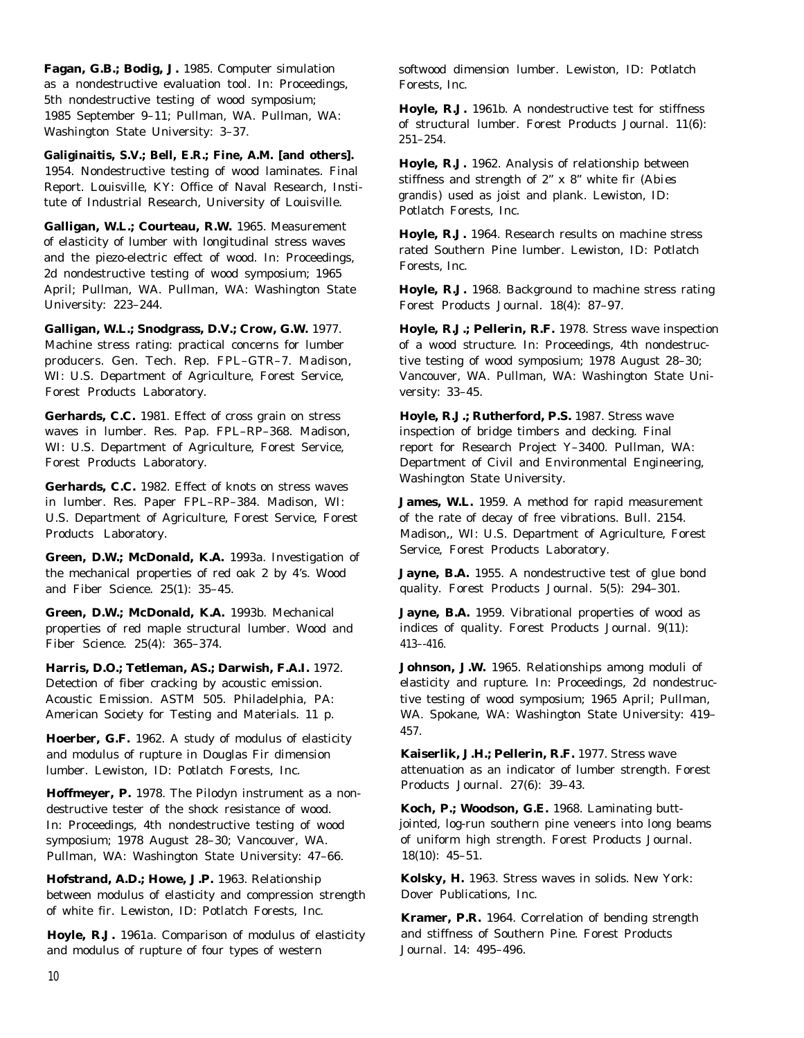**Fagan, G.B.; Bodig, J.** 1985. Computer simulation as a nondestructive evaluation tool. In: Proceedings, 5th nondestructive testing of wood symposium; 1985 September 9–11; Pullman, WA. Pullman, WA: Washington State University: 3–37.

**Galiginaitis, S.V.; Bell, E.R.; Fine, A.M. [and others].** 1954. Nondestructive testing of wood laminates. Final Report. Louisville, KY: Office of Naval Research, Institute of Industrial Research, University of Louisville.

**Galligan, W.L.; Courteau, R.W.** 1965. Measurement of elasticity of lumber with longitudinal stress waves and the piezo-electric effect of wood. In: Proceedings, 2d nondestructive testing of wood symposium; 1965 April; Pullman, WA. Pullman, WA: Washington State University: 223–244.

**Galligan, W.L.; Snodgrass, D.V.; Crow, G.W.** 1977. Machine stress rating: practical concerns for lumber producers. Gen. Tech. Rep. FPL–GTR–7. Madison, WI: U.S. Department of Agriculture, Forest Service, Forest Products Laboratory.

**Gerhards, C.C.** 1981. Effect of cross grain on stress waves in lumber. Res. Pap. FPL–RP–368. Madison, WI: U.S. Department of Agriculture, Forest Service, Forest Products Laboratory.

**Gerhards, C.C.** 1982. Effect of knots on stress waves in lumber. Res. Paper FPL–RP–384. Madison, WI: U.S. Department of Agriculture, Forest Service, Forest Products Laboratory.

**Green, D.W.; McDonald, K.A.** 1993a. Investigation of the mechanical properties of red oak 2 by 4's. Wood and Fiber Science. 25(1): 35–45.

**Green, D.W.; McDonald, K.A.** 1993b. Mechanical properties of red maple structural lumber. Wood and Fiber Science. 25(4): 365–374.

**Harris, D.O.; Tetleman, AS.; Darwish, F.A.I.** 1972. Detection of fiber cracking by acoustic emission. Acoustic Emission. ASTM 505. Philadelphia, PA: American Society for Testing and Materials. 11 p.

**Hoerber, G.F.** 1962. A study of modulus of elasticity and modulus of rupture in Douglas Fir dimension lumber. Lewiston, ID: Potlatch Forests, Inc.

**Hoffmeyer, P.** 1978. The Pilodyn instrument as a nondestructive tester of the shock resistance of wood. In: Proceedings, 4th nondestructive testing of wood symposium; 1978 August 28–30; Vancouver, WA. Pullman, WA: Washington State University: 47–66.

**Hofstrand, A.D.; Howe, J.P.** 1963. Relationship between modulus of elasticity and compression strength of white fir. Lewiston, ID: Potlatch Forests, Inc.

**Hoyle, R.J.** 1961a. Comparison of modulus of elasticity and modulus of rupture of four types of western softwood dimension lumber. Lewiston, ID: Potlatch Forests, Inc.

**Hoyle, R.J.** 1961b. A nondestructive test for stiffness of structural lumber. Forest Products Journal. 11(6): 251–254.

**Hoyle, R.J.** 1962. Analysis of relationship between stiffness and strength of 2" x 8" white fir (*Abies grandis*) used as joist and plank. Lewiston, ID: Potlatch Forests, Inc.

**Hoyle, R.J.** 1964. Research results on machine stress rated Southern Pine lumber. Lewiston, ID: Potlatch Forests, Inc.

**Hoyle, R.J.** 1968. Background to machine stress rating Forest Products Journal. 18(4): 87–97.

**Hoyle, R.J.; Pellerin, R.F.** 1978. Stress wave inspection of a wood structure. In: Proceedings, 4th nondestructive testing of wood symposium; 1978 August 28–30; Vancouver, WA. Pullman, WA: Washington State University: 33–45.

**Hoyle, R.J.; Rutherford, P.S.** 1987. Stress wave inspection of bridge timbers and decking. Final report for Research Project Y–3400. Pullman, WA: Department of Civil and Environmental Engineering, Washington State University.

**James, W.L.** 1959. A method for rapid measurement of the rate of decay of free vibrations. Bull. 2154. Madison,, WI: U.S. Department of Agriculture, Forest Service, Forest Products Laboratory.

**Jayne, B.A.** 1955. A nondestructive test of glue bond quality. Forest Products Journal. 5(5): 294–301.

**Jayne, B.A.** 1959. Vibrational properties of wood as indices of quality. Forest Products Journal. 9(11): 413–-416.

**Johnson, J.W.** 1965. Relationships among moduli of elasticity and rupture. In: Proceedings, 2d nondestructive testing of wood symposium; 1965 April; Pullman, WA. Spokane, WA: Washington State University: 419–457.

**Kaiserlik, J.H.; Pellerin, R.F.** 1977. Stress wave attenuation as an indicator of lumber strength. Forest Products Journal. 27(6): 39–43.

**Koch, P.; Woodson, G.E.** 1968. Laminating butt-jointed, log-run southern pine veneers into long beams of uniform high strength. Forest Products Journal. 18(10): 45–51.

**Kolsky, H.** 1963. Stress waves in solids. New York: Dover Publications, Inc.

**Kramer, P.R.** 1964. Correlation of bending strength and stiffness of Southern Pine. Forest Products Journal. 14: 495–496.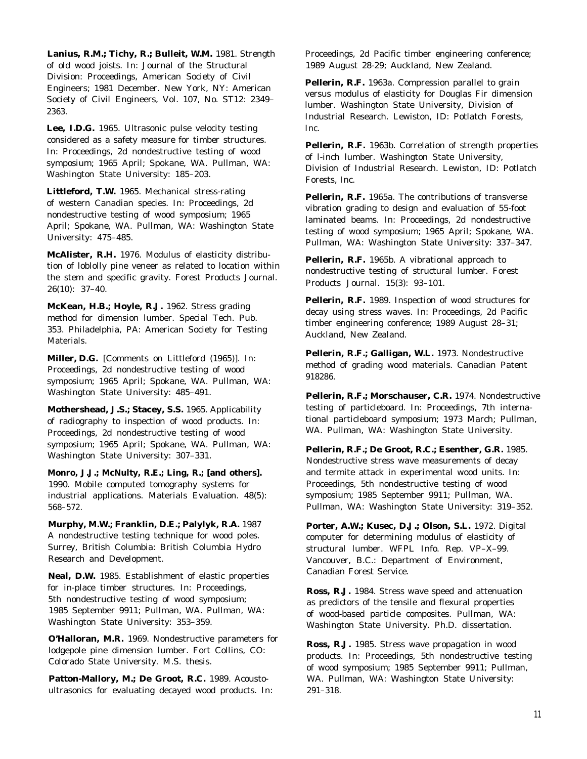**Lanius, R.M.; Tichy, R.; Bulleit, W.M.** 1981. Strength of old wood joists. In: Journal of the Structural Division: Proceedings, American Society of Civil Engineers; 1981 December. New York, NY: American Society of Civil Engineers, Vol. 107, No. ST12: 2349–2363.

**Lee, I.D.G.** 1965. Ultrasonic pulse velocity testing considered as a safety measure for timber structures. In: Proceedings, 2d nondestructive testing of wood symposium; 1965 April; Spokane, WA. Pullman, WA: Washington State University: 185–203.

**Littleford, T.W.** 1965. Mechanical stress-rating of western Canadian species. In: Proceedings, 2d nondestructive testing of wood symposium; 1965 April; Spokane, WA. Pullman, WA: Washington State University: 475–485.

**McAlister, R.H.** 1976. Modulus of elasticity distribution of loblolly pine veneer as related to location within the stem and specific gravity. Forest Products Journal. 26(10): 37–40.

**McKean, H.B.; Hoyle, R.J.** 1962. Stress grading method for dimension lumber. Special Tech. Pub. 353. Philadelphia, PA: American Society for Testing Materials.

**Miller, D.G.** [Comments on Littleford (1965)]. In: Proceedings, 2d nondestructive testing of wood symposium; 1965 April; Spokane, WA. Pullman, WA: Washington State University: 485–491.

**Mothershead, J.S.; Stacey, S.S.** 1965. Applicability of radiography to inspection of wood products. In: Proceedings, 2d nondestructive testing of wood symposium; 1965 April; Spokane, WA. Pullman, WA: Washington State University: 307–331.

**Monro, J.J.; McNulty, R.E.; Ling, R.; [and others].** 1990. Mobile computed tomography systems for industrial applications. Materials Evaluation. 48(5): 568–572.

**Murphy, M.W.; Franklin, D.E.; Palylyk, R.A.** 1987 A nondestructive testing technique for wood poles. Surrey, British Columbia: British Columbia Hydro Research and Development.

**Neal, D.W.** 1985. Establishment of elastic properties for in-place timber structures. In: Proceedings, 5th nondestructive testing of wood symposium; 1985 September 9911; Pullman, WA. Pullman, WA: Washington State University: 353–359.

**O'Halloran, M.R.** 1969. Nondestructive parameters for lodgepole pine dimension lumber. Fort Collins, CO: Colorado State University. M.S. thesis.

**Patton-Mallory, M.; De Groot, R.C.** 1989. Acousto-ultrasonics for evaluating decayed wood products. In: Proceedings, 2d Pacific timber engineering conference; 1989 August 28-29; Auckland, New Zealand.

**Pellerin, R.F.** 1963a. Compression parallel to grain versus modulus of elasticity for Douglas Fir dimension lumber. Washington State University, Division of Industrial Research. Lewiston, ID: Potlatch Forests, Inc.

**Pellerin, R.F.** 1963b. Correlation of strength properties of l-inch lumber. Washington State University, Division of Industrial Research. Lewiston, ID: Potlatch Forests, Inc.

**Pellerin, R.F.** 1965a. The contributions of transverse vibration grading to design and evaluation of 55-foot laminated beams. In: Proceedings, 2d nondestructive testing of wood symposium; 1965 April; Spokane, WA. Pullman, WA: Washington State University: 337–347.

**Pellerin, R.F.** 1965b. A vibrational approach to nondestructive testing of structural lumber. Forest Products Journal. 15(3): 93–101.

**Pellerin, R.F.** 1989. Inspection of wood structures for decay using stress waves. In: Proceedings, 2d Pacific timber engineering conference; 1989 August 28–31; Auckland, New Zealand.

**Pellerin, R.F.; Galligan, W.L.** 1973. Nondestructive method of grading wood materials. Canadian Patent 918286.

**Pellerin, R.F.; Morschauser, C.R.** 1974. Nondestructive testing of particleboard. In: Proceedings, 7th international particleboard symposium; 1973 March; Pullman, WA. Pullman, WA: Washington State University.

**Pellerin, R.F.; De Groot, R.C.; Esenther, G.R.** 1985. Nondestructive stress wave measurements of decay and termite attack in experimental wood units. In: Proceedings, 5th nondestructive testing of wood symposium; 1985 September 9911; Pullman, WA. Pullman, WA: Washington State University: 319–352.

**Porter, A.W.; Kusec, D.J.; Olson, S.L.** 1972. Digital computer for determining modulus of elasticity of structural lumber. WFPL Info. Rep. VP–X–99. Vancouver, B.C.: Department of Environment, Canadian Forest Service.

**Ross, R.J.** 1984. Stress wave speed and attenuation as predictors of the tensile and flexural properties of wood-based particle composites. Pullman, WA: Washington State University. Ph.D. dissertation.

**Ross, R.J.** 1985. Stress wave propagation in wood products. In: Proceedings, 5th nondestructive testing of wood symposium; 1985 September 9911; Pullman, WA. Pullman, WA: Washington State University: 291–318.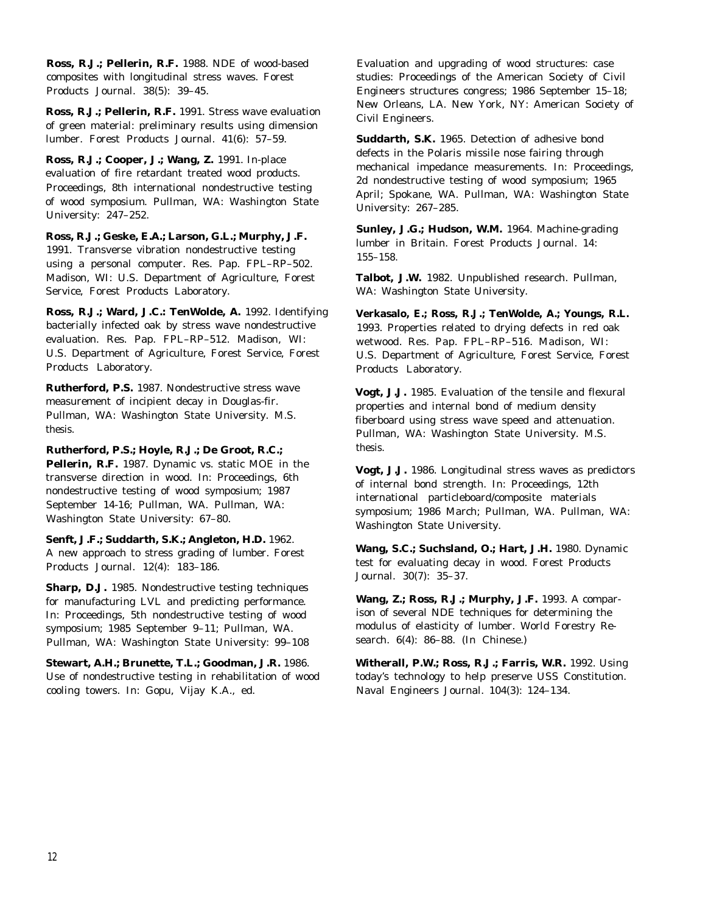**Ross, R.J.; Pellerin, R.F.** 1988. NDE of wood-based composites with longitudinal stress waves. Forest Products Journal. 38(5): 39–45.

**Ross, R.J.; Pellerin, R.F.** 1991. Stress wave evaluation of green material: preliminary results using dimension lumber. Forest Products Journal. 41(6): 57–59.

**Ross, R.J.; Cooper, J.; Wang, Z.** 1991. In-place evaluation of fire retardant treated wood products. Proceedings, 8th international nondestructive testing of wood symposium. Pullman, WA: Washington State University: 247–252.

**Ross, R.J.; Geske, E.A.; Larson, G.L.; Murphy, J.F.** 1991. Transverse vibration nondestructive testing using a personal computer. Res. Pap. FPL–RP–502. Madison, WI: U.S. Department of Agriculture, Forest Service, Forest Products Laboratory.

**Ross, R.J.; Ward, J.C.: TenWolde, A.** 1992. Identifying bacterially infected oak by stress wave nondestructive evaluation. Res. Pap. FPL–RP–512. Madison, WI: U.S. Department of Agriculture, Forest Service, Forest Products Laboratory.

**Rutherford, P.S.** 1987. Nondestructive stress wave measurement of incipient decay in Douglas-fir. Pullman, WA: Washington State University. M.S. thesis.

**Rutherford, P.S.; Hoyle, R.J.; De Groot, R.C.; Pellerin, R.F.** 1987. Dynamic vs. static MOE in the transverse direction in wood. In: Proceedings, 6th nondestructive testing of wood symposium; 1987 September 14-16; Pullman, WA. Pullman, WA: Washington State University: 67–80.

**Senft, J.F.; Suddarth, S.K.; Angleton, H.D.** 1962. A new approach to stress grading of lumber. Forest Products Journal. 12(4): 183–186.

**Sharp, D.J.** 1985. Nondestructive testing techniques for manufacturing LVL and predicting performance. In: Proceedings, 5th nondestructive testing of wood symposium; 1985 September 9–11; Pullman, WA. Pullman, WA: Washington State University: 99–108

**Stewart, A.H.; Brunette, T.L.; Goodman, J.R.** 1986. Use of nondestructive testing in rehabilitation of wood cooling towers. In: Gopu, Vijay K.A., ed. Evaluation and upgrading of wood structures: case studies: Proceedings of the American Society of Civil Engineers structures congress; 1986 September 15–18; New Orleans, LA. New York, NY: American Society of Civil Engineers.

**Suddarth, S.K.** 1965. Detection of adhesive bond defects in the Polaris missile nose fairing through mechanical impedance measurements. In: Proceedings, 2d nondestructive testing of wood symposium; 1965 April; Spokane, WA. Pullman, WA: Washington State University: 267–285.

**Sunley, J.G.; Hudson, W.M.** 1964. Machine-grading lumber in Britain. Forest Products Journal. 14: 155–158.

**Talbot, J.W.** 1982. Unpublished research. Pullman, WA: Washington State University.

**Verkasalo, E.; Ross, R.J.; TenWolde, A.; Youngs, R.L.** 1993. Properties related to drying defects in red oak wetwood. Res. Pap. FPL–RP–516. Madison, WI: U.S. Department of Agriculture, Forest Service, Forest Products Laboratory.

**Vogt, J.J.** 1985. Evaluation of the tensile and flexural properties and internal bond of medium density fiberboard using stress wave speed and attenuation. Pullman, WA: Washington State University. M.S. thesis.

**Vogt, J.J.** 1986. Longitudinal stress waves as predictors of internal bond strength. In: Proceedings, 12th international particleboard/composite materials symposium; 1986 March; Pullman, WA. Pullman, WA: Washington State University.

**Wang, S.C.; Suchsland, O.; Hart, J.H.** 1980. Dynamic test for evaluating decay in wood. Forest Products Journal. 30(7): 35–37.

**Wang, Z.; Ross, R.J.; Murphy, J.F.** 1993. A comparison of several NDE techniques for determining the modulus of elasticity of lumber. World Forestry Research. 6(4): 86–88. (In Chinese.)

**Witherall, P.W.; Ross, R.J.; Farris, W.R.** 1992. Using today's technology to help preserve USS Constitution. Naval Engineers Journal. 104(3): 124–134.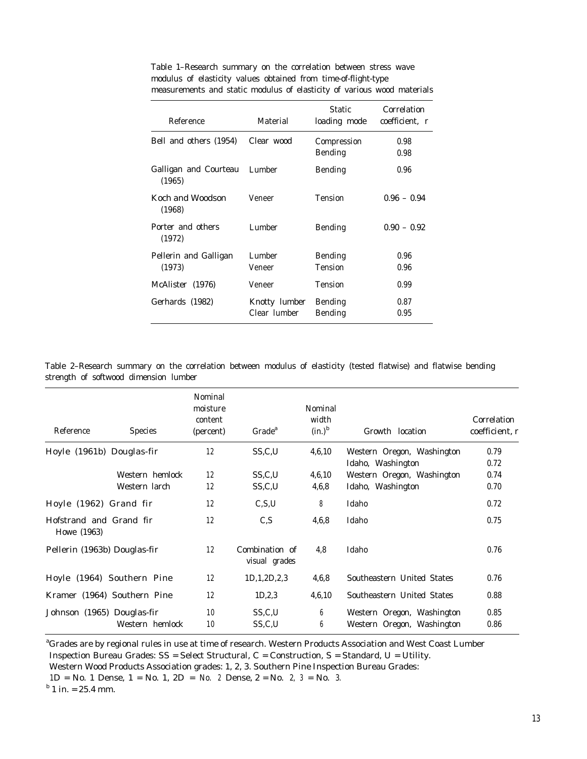Table 1–Research summary on the correlation between stress wave modulus of elasticity values obtained from time-of-flight-type measurements and static modulus of elasticity of various wood materials

| Reference | Material | Static loading mode | Correlation coefficient, r |
|---|---|---|---|
| Bell and others (1954) | Clear wood | Compression | 0.98 |
| | | Bending | 0.98 |
| Galligan and Courteau (1965) | Lumber | Bending | 0.96 |
| Koch and Woodson (1968) | Veneer | Tension | 0.96 – 0.94 |
| Porter and others (1972) | Lumber | Bending | 0.90 – 0.92 |
| Pellerin and Galligan (1973) | Lumber | Bending | 0.96 |
| | Veneer | Tension | 0.96 |
| McAlister (1976) | Veneer | Tension | 0.99 |
| Gerhards (1982) | Knotty lumber | Bending | 0.87 |
| | Clear lumber | Bending | 0.95 |

Table 2–Research summary on the correlation between modulus of elasticity (tested flatwise) and flatwise bending strength of softwood dimension lumber

| Reference | Species | Nominal moisture content (percent) | Grade[a] | Nominal width (in.)[b] | Growth location | Correlation coefficient, r |
|---|---|---|---|---|---|---|
| Hoyle (1961b) | Douglas-fir | 12 | SS,C,U | 4,6,10 | Western Oregon, Washington | 0.79 |
| | | | | | Idaho, Washington | 0.72 |
| | Western hemlock | 12 | SS,C,U | 4,6,10 | Western Oregon, Washington | 0.74 |
| | Western larch | 12 | SS,C,U | 4,6,8 | Idaho, Washington | 0.70 |
| Hoyle (1962) | Grand fir | 12 | C,S,U | 8 | Idaho | 0.72 |
| Hofstrand and Howe (1963) | Grand fir | 12 | C,S | 4,6,8 | Idaho | 0.75 |
| Pellerin (1963b) | Douglas-fir | 12 | Combination of visual grades | 4,8 | Idaho | 0.76 |
| Hoyle (1964) | Southern Pine | 12 | 1D,1,2D,2,3 | 4,6,8 | Southeastern United States | 0.76 |
| Kramer (1964) | Southern Pine | 12 | 1D,2,3 | 4,6,10 | Southeastern United States | 0.88 |
| Johnson (1965) | Douglas-fir | 10 | SS,C,U | 6 | Western Oregon, Washington | 0.85 |
| | Western hemlock | 10 | SS,C,U | 6 | Western Oregon, Washington | 0.86 |

[a]Grades are by regional rules in use at time of research. Western Products Association and West Coast Lumber Inspection Bureau Grades: SS = Select Structural, C = Construction, S = Standard, U = Utility. Western Wood Products Association grades: 1, 2, 3. Southern Pine Inspection Bureau Grades: 1D = No. 1 Dense, 1 = No. 1, 2D = No. 2 Dense, 2 = No. 2, 3 = No. 3.

[b] 1 in. = 25.4 mm.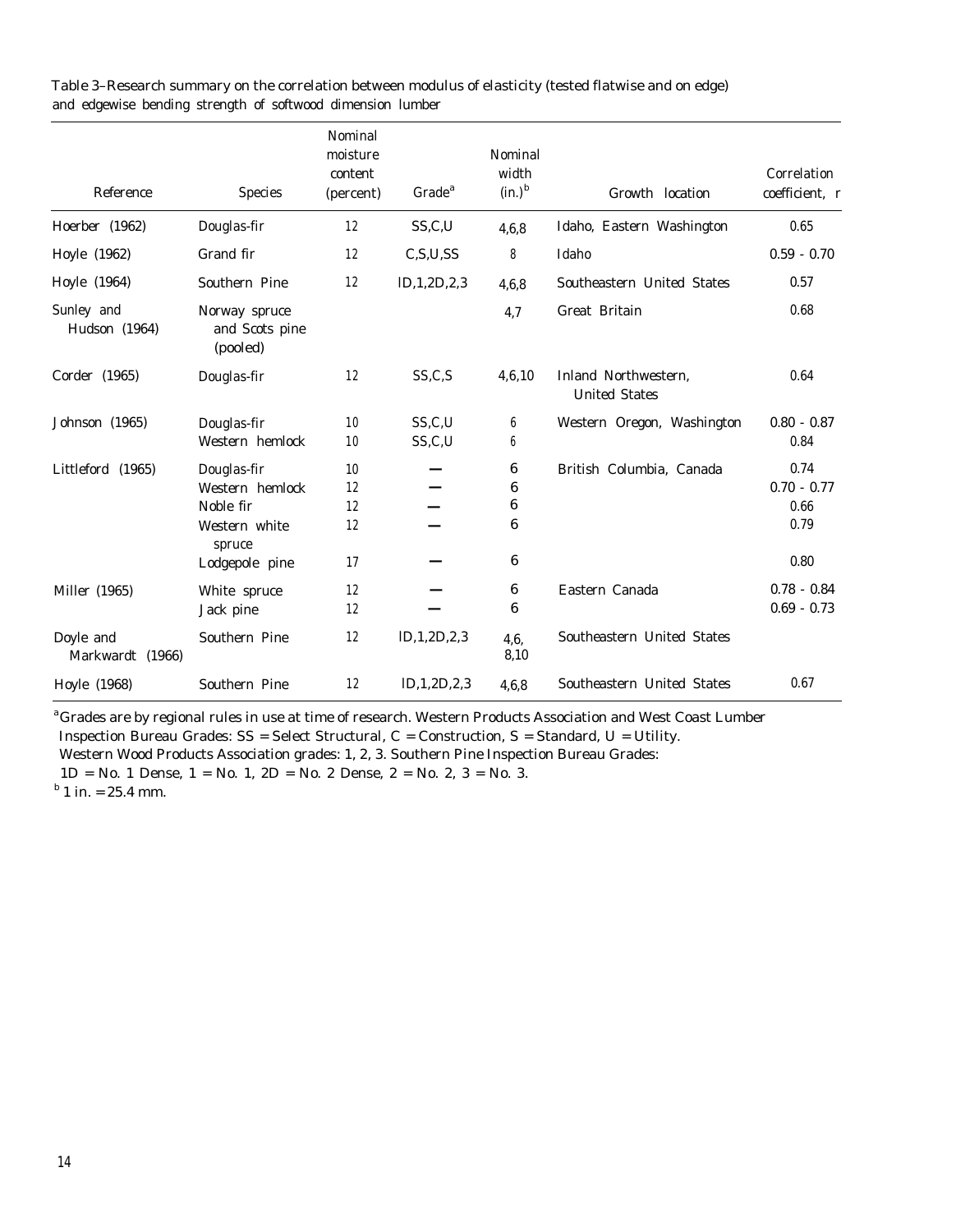Table 3–Research summary on the correlation between modulus of elasticity (tested flatwise and on edge) and edgewise bending strength of softwood dimension lumber

| Reference | Species | Nominal moisture content (percent) | Grade[a] | Nominal width (in.)[b] | Growth location | Correlation coefficient, r |
|---|---|---|---|---|---|---|
| Hoerber (1962) | Douglas-fir | 12 | SS,C,U | 4,6,8 | Idaho, Eastern Washington | 0.65 |
| Hoyle (1962) | Grand fir | 12 | C,S,U,SS | 8 | Idaho | 0.59 - 0.70 |
| Hoyle (1964) | Southern Pine | 12 | lD,1,2D,2,3 | 4,6,8 | Southeastern United States | 0.57 |
| Sunley and Hudson (1964) | Norway spruce and Scots pine (pooled) | | | 4,7 | Great Britain | 0.68 |
| Corder (1965) | Douglas-fir | 12 | SS,C,S | 4,6,10 | Inland Northwestern, United States | 0.64 |
| Johnson (1965) | Douglas-fir | 10 | SS,C,U | 6 | Western Oregon, Washington | 0.80 - 0.87 |
| | Western hemlock | 10 | SS,C,U | 6 | | 0.84 |
| Littleford (1965) | Douglas-fir | 10 | — | 6 | British Columbia, Canada | 0.74 |
| | Western hemlock | 12 | — | 6 | | 0.70 - 0.77 |
| | Noble fir | 12 | — | 6 | | 0.66 |
| | Western white spruce | 12 | — | 6 | | 0.79 |
| | Lodgepole pine | 17 | — | 6 | | 0.80 |
| Miller (1965) | White spruce | 12 | — | 6 | Eastern Canada | 0.78 - 0.84 |
| | Jack pine | 12 | — | 6 | | 0.69 - 0.73 |
| Doyle and Markwardt (1966) | Southern Pine | 12 | lD,1,2D,2,3 | 4,6, 8,10 | Southeastern United States | |
| Hoyle (1968) | Southern Pine | 12 | lD,1,2D,2,3 | 4,6,8 | Southeastern United States | 0.67 |

[a]Grades are by regional rules in use at time of research. Western Products Association and West Coast Lumber Inspection Bureau Grades: SS = Select Structural, C = Construction, S = Standard, U = Utility. Western Wood Products Association grades: 1, 2, 3. Southern Pine Inspection Bureau Grades: 1D = No. 1 Dense, 1 = No. 1, 2D = No. 2 Dense, 2 = No. 2, 3 = No. 3.

[b] 1 in. = 25.4 mm.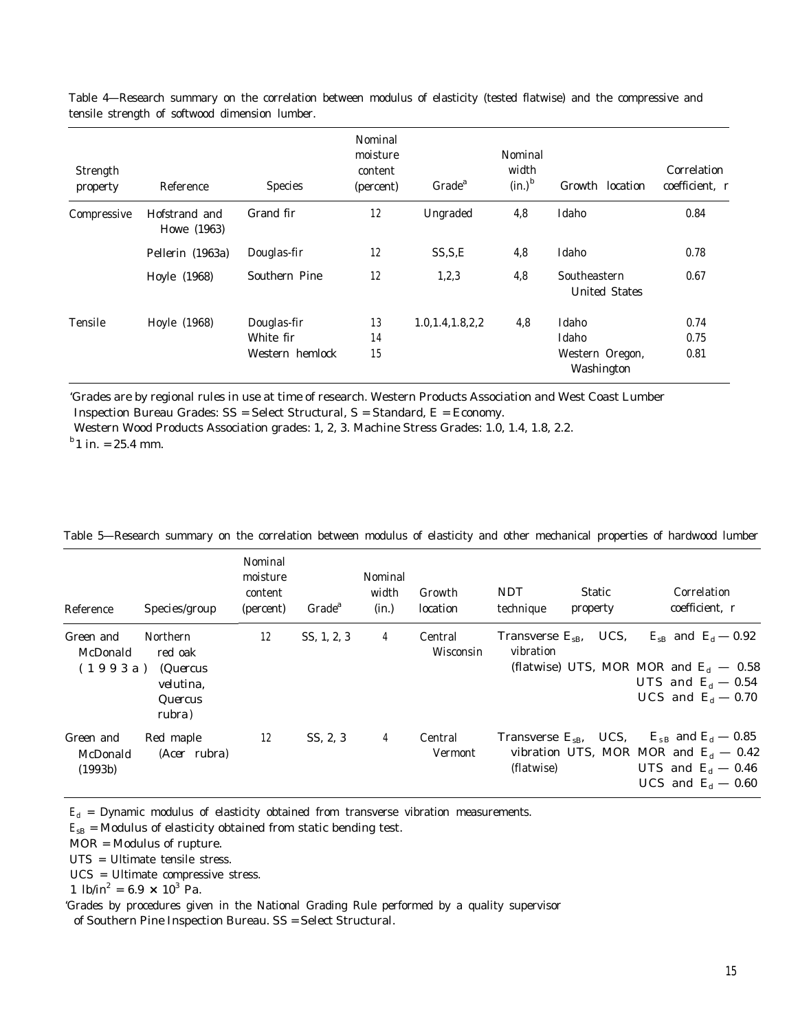Table 4—Research summary on the correlation between modulus of elasticity (tested flatwise) and the compressive and tensile strength of softwood dimension lumber.

| Strength property | Reference | Species | Nominal moisture content (percent) | Grade[a] | Nominal width (in.)[b] | Growth location | Correlation coefficient, r |
|---|---|---|---|---|---|---|---|
| Compressive | Hofstrand and Howe (1963) | Grand fir | 12 | Ungraded | 4,8 | Idaho | 0.84 |
| | Pellerin (1963a) | Douglas-fir | 12 | SS,S,E | 4,8 | Idaho | 0.78 |
| | Hoyle (1968) | Southern Pine | 12 | 1,2,3 | 4,8 | Southeastern United States | 0.67 |
| Tensile | Hoyle (1968) | Douglas-fir | 13 | 1.0,1.4,1.8,2,2 | 4,8 | Idaho | 0.74 |
| | | White fir | 14 | | | Idaho | 0.75 |
| | | Western hemlock | 15 | | | Western Oregon, Washington | 0.81 |

'Grades are by regional rules in use at time of research. Western Products Association and West Coast Lumber Inspection Bureau Grades: SS = Select Structural, S = Standard, E = Economy.
Western Wood Products Association grades: 1, 2, 3. Machine Stress Grades: 1.0, 1.4, 1.8, 2.2.
[b]1 in. = 25.4 mm.

Table 5—Research summary on the correlation between modulus of elasticity and other mechanical properties of hardwood lumber

| Reference | Species/group | Nominal moisture content (percent) | Grade[a] | Nominal width (in.) | Growth location | NDT technique | Static property | Correlation coefficient, r |
|---|---|---|---|---|---|---|---|---|
| Green and McDonald (1993a) | Northern red oak (*Quercus velutina, Quercus rubra*) | 12 | SS, 1, 2, 3 | 4 | Central Wisconsin | Transverse vibration (flatwise) | $E_{sB}$, UCS, UTS, MOR | $E_{sB}$ and $E_d$ — 0.92<br>MOR and $E_d$ — 0.58<br>UTS and $E_d$ — 0.54<br>UCS and $E_d$ — 0.70 |
| Green and McDonald (1993b) | Red maple (*Acer rubra*) | 12 | SS, 2, 3 | 4 | Central Vermont | Transverse vibration (flatwise) | $E_{sB}$, UCS, UTS, MOR | $E_{sB}$ and $E_d$ — 0.85<br>MOR and $E_d$ — 0.42<br>UTS and $E_d$ — 0.46<br>UCS and $E_d$ — 0.60 |

$E_d$ = Dynamic modulus of elasticity obtained from transverse vibration measurements.
$E_{sB}$ = Modulus of elasticity obtained from static bending test.
MOR = Modulus of rupture.
UTS = Ultimate tensile stress.
UCS = Ultimate compressive stress.
1 $lb/in^2 = 6.9 \times 10^3$ Pa.
'Grades by procedures given in the National Grading Rule performed by a quality supervisor of Southern Pine Inspection Bureau. SS = Select Structural.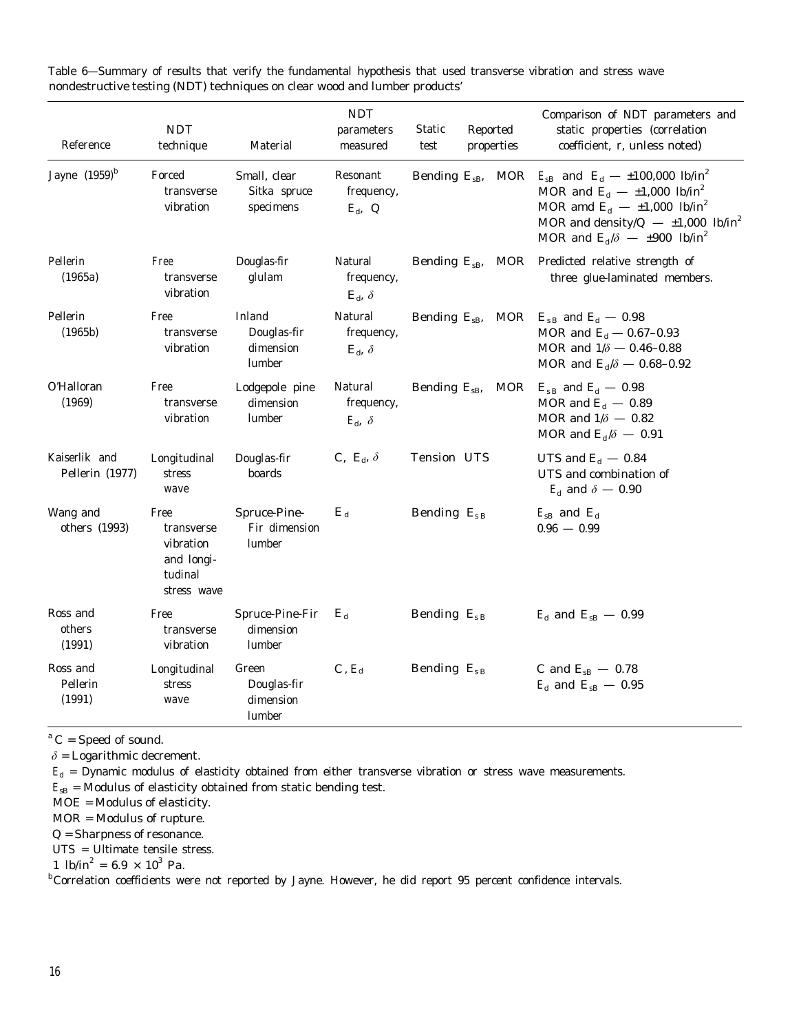Table 6—Summary of results that verify the fundamental hypothesis that used transverse vibration and stress wave nondestructive testing (NDT) techniques on clear wood and lumber products[a]

| Reference | NDT technique | Material | NDT parameters measured | Static test | Reported properties | Comparison of NDT parameters and static properties (correlation coefficient, r, unless noted) |
|---|---|---|---|---|---|---|
| Jayne (1959)[b] | Forced transverse vibration | Small, clear Sitka spruce specimens | Resonant frequency, $E_d$, Q | Bending | $E_{sB}$, MOR | $E_{sB}$ and $E_d$ — ±100,000 lb/in$^2$<br>MOR and $E_d$ — ±1,000 lb/in$^2$<br>MOR amd $E_d$ — ±1,000 lb/in$^2$<br>MOR and density/Q — ±1,000 lb/in$^2$<br>MOR and $E_d/\delta$ — ±900 lb/in$^2$ |
| Pellerin (1965a) | Free transverse vibration | Douglas-fir glulam | Natural frequency, $E_d$, $\delta$ | Bending | $E_{sB}$, MOR | Predicted relative strength of three glue-laminated members. |
| Pellerin (1965b) | Free transverse vibration | Inland Douglas-fir dimension lumber | Natural frequency, $E_d$, $\delta$ | Bending | $E_{sB}$, MOR | $E_{sB}$ and $E_d$ — 0.98<br>MOR and $E_d$ — 0.67–0.93<br>MOR and $1/\delta$ — 0.46–0.88<br>MOR and $E_d/\delta$ — 0.68–0.92 |
| O'Halloran (1969) | Free transverse vibration | Lodgepole pine dimension lumber | Natural frequency, $E_d$, $\delta$ | Bending | $E_{sB}$, MOR | $E_{sB}$ and $E_d$ — 0.98<br>MOR and $E_d$ — 0.89<br>MOR and $1/\delta$ — 0.82<br>MOR and $E_d/\delta$ — 0.91 |
| Kaiserlik and Pellerin (1977) | Longitudinal stress wave | Douglas-fir boards | C, $E_d$, $\delta$ | Tension | UTS | UTS and $E_d$ — 0.84<br>UTS and combination of $E_d$ and $\delta$ — 0.90 |
| Wang and others (1993) | Free transverse vibration and longitudinal stress wave | Spruce-Pine-Fir dimension lumber | $E_d$ | Bending | $E_{sB}$ | $E_{sB}$ and $E_d$<br>0.96 — 0.99 |
| Ross and others (1991) | Free transverse vibration | Spruce-Pine-Fir dimension lumber | $E_d$ | Bending | $E_{sB}$ | $E_d$ and $E_{sB}$ — 0.99 |
| Ross and Pellerin (1991) | Longitudinal stress wave | Green Douglas-fir dimension lumber | C, $E_d$ | Bending | $E_{sB}$ | C and $E_{sB}$ — 0.78<br>$E_d$ and $E_{sB}$ — 0.95 |

[a] C = Speed of sound.
$\delta$ = Logarithmic decrement.
$E_d$ = Dynamic modulus of elasticity obtained from either transverse vibration or stress wave measurements.
$E_{sB}$ = Modulus of elasticity obtained from static bending test.
MOE = Modulus of elasticity.
MOR = Modulus of rupture.
Q = Sharpness of resonance.
UTS = Ultimate tensile stress.
1 lb/in$^2$ = $6.9 \times 10^3$ Pa.
[b] Correlation coefficients were not reported by Jayne. However, he did report 95 percent confidence intervals.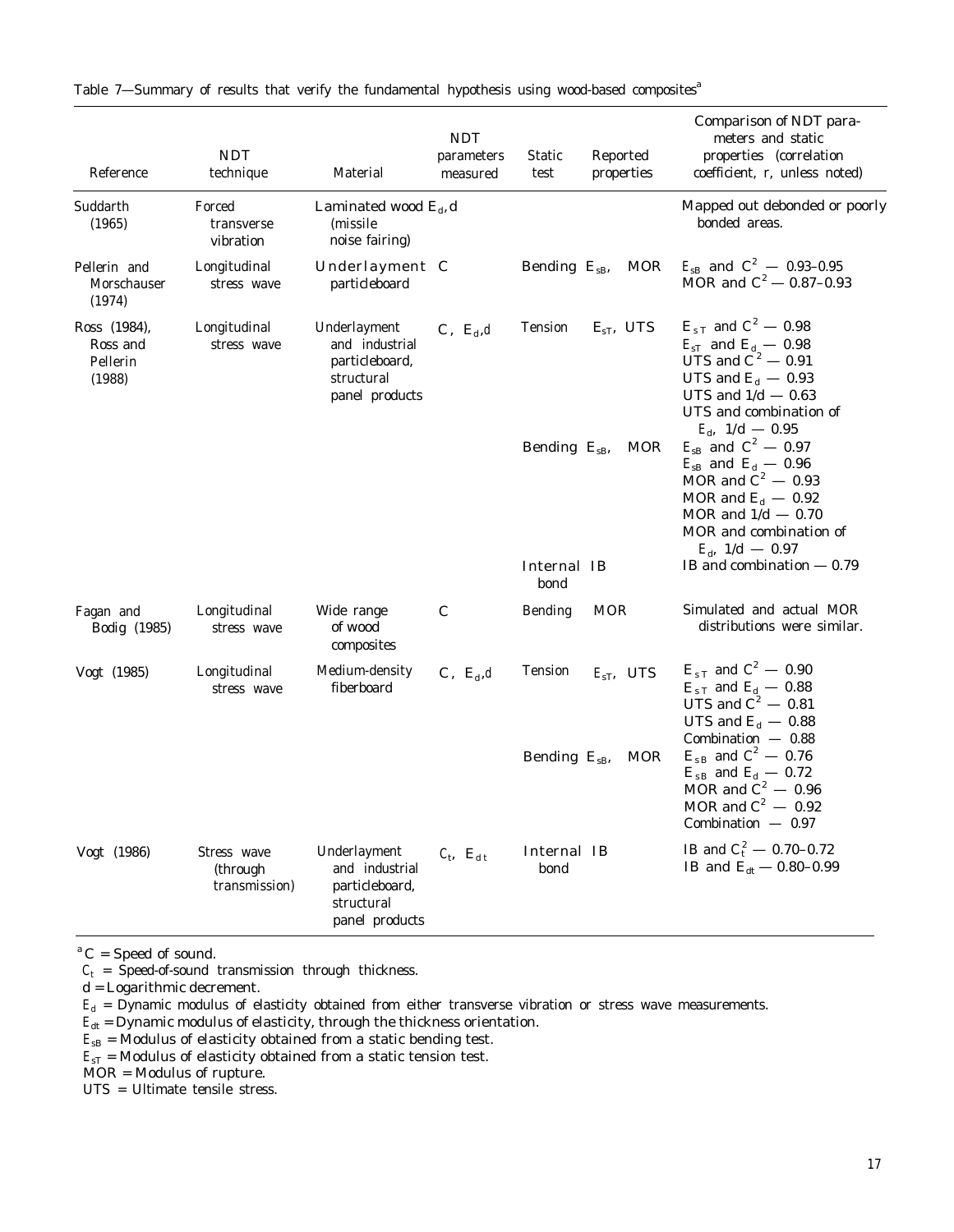Table 7—Summary of results that verify the fundamental hypothesis using wood-based composites[a]

| Reference | NDT technique | Material | NDT parameters measured | Static test | Reported properties | Comparison of NDT parameters and static properties (correlation coefficient, r, unless noted) |
|---|---|---|---|---|---|---|
| Suddarth (1965) | Forced transverse vibration | Laminated wood (missile noise fairing) | $E_d$, d | | | Mapped out debonded or poorly bonded areas. |
| Pellerin and Morschauser (1974) | Longitudinal stress wave | Underlayment particleboard | C | Bending | $E_{sB}$, MOR | $E_{sB}$ and $C^2$ — 0.93–0.95<br>MOR and $C^2$ — 0.87–0.93 |
| Ross (1984), Ross and Pellerin (1988) | Longitudinal stress wave | Underlayment and industrial particleboard, structural panel products | C, $E_d$, d | Tension | $E_{sT}$, UTS | $E_{sT}$ and $C^2$ — 0.98<br>$E_{sT}$ and $E_d$ — 0.98<br>UTS and $C^2$ — 0.91<br>UTS and $E_d$ — 0.93<br>UTS and 1/d — 0.63<br>UTS and combination of $E_d$, 1/d — 0.95 |
| | | | | Bending | $E_{sB}$, MOR | $E_{sB}$ and $C^2$ — 0.97<br>$E_{sB}$ and $E_d$ — 0.96<br>MOR and $C^2$ — 0.93<br>MOR and $E_d$ — 0.92<br>MOR and 1/d — 0.70<br>MOR and combination of $E_d$, 1/d — 0.97 |
| | | | | Internal bond | IB | IB and combination — 0.79 |
| Fagan and Bodig (1985) | Longitudinal stress wave | Wide range of wood composites | C | Bending | MOR | Simulated and actual MOR distributions were similar. |
| Vogt (1985) | Longitudinal stress wave | Medium-density fiberboard | C, $E_d$, d | Tension | $E_{sT}$, UTS | $E_{sT}$ and $C^2$ — 0.90<br>$E_{sT}$ and $E_d$ — 0.88<br>UTS and $C^2$ — 0.81<br>UTS and $E_d$ — 0.88<br>Combination — 0.88 |
| | | | | Bending | $E_{sB}$, MOR | $E_{sB}$ and $C^2$ — 0.76<br>$E_{sB}$ and $E_d$ — 0.72<br>MOR and $C^2$ — 0.96<br>MOR and $C^2$ — 0.92<br>Combination — 0.97 |
| Vogt (1986) | Stress wave (through transmission) | Underlayment and industrial particleboard, structural panel products | $C_t$, $E_{dt}$ | Internal bond | IB | IB and $C_t^2$ — 0.70–0.72<br>IB and $E_{dt}$ — 0.80–0.99 |

[a] C = Speed of sound.
$C_t$ = Speed-of-sound transmission through thickness.
d = Logarithmic decrement.
$E_d$ = Dynamic modulus of elasticity obtained from either transverse vibration or stress wave measurements.
$E_{dt}$ = Dynamic modulus of elasticity, through the thickness orientation.
$E_{sB}$ = Modulus of elasticity obtained from a static bending test.
$E_{sT}$ = Modulus of elasticity obtained from a static tension test.
MOR = Modulus of rupture.
UTS = Ultimate tensile stress.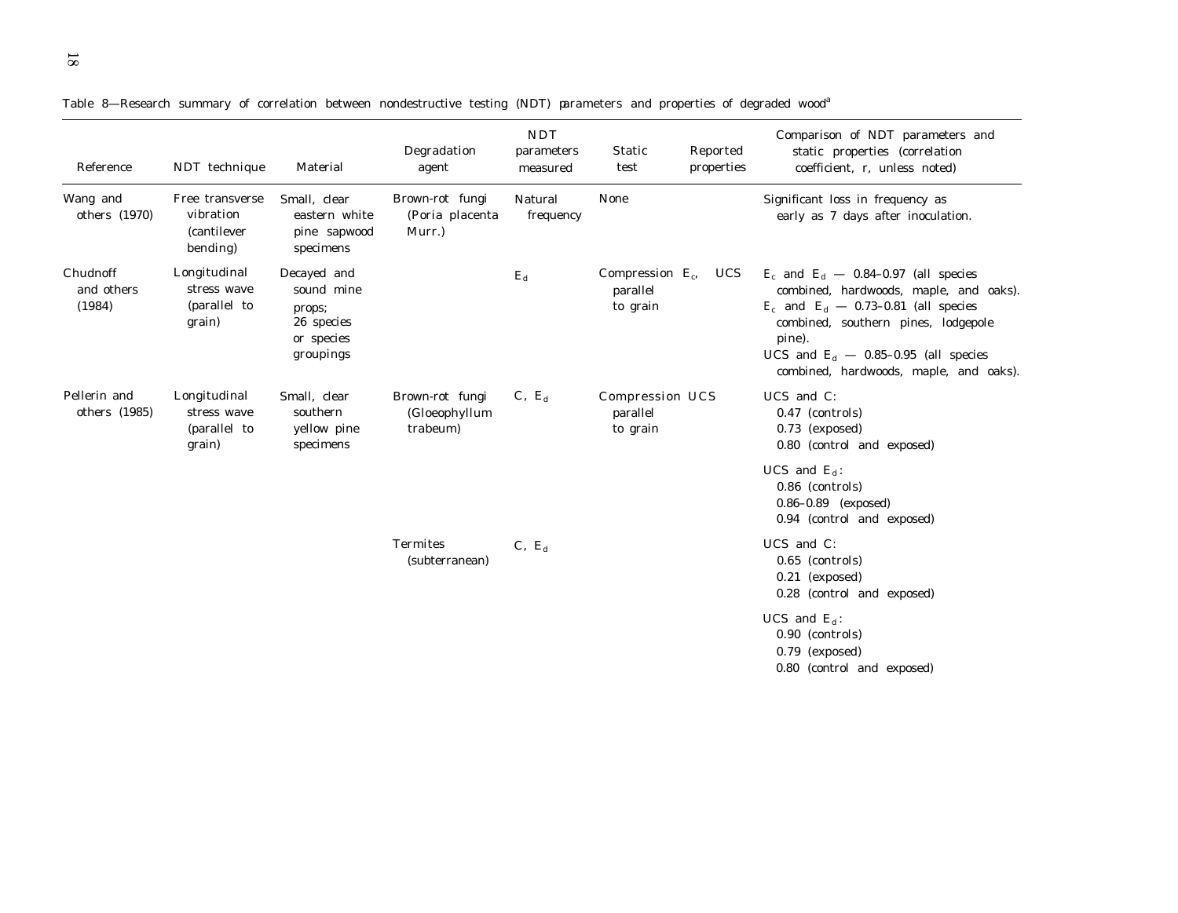Table 8—Research summary of correlation between nondestructive testing (NDT) parameters and properties of degraded wood[a]

| Reference | NDT technique | Material | Degradation agent | NDT parameters measured | Static test | Reported properties | Comparison of NDT parameters and static properties (correlation coefficient, r, unless noted) |
|---|---|---|---|---|---|---|---|
| Wang and others (1970) | Free transverse vibration (cantilever bending) | Small, clear eastern white pine sapwood specimens | Brown-rot fungi (Poria placenta Murr.) | Natural frequency | None | | Significant loss in frequency as early as 7 days after inoculation. |
| Chudnoff and others (1984) | Longitudinal stress wave (parallel to grain) | Decayed and sound mine props; 26 species or species groupings | | $E_d$ | Compression parallel to grain | $E_c$, UCS | $E_c$ and $E_d$ — 0.84–0.97 (all species combined, hardwoods, maple, and oaks). $E_c$ and $E_d$ — 0.73–0.81 (all species combined, southern pines, lodgepole pine). UCS and $E_d$ — 0.85–0.95 (all species combined, hardwoods, maple, and oaks). |
| Pellerin and others (1985) | Longitudinal stress wave (parallel to grain) | Small, clear southern yellow pine specimens | Brown-rot fungi (Gloeophyllum trabeum) | C, $E_d$ | Compression parallel to grain | UCS | UCS and C: 0.47 (controls) 0.73 (exposed) 0.80 (control and exposed) |
| | | | | | | | UCS and $E_d$: 0.86 (controls) 0.86–0.89 (exposed) 0.94 (control and exposed) |
| | | | Termites (subterranean) | C, $E_d$ | | | UCS and C: 0.65 (controls) 0.21 (exposed) 0.28 (control and exposed) |
| | | | | | | | UCS and $E_d$: 0.90 (controls) 0.79 (exposed) 0.80 (control and exposed) |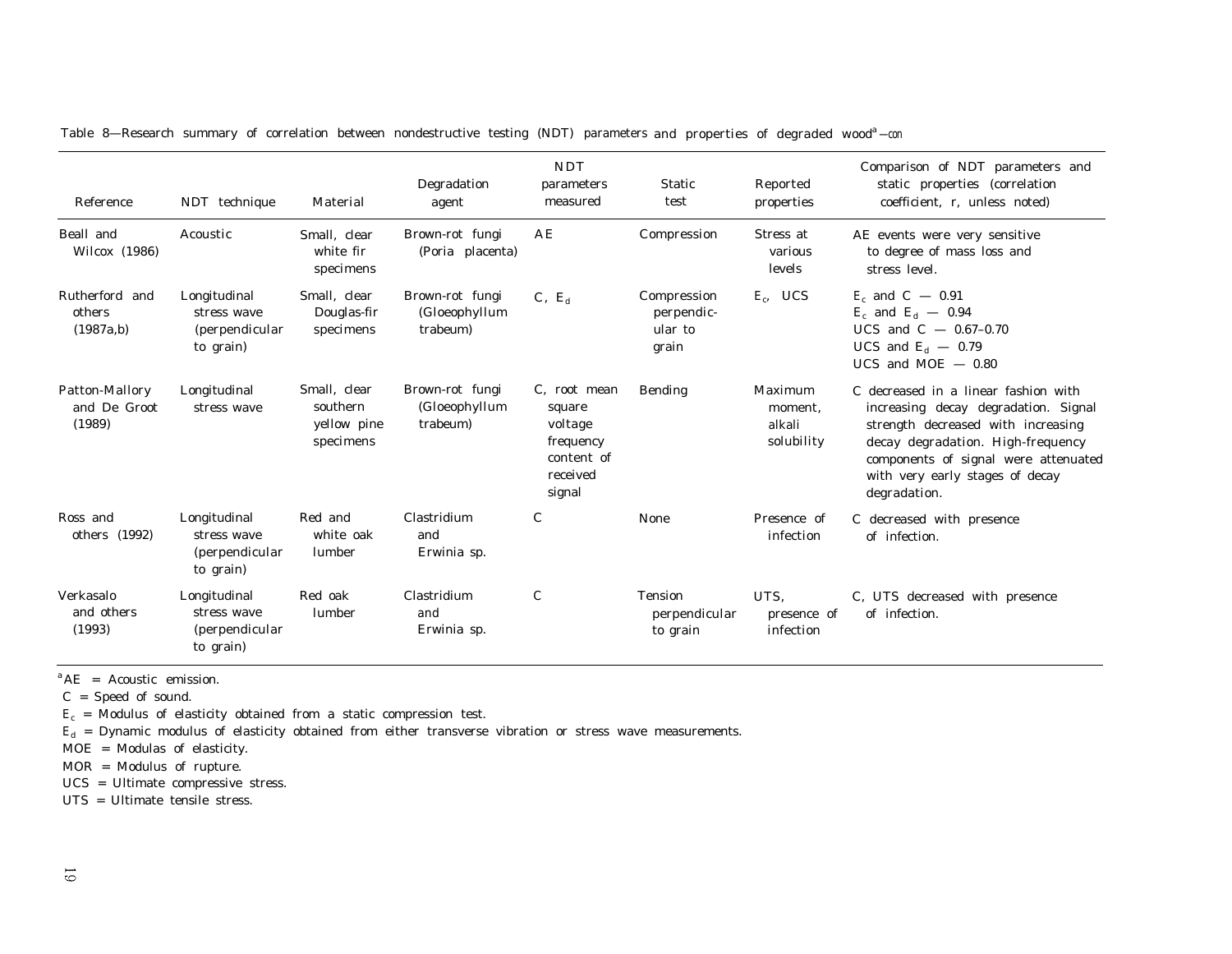Table 8—Research summary of correlation between nondestructive testing (NDT) parameters and properties of degraded wood[a]—con

| Reference | NDT technique | Material | Degradation agent | NDT parameters measured | Static test | Reported properties | Comparison of NDT parameters and static properties (correlation coefficient, r, unless noted) |
|---|---|---|---|---|---|---|---|
| Beall and Wilcox (1986) | Acoustic | Small, clear white fir specimens | Brown-rot fungi (Poria placenta) | AE | Compression | Stress at various levels | AE events were very sensitive to degree of mass loss and stress level. |
| Rutherford and others (1987a,b) | Longitudinal stress wave (perpendicular to grain) | Small, clear Douglas-fir specimens | Brown-rot fungi (Gloeophyllum trabeum) | C, $E_d$ | Compression perpendicular to grain | $E_c$, UCS | $E_c$ and C — 0.91<br>$E_c$ and $E_d$ — 0.94<br>UCS and C — 0.67–0.70<br>UCS and $E_d$ — 0.79<br>UCS and MOE — 0.80 |
| Patton-Mallory and De Groot (1989) | Longitudinal stress wave | Small, clear southern yellow pine specimens | Brown-rot fungi (Gloeophyllum trabeum) | C, root mean square voltage frequency content of received signal | Bending | Maximum moment, alkali solubility | C decreased in a linear fashion with increasing decay degradation. Signal strength decreased with increasing decay degradation. High-frequency components of signal were attenuated with very early stages of decay degradation. |
| Ross and others (1992) | Longitudinal stress wave (perpendicular to grain) | Red and white oak lumber | Clastridium and Erwinia sp. | C | None | Presence of infection | C decreased with presence of infection. |
| Verkasalo and others (1993) | Longitudinal stress wave (perpendicular to grain) | Red oak lumber | Clastridium and Erwinia sp. | C | Tension perpendicular to grain | UTS, presence of infection | C, UTS decreased with presence of infection. |

[a]AE = Acoustic emission.  
C = Speed of sound.  
$E_c$ = Modulus of elasticity obtained from a static compression test.  
$E_d$ = Dynamic modulus of elasticity obtained from either transverse vibration or stress wave measurements.  
MOE = Modulas of elasticity.  
MOR = Modulus of rupture.  
UCS = Ultimate compressive stress.  
UTS = Ultimate tensile stress.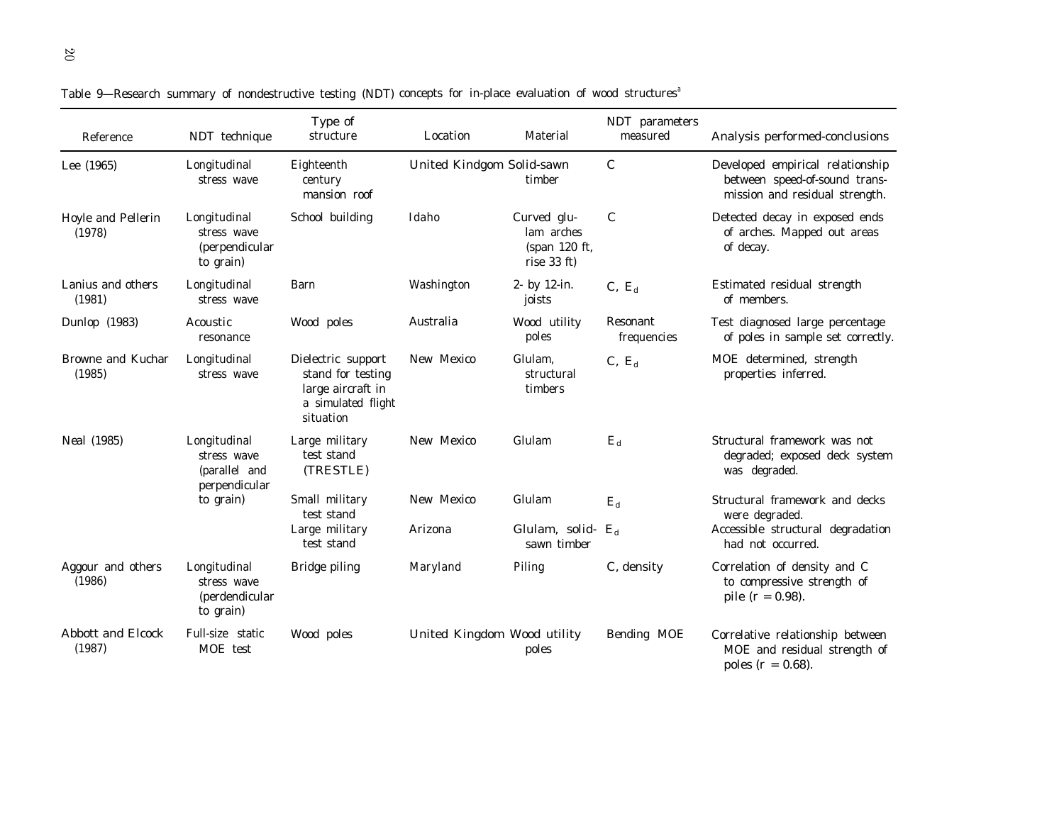Table 9—Research summary of nondestructive testing (NDT) concepts for in-place evaluation of wood structures[a]

| Reference | NDT technique | Type of structure | Location | Material | NDT parameters measured | Analysis performed-conclusions |
|---|---|---|---|---|---|---|
| Lee (1965) | Longitudinal stress wave | Eighteenth century mansion roof | United Kindgom | Solid-sawn timber | C | Developed empirical relationship between speed-of-sound transmission and residual strength. |
| Hoyle and Pellerin (1978) | Longitudinal stress wave (perpendicular to grain) | School building | Idaho | Curved glu-lam arches (span 120 ft, rise 33 ft) | C | Detected decay in exposed ends of arches. Mapped out areas of decay. |
| Lanius and others (1981) | Longitudinal stress wave | Barn | Washington | 2- by 12-in. joists | C, $E_d$ | Estimated residual strength of members. |
| Dunlop (1983) | Acoustic resonance | Wood poles | Australia | Wood utility poles | Resonant frequencies | Test diagnosed large percentage of poles in sample set correctly. |
| Browne and Kuchar (1985) | Longitudinal stress wave | Dielectric support stand for testing large aircraft in a simulated flight situation | New Mexico | Glulam, structural timbers | C, $E_d$ | MOE determined, strength properties inferred. |
| Neal (1985) | Longitudinal stress wave (parallel and perpendicular to grain) | Large military test stand (TRESTLE) | New Mexico | Glulam | $E_d$ | Structural framework was not degraded; exposed deck system was degraded. |
| | | Small military test stand | New Mexico | Glulam | $E_d$ | Structural framework and decks were degraded. |
| | | Large military test stand | Arizona | Glulam, solid-sawn timber | $E_d$ | Accessible structural degradation had not occurred. |
| Aggour and others (1986) | Longitudinal stress wave (perdendicular to grain) | Bridge piling | Maryland | Piling | C, density | Correlation of density and C to compressive strength of pile (r = 0.98). |
| Abbott and Elcock (1987) | Full-size static MOE test | Wood poles | United Kingdom | Wood utility poles | Bending MOE | Correlative relationship between MOE and residual strength of poles (r = 0.68). |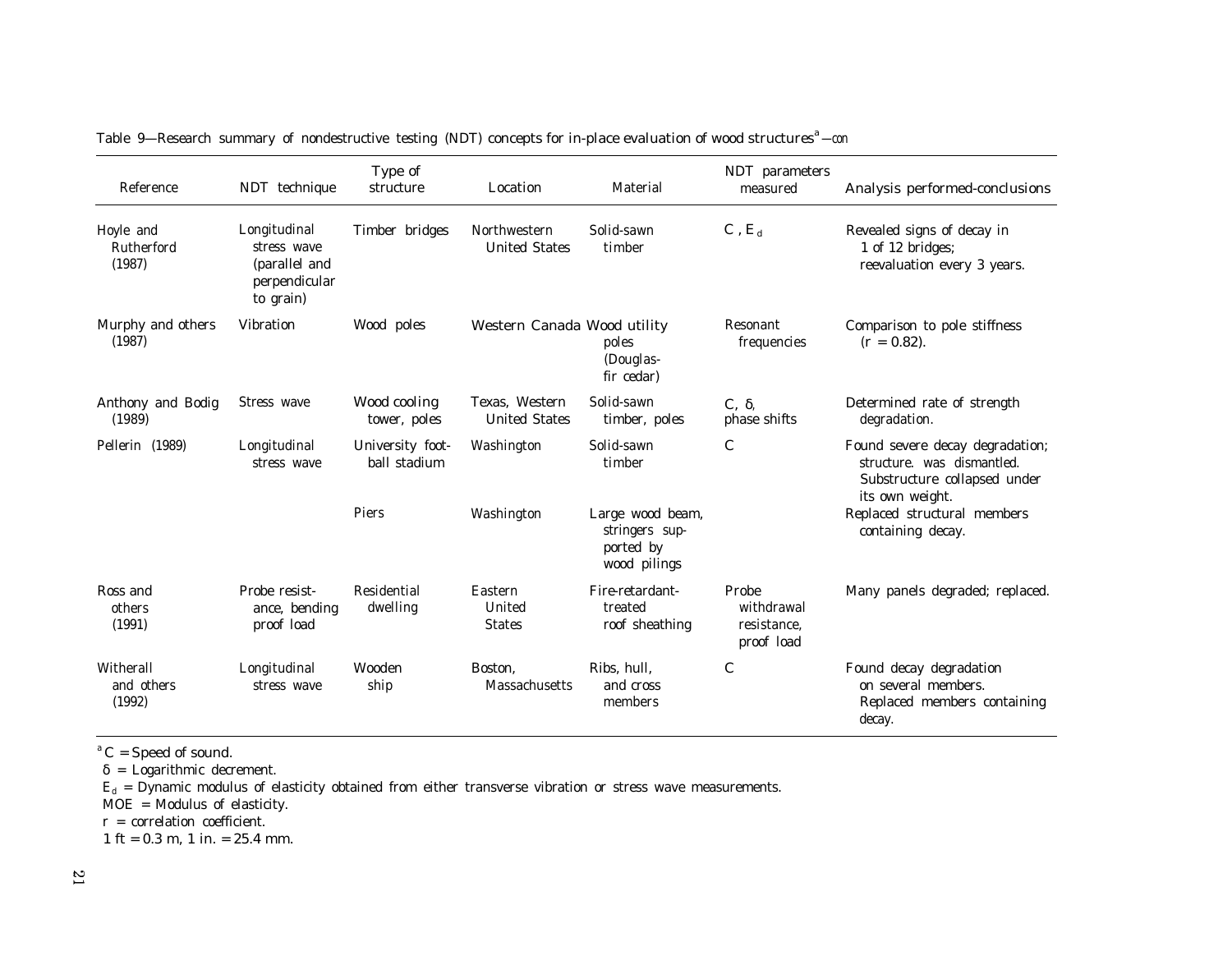Table 9—Research summary of nondestructive testing (NDT) concepts for in-place evaluation of wood structures[a]—con

| Reference | NDT technique | Type of structure | Location | Material | NDT parameters measured | Analysis performed-conclusions |
|---|---|---|---|---|---|---|
| Hoyle and Rutherford (1987) | Longitudinal stress wave (parallel and perpendicular to grain) | Timber bridges | Northwestern United States | Solid-sawn timber | $C$, $E_d$ | Revealed signs of decay in 1 of 12 bridges; reevaluation every 3 years. |
| Murphy and others (1987) | Vibration | Wood poles | Western Canada | Wood utility poles (Douglas-fir cedar) | Resonant frequencies | Comparison to pole stiffness ($r = 0.82$). |
| Anthony and Bodig (1989) | Stress wave | Wood cooling tower, poles | Texas, Western United States | Solid-sawn timber, poles | $C$, $\delta$, phase shifts | Determined rate of strength degradation. |
| Pellerin (1989) | Longitudinal stress wave | University football stadium | Washington | Solid-sawn timber | $C$ | Found severe decay degradation; structure. was dismantled. Substructure collapsed under its own weight. |
| | | Piers | Washington | Large wood beam, stringers supported by wood pilings | | Replaced structural members containing decay. |
| Ross and others (1991) | Probe resistance, bending proof load | Residential dwelling | Eastern United States | Fire-retardant-treated roof sheathing | Probe withdrawal resistance, proof load | Many panels degraded; replaced. |
| Witherall and others (1992) | Longitudinal stress wave | Wooden ship | Boston, Massachusetts | Ribs, hull, and cross members | $C$ | Found decay degradation on several members. Replaced members containing decay. |

[a] $C$ = Speed of sound.
$\delta$ = Logarithmic decrement.
$E_d$ = Dynamic modulus of elasticity obtained from either transverse vibration or stress wave measurements.
MOE = Modulus of elasticity.
$r$ = correlation coefficient.
1 ft = 0.3 m, 1 in. = 25.4 mm.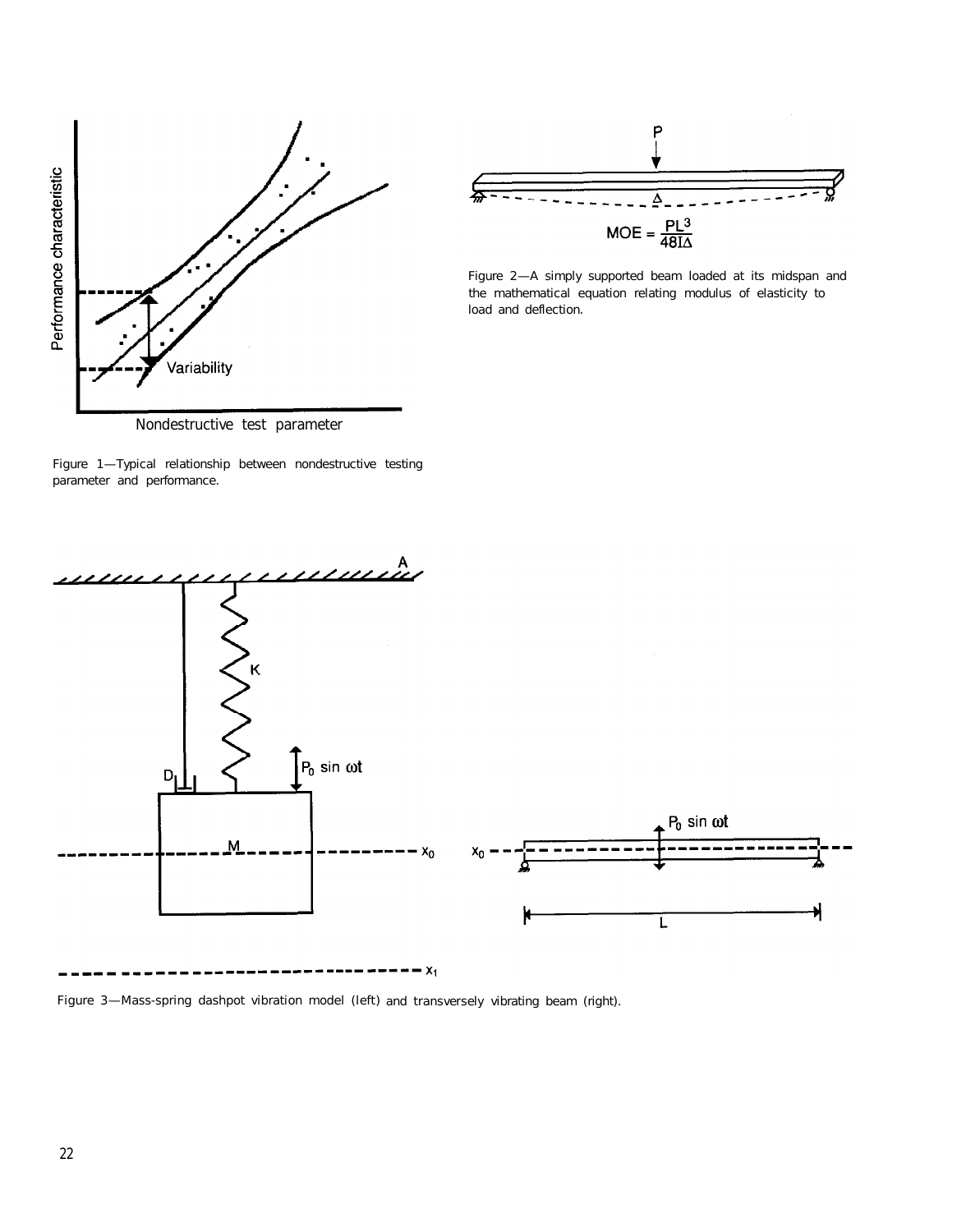Figure 1—Typical relationship between nondestructive testing parameter and performance.

$$MOE = \frac{PL^3}{48I\Delta}$$

Figure 2—A simply supported beam loaded at its midspan and the mathematical equation relating modulus of elasticity to load and deflection.

Figure 3—Mass-spring dashpot vibration model (left) and transversely vibrating beam (right).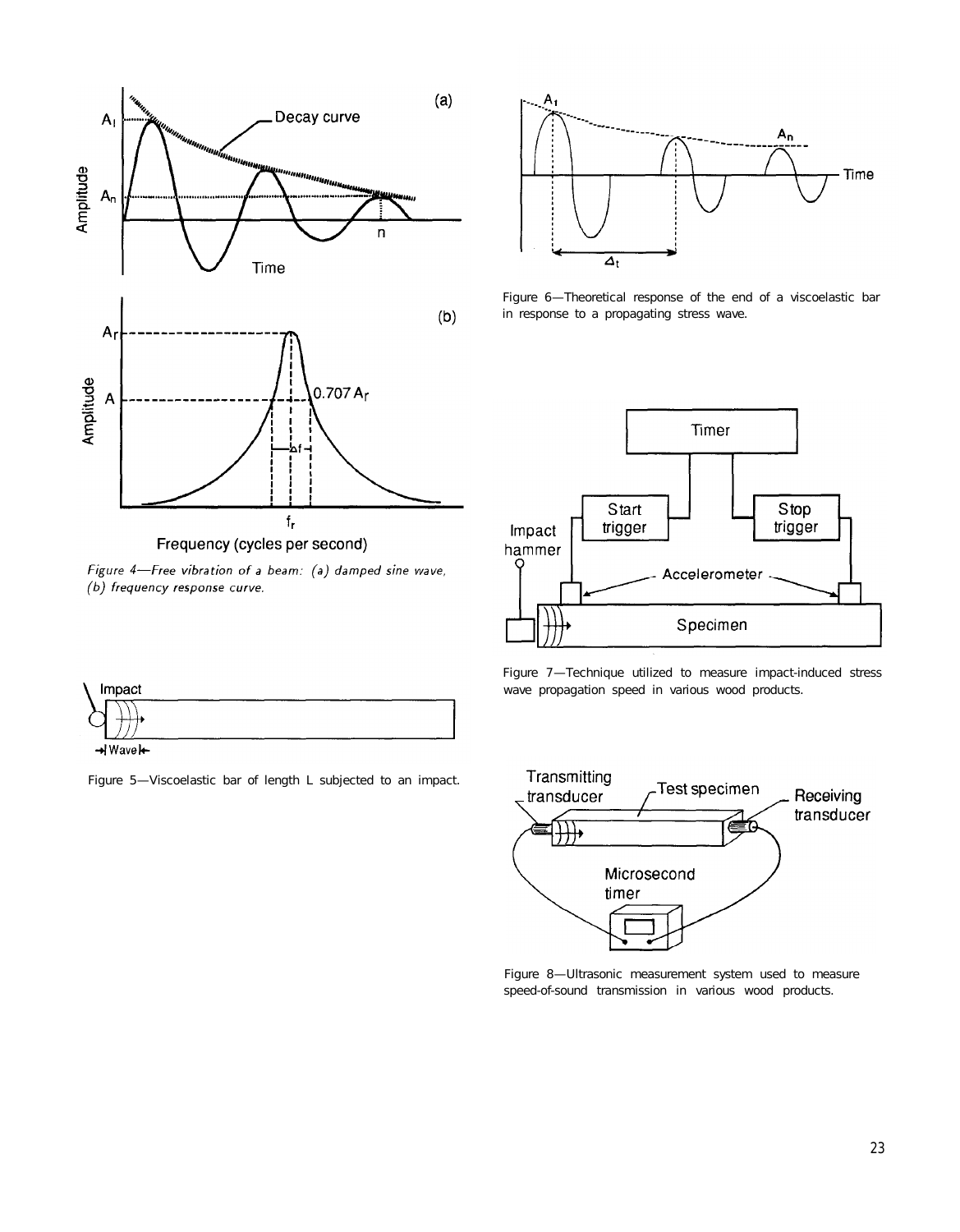*Figure 4—Free vibration of a beam: (a) damped sine wave, (b) frequency response curve.*

Figure 5—Viscoelastic bar of length L subjected to an impact.

Figure 6—Theoretical response of the end of a viscoelastic bar in response to a propagating stress wave.

Figure 7—Technique utilized to measure impact-induced stress wave propagation speed in various wood products.

Figure 8—Ultrasonic measurement system used to measure speed-of-sound transmission in various wood products.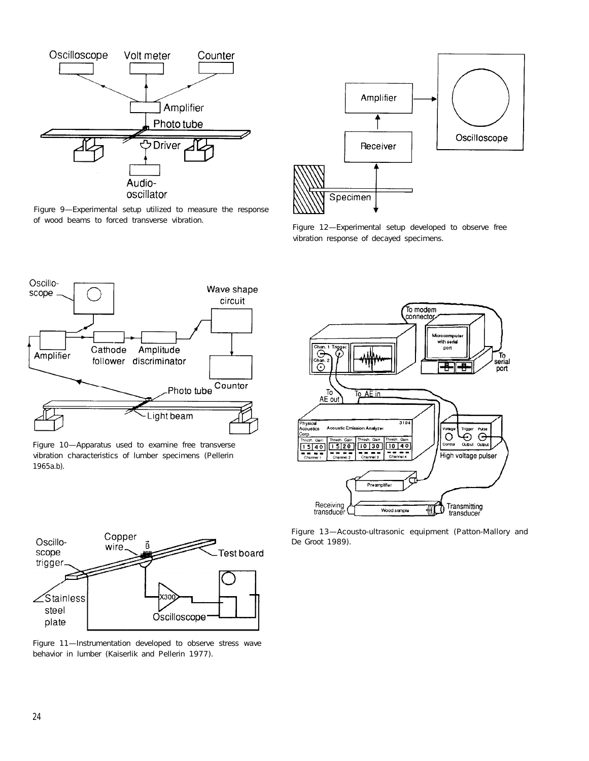Figure 9—Experimental setup utilized to measure the response of wood beams to forced transverse vibration.

Figure 10—Apparatus used to examine free transverse vibration characteristics of lumber specimens (Pellerin 1965a,b).

Figure 11—Instrumentation developed to observe stress wave behavior in lumber (Kaiserlik and Pellerin 1977).

Figure 12—Experimental setup developed to observe free vibration response of decayed specimens.

Figure 13—Acousto-ultrasonic equipment (Patton-Mallory and De Groot 1989).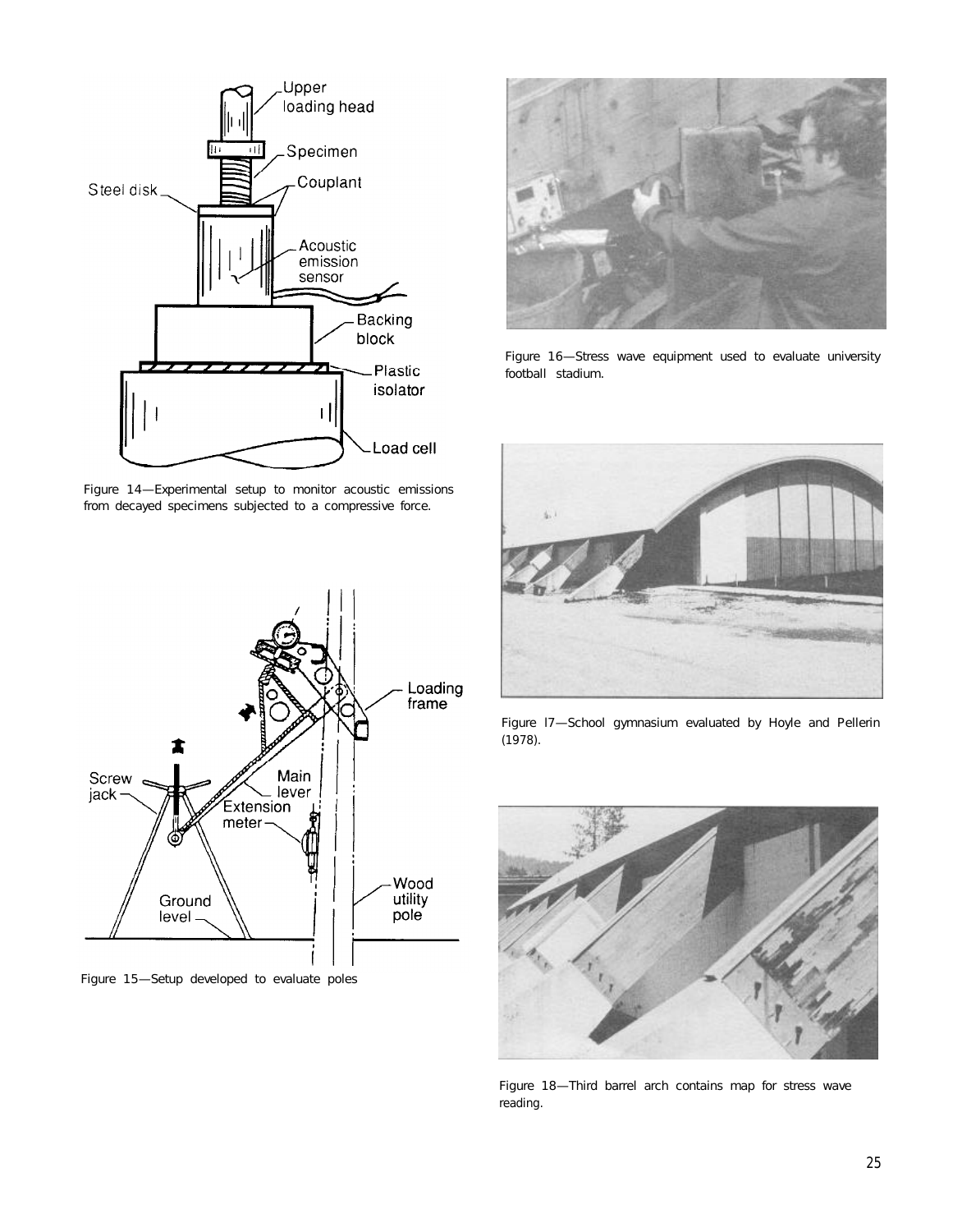Figure 14—Experimental setup to monitor acoustic emissions from decayed specimens subjected to a compressive force.

Figure 15—Setup developed to evaluate poles

Figure 16—Stress wave equipment used to evaluate university football stadium.

Figure 17—School gymnasium evaluated by Hoyle and Pellerin (1978).

Figure 18—Third barrel arch contains map for stress wave reading.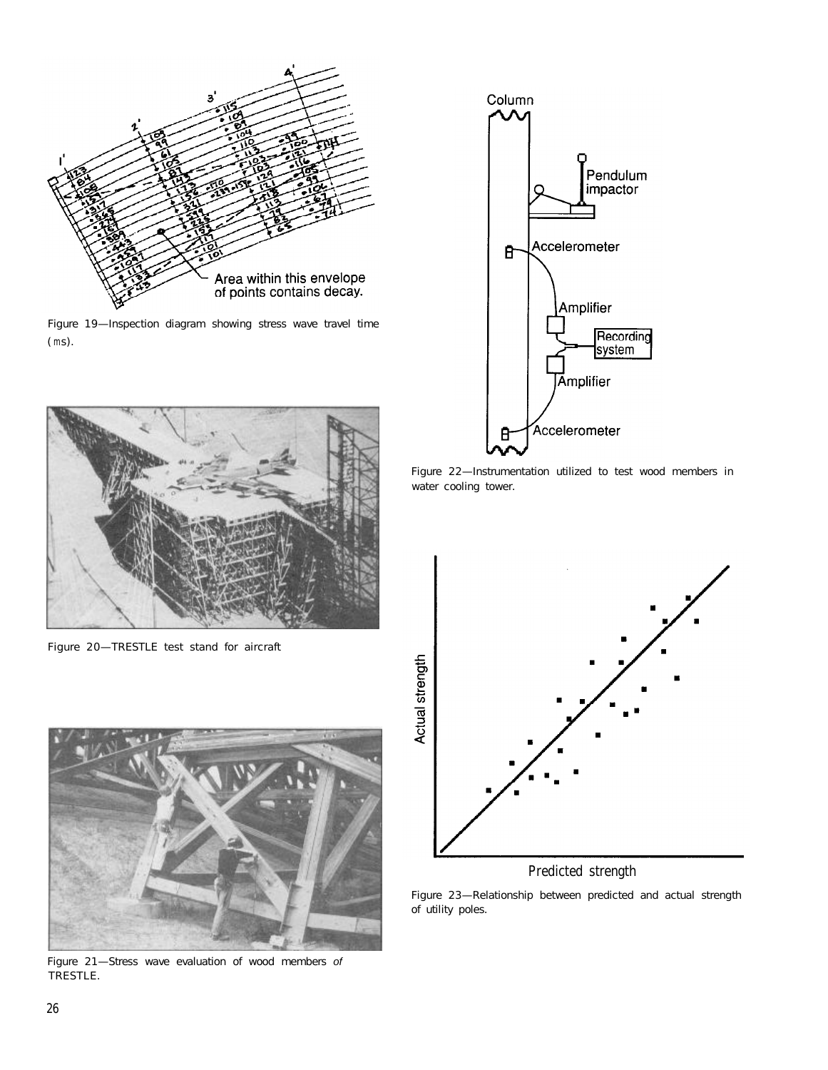Figure 19—Inspection diagram showing stress wave travel time (ms).

Figure 20—TRESTLE test stand for aircraft

Figure 21—Stress wave evaluation of wood members *of* TRESTLE.

Figure 22—Instrumentation utilized to test wood members in water cooling tower.

Figure 23—Relationship between predicted and actual strength of utility poles.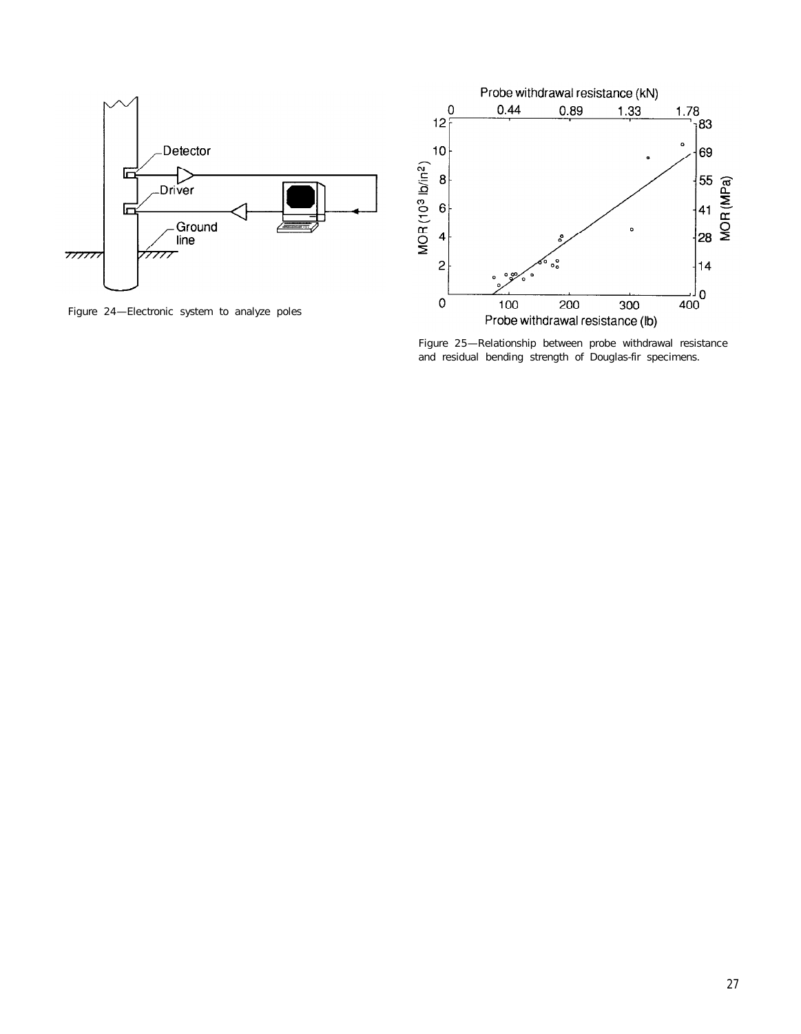Figure 24—Electronic system to analyze poles

Figure 25—Relationship between probe withdrawal resistance and residual bending strength of Douglas-fir specimens.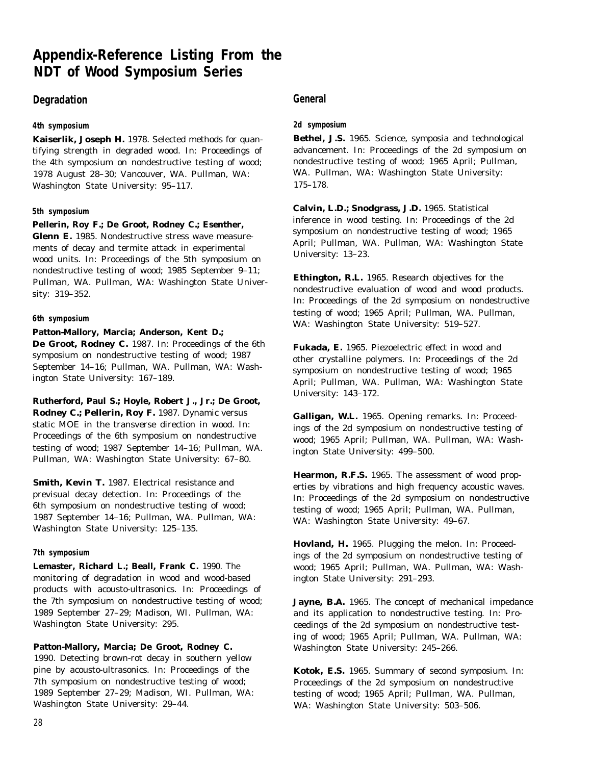# Appendix-Reference Listing From the NDT of Wood Symposium Series

## Degradation

### 4th symposium

**Kaiserlik, Joseph H.** 1978. Selected methods for quantifying strength in degraded wood. In: Proceedings of the 4th symposium on nondestructive testing of wood; 1978 August 28–30; Vancouver, WA. Pullman, WA: Washington State University: 95–117.

### 5th symposium

**Pellerin, Roy F.; De Groot, Rodney C.; Esenther, Glenn E.** 1985. Nondestructive stress wave measurements of decay and termite attack in experimental wood units. In: Proceedings of the 5th symposium on nondestructive testing of wood; 1985 September 9–11; Pullman, WA. Pullman, WA: Washington State University: 319–352.

### 6th symposium

**Patton-Mallory, Marcia; Anderson, Kent D.; De Groot, Rodney C.** 1987. In: Proceedings of the 6th symposium on nondestructive testing of wood; 1987 September 14–16; Pullman, WA. Pullman, WA: Washington State University: 167–189.

**Rutherford, Paul S.; Hoyle, Robert J., Jr.; De Groot, Rodney C.; Pellerin, Roy F.** 1987. Dynamic versus static MOE in the transverse direction in wood. In: Proceedings of the 6th symposium on nondestructive testing of wood; 1987 September 14–16; Pullman, WA. Pullman, WA: Washington State University: 67–80.

**Smith, Kevin T.** 1987. Electrical resistance and previsual decay detection. In: Proceedings of the 6th symposium on nondestructive testing of wood; 1987 September 14–16; Pullman, WA. Pullman, WA: Washington State University: 125–135.

### 7th symposium

**Lemaster, Richard L.; Beall, Frank C.** 1990. The monitoring of degradation in wood and wood-based products with acousto-ultrasonics. In: Proceedings of the 7th symposium on nondestructive testing of wood; 1989 September 27–29; Madison, WI. Pullman, WA: Washington State University: 295.

**Patton-Mallory, Marcia; De Groot, Rodney C.** 1990. Detecting brown-rot decay in southern yellow pine by acousto-ultrasonics. In: Proceedings of the 7th symposium on nondestructive testing of wood; 1989 September 27–29; Madison, WI. Pullman, WA: Washington State University: 29–44.

## General

### 2d symposium

**Bethel, J.S.** 1965. Science, symposia and technological advancement. In: Proceedings of the 2d symposium on nondestructive testing of wood; 1965 April; Pullman, WA. Pullman, WA: Washington State University: 175–178.

**Calvin, L.D.; Snodgrass, J.D.** 1965. Statistical inference in wood testing. In: Proceedings of the 2d symposium on nondestructive testing of wood; 1965 April; Pullman, WA. Pullman, WA: Washington State University: 13–23.

**Ethington, R.L.** 1965. Research objectives for the nondestructive evaluation of wood and wood products. In: Proceedings of the 2d symposium on nondestructive testing of wood; 1965 April; Pullman, WA. Pullman, WA: Washington State University: 519–527.

**Fukada, E.** 1965. Piezoelectric effect in wood and other crystalline polymers. In: Proceedings of the 2d symposium on nondestructive testing of wood; 1965 April; Pullman, WA. Pullman, WA: Washington State University: 143–172.

**Galligan, W.L.** 1965. Opening remarks. In: Proceedings of the 2d symposium on nondestructive testing of wood; 1965 April; Pullman, WA. Pullman, WA: Washington State University: 499–500.

**Hearmon, R.F.S.** 1965. The assessment of wood properties by vibrations and high frequency acoustic waves. In: Proceedings of the 2d symposium on nondestructive testing of wood; 1965 April; Pullman, WA. Pullman, WA: Washington State University: 49–67.

**Hovland, H.** 1965. Plugging the melon. In: Proceedings of the 2d symposium on nondestructive testing of wood; 1965 April; Pullman, WA. Pullman, WA: Washington State University: 291–293.

**Jayne, B.A.** 1965. The concept of mechanical impedance and its application to nondestructive testing. In: Proceedings of the 2d symposium on nondestructive testing of wood; 1965 April; Pullman, WA. Pullman, WA: Washington State University: 245–266.

**Kotok, E.S.** 1965. Summary of second symposium. In: Proceedings of the 2d symposium on nondestructive testing of wood; 1965 April; Pullman, WA. Pullman, WA: Washington State University: 503–506.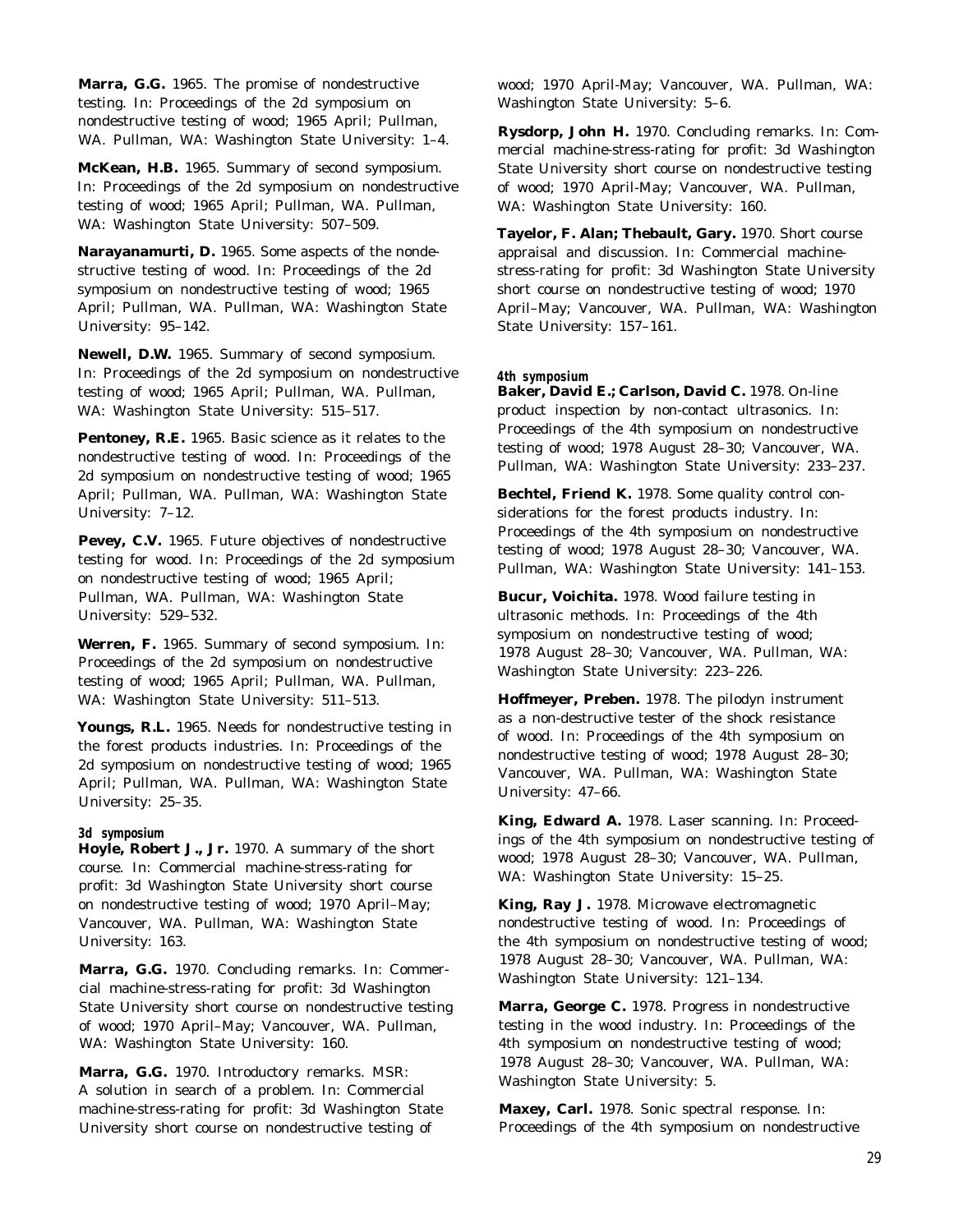**Marra, G.G.** 1965. The promise of nondestructive testing. In: Proceedings of the 2d symposium on nondestructive testing of wood; 1965 April; Pullman, WA. Pullman, WA: Washington State University: 1–4.

**McKean, H.B.** 1965. Summary of second symposium. In: Proceedings of the 2d symposium on nondestructive testing of wood; 1965 April; Pullman, WA. Pullman, WA: Washington State University: 507–509.

**Narayanamurti, D.** 1965. Some aspects of the nondestructive testing of wood. In: Proceedings of the 2d symposium on nondestructive testing of wood; 1965 April; Pullman, WA. Pullman, WA: Washington State University: 95–142.

**Newell, D.W.** 1965. Summary of second symposium. In: Proceedings of the 2d symposium on nondestructive testing of wood; 1965 April; Pullman, WA. Pullman, WA: Washington State University: 515–517.

**Pentoney, R.E.** 1965. Basic science as it relates to the nondestructive testing of wood. In: Proceedings of the 2d symposium on nondestructive testing of wood; 1965 April; Pullman, WA. Pullman, WA: Washington State University: 7–12.

**Pevey, C.V.** 1965. Future objectives of nondestructive testing for wood. In: Proceedings of the 2d symposium on nondestructive testing of wood; 1965 April; Pullman, WA. Pullman, WA: Washington State University: 529–532.

**Werren, F.** 1965. Summary of second symposium. In: Proceedings of the 2d symposium on nondestructive testing of wood; 1965 April; Pullman, WA. Pullman, WA: Washington State University: 511–513.

**Youngs, R.L.** 1965. Needs for nondestructive testing in the forest products industries. In: Proceedings of the 2d symposium on nondestructive testing of wood; 1965 April; Pullman, WA. Pullman, WA: Washington State University: 25–35.

#### 3d symposium

**Hoyle, Robert J., Jr.** 1970. A summary of the short course. In: Commercial machine-stress-rating for profit: 3d Washington State University short course on nondestructive testing of wood; 1970 April–May; Vancouver, WA. Pullman, WA: Washington State University: 163.

**Marra, G.G.** 1970. Concluding remarks. In: Commercial machine-stress-rating for profit: 3d Washington State University short course on nondestructive testing of wood; 1970 April–May; Vancouver, WA. Pullman, WA: Washington State University: 160.

**Marra, G.G.** 1970. Introductory remarks. MSR: A solution in search of a problem. In: Commercial machine-stress-rating for profit: 3d Washington State University short course on nondestructive testing of wood; 1970 April-May; Vancouver, WA. Pullman, WA: Washington State University: 5–6.

**Rysdorp, John H.** 1970. Concluding remarks. In: Commercial machine-stress-rating for profit: 3d Washington State University short course on nondestructive testing of wood; 1970 April-May; Vancouver, WA. Pullman, WA: Washington State University: 160.

**Tayelor, F. Alan; Thebault, Gary.** 1970. Short course appraisal and discussion. In: Commercial machine-stress-rating for profit: 3d Washington State University short course on nondestructive testing of wood; 1970 April–May; Vancouver, WA. Pullman, WA: Washington State University: 157–161.

#### 4th symposium

**Baker, David E.; Carlson, David C.** 1978. On-line product inspection by non-contact ultrasonics. In: Proceedings of the 4th symposium on nondestructive testing of wood; 1978 August 28–30; Vancouver, WA. Pullman, WA: Washington State University: 233–237.

**Bechtel, Friend K.** 1978. Some quality control considerations for the forest products industry. In: Proceedings of the 4th symposium on nondestructive testing of wood; 1978 August 28–30; Vancouver, WA. Pullman, WA: Washington State University: 141–153.

**Bucur, Voichita.** 1978. Wood failure testing in ultrasonic methods. In: Proceedings of the 4th symposium on nondestructive testing of wood; 1978 August 28–30; Vancouver, WA. Pullman, WA: Washington State University: 223–226.

**Hoffmeyer, Preben.** 1978. The pilodyn instrument as a non-destructive tester of the shock resistance of wood. In: Proceedings of the 4th symposium on nondestructive testing of wood; 1978 August 28–30; Vancouver, WA. Pullman, WA: Washington State University: 47–66.

**King, Edward A.** 1978. Laser scanning. In: Proceedings of the 4th symposium on nondestructive testing of wood; 1978 August 28–30; Vancouver, WA. Pullman, WA: Washington State University: 15–25.

**King, Ray J.** 1978. Microwave electromagnetic nondestructive testing of wood. In: Proceedings of the 4th symposium on nondestructive testing of wood; 1978 August 28–30; Vancouver, WA. Pullman, WA: Washington State University: 121–134.

**Marra, George C.** 1978. Progress in nondestructive testing in the wood industry. In: Proceedings of the 4th symposium on nondestructive testing of wood; 1978 August 28–30; Vancouver, WA. Pullman, WA: Washington State University: 5.

**Maxey, Carl.** 1978. Sonic spectral response. In: Proceedings of the 4th symposium on nondestructive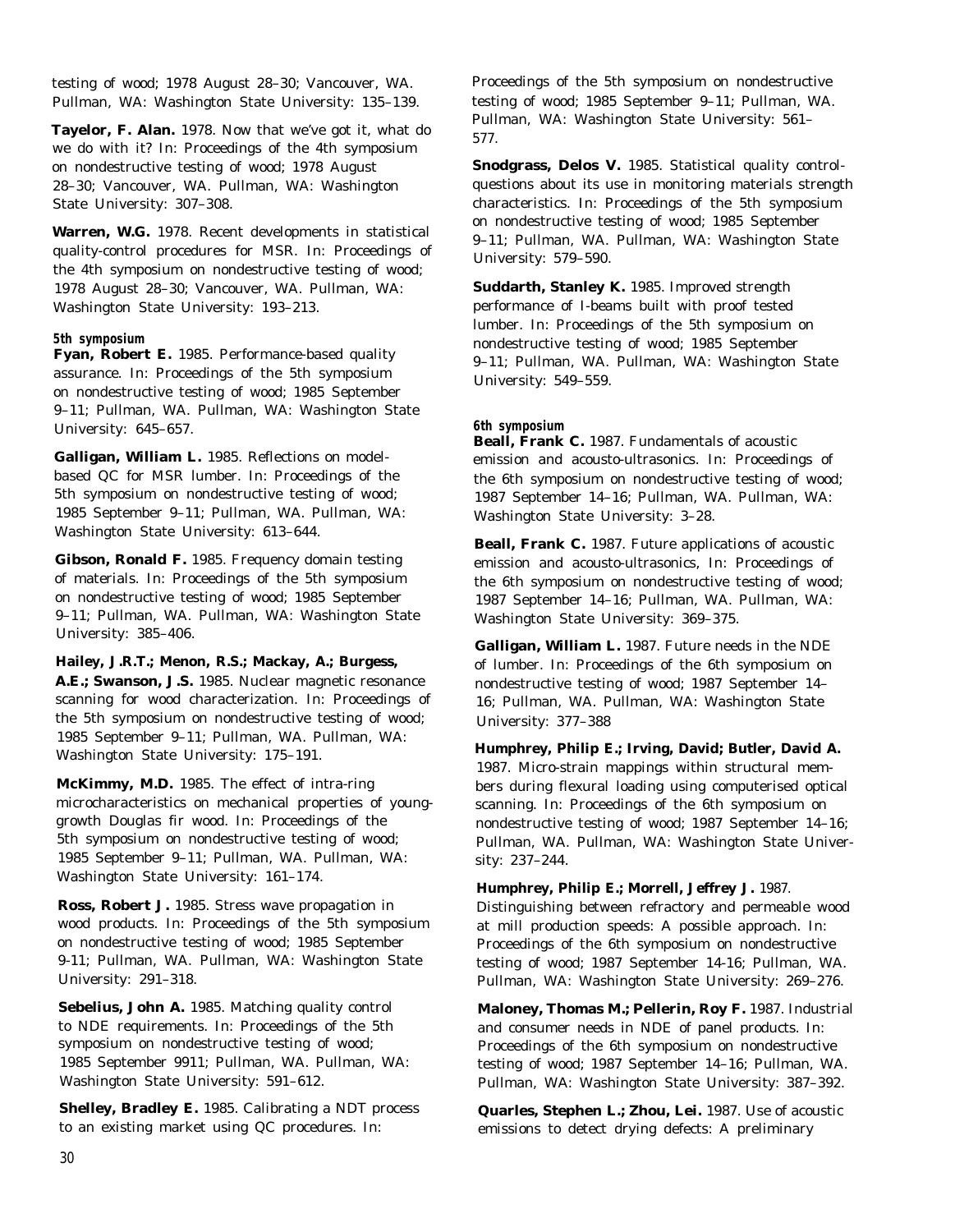testing of wood; 1978 August 28–30; Vancouver, WA. Pullman, WA: Washington State University: 135–139.

**Tayelor, F. Alan.** 1978. Now that we've got it, what do we do with it? In: Proceedings of the 4th symposium on nondestructive testing of wood; 1978 August 28–30; Vancouver, WA. Pullman, WA: Washington State University: 307–308.

**Warren, W.G.** 1978. Recent developments in statistical quality-control procedures for MSR. In: Proceedings of the 4th symposium on nondestructive testing of wood; 1978 August 28–30; Vancouver, WA. Pullman, WA: Washington State University: 193–213.

*5th symposium*

**Fyan, Robert E.** 1985. Performance-based quality assurance. In: Proceedings of the 5th symposium on nondestructive testing of wood; 1985 September 9–11; Pullman, WA. Pullman, WA: Washington State University: 645–657.

**Galligan, William L.** 1985. Reflections on model-based QC for MSR lumber. In: Proceedings of the 5th symposium on nondestructive testing of wood; 1985 September 9–11; Pullman, WA. Pullman, WA: Washington State University: 613–644.

**Gibson, Ronald F.** 1985. Frequency domain testing of materials. In: Proceedings of the 5th symposium on nondestructive testing of wood; 1985 September 9–11; Pullman, WA. Pullman, WA: Washington State University: 385–406.

**Hailey, J.R.T.; Menon, R.S.; Mackay, A.; Burgess, A.E.; Swanson, J.S.** 1985. Nuclear magnetic resonance scanning for wood characterization. In: Proceedings of the 5th symposium on nondestructive testing of wood; 1985 September 9–11; Pullman, WA. Pullman, WA: Washington State University: 175–191.

**McKimmy, M.D.** 1985. The effect of intra-ring microcharacteristics on mechanical properties of young-growth Douglas fir wood. In: Proceedings of the 5th symposium on nondestructive testing of wood; 1985 September 9–11; Pullman, WA. Pullman, WA: Washington State University: 161–174.

**Ross, Robert J.** 1985. Stress wave propagation in wood products. In: Proceedings of the 5th symposium on nondestructive testing of wood; 1985 September 9-11; Pullman, WA. Pullman, WA: Washington State University: 291–318.

**Sebelius, John A.** 1985. Matching quality control to NDE requirements. In: Proceedings of the 5th symposium on nondestructive testing of wood; 1985 September 9911; Pullman, WA. Pullman, WA: Washington State University: 591–612.

**Shelley, Bradley E.** 1985. Calibrating a NDT process to an existing market using QC procedures. In: Proceedings of the 5th symposium on nondestructive testing of wood; 1985 September 9–11; Pullman, WA. Pullman, WA: Washington State University: 561–577.

**Snodgrass, Delos V.** 1985. Statistical quality control-questions about its use in monitoring materials strength characteristics. In: Proceedings of the 5th symposium on nondestructive testing of wood; 1985 September 9–11; Pullman, WA. Pullman, WA: Washington State University: 579–590.

**Suddarth, Stanley K.** 1985. Improved strength performance of I-beams built with proof tested lumber. In: Proceedings of the 5th symposium on nondestructive testing of wood; 1985 September 9–11; Pullman, WA. Pullman, WA: Washington State University: 549–559.

*6th symposium*

**Beall, Frank C.** 1987. Fundamentals of acoustic emission and acousto-ultrasonics. In: Proceedings of the 6th symposium on nondestructive testing of wood; 1987 September 14–16; Pullman, WA. Pullman, WA: Washington State University: 3–28.

**Beall, Frank C.** 1987. Future applications of acoustic emission and acousto-ultrasonics, In: Proceedings of the 6th symposium on nondestructive testing of wood; 1987 September 14–16; Pullman, WA. Pullman, WA: Washington State University: 369–375.

**Galligan, William L.** 1987. Future needs in the NDE of lumber. In: Proceedings of the 6th symposium on nondestructive testing of wood; 1987 September 14–16; Pullman, WA. Pullman, WA: Washington State University: 377–388

**Humphrey, Philip E.; Irving, David; Butler, David A.** 1987. Micro-strain mappings within structural members during flexural loading using computerised optical scanning. In: Proceedings of the 6th symposium on nondestructive testing of wood; 1987 September 14–16; Pullman, WA. Pullman, WA: Washington State University: 237–244.

**Humphrey, Philip E.; Morrell, Jeffrey J.** 1987. Distinguishing between refractory and permeable wood at mill production speeds: A possible approach. In: Proceedings of the 6th symposium on nondestructive testing of wood; 1987 September 14-16; Pullman, WA. Pullman, WA: Washington State University: 269–276.

**Maloney, Thomas M.; Pellerin, Roy F.** 1987. Industrial and consumer needs in NDE of panel products. In: Proceedings of the 6th symposium on nondestructive testing of wood; 1987 September 14–16; Pullman, WA. Pullman, WA: Washington State University: 387–392.

**Quarles, Stephen L.; Zhou, Lei.** 1987. Use of acoustic emissions to detect drying defects: A preliminary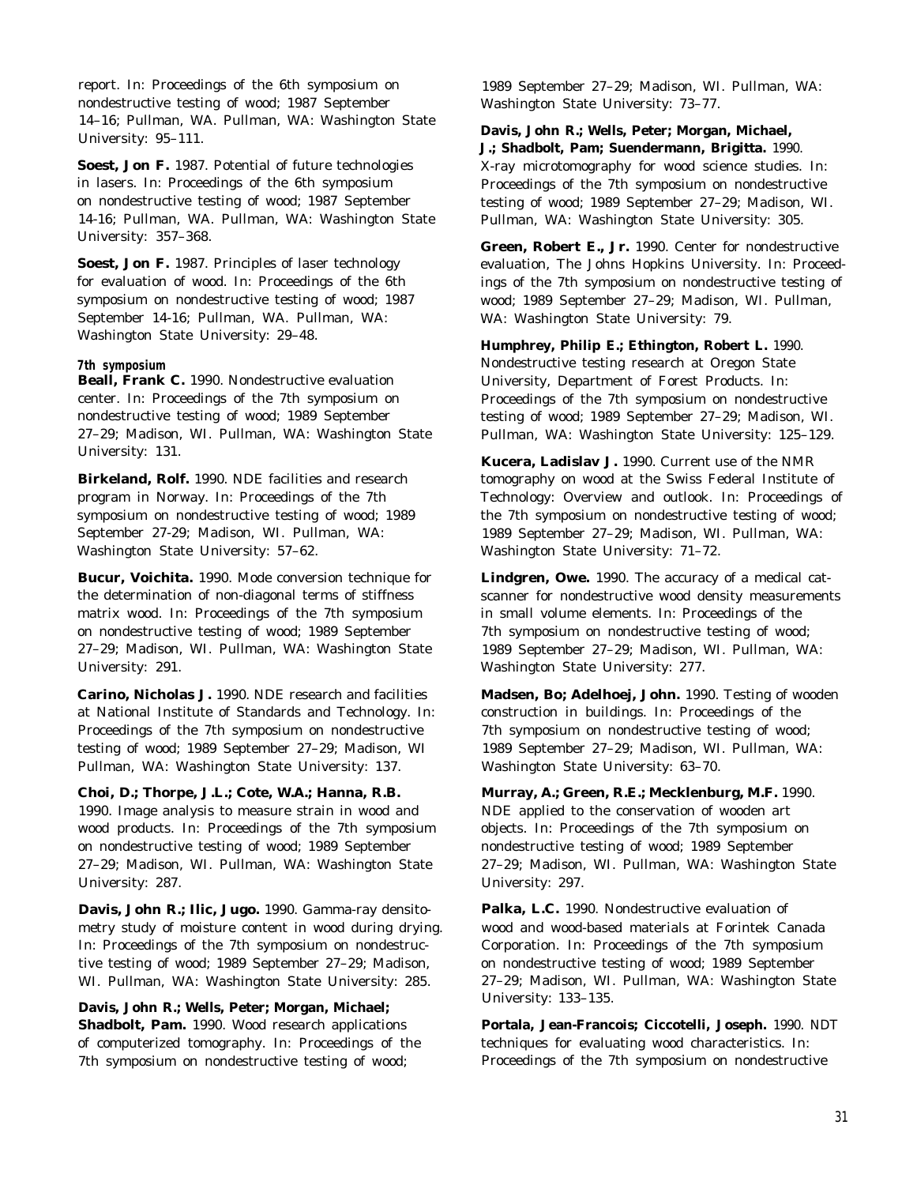report. In: Proceedings of the 6th symposium on nondestructive testing of wood; 1987 September 14–16; Pullman, WA. Pullman, WA: Washington State University: 95–111.

**Soest, Jon F.** 1987. Potential of future technologies in lasers. In: Proceedings of the 6th symposium on nondestructive testing of wood; 1987 September 14-16; Pullman, WA. Pullman, WA: Washington State University: 357–368.

**Soest, Jon F.** 1987. Principles of laser technology for evaluation of wood. In: Proceedings of the 6th symposium on nondestructive testing of wood; 1987 September 14-16; Pullman, WA. Pullman, WA: Washington State University: 29–48.

### *7th symposium*

**Beall, Frank C.** 1990. Nondestructive evaluation center. In: Proceedings of the 7th symposium on nondestructive testing of wood; 1989 September 27–29; Madison, WI. Pullman, WA: Washington State University: 131.

**Birkeland, Rolf.** 1990. NDE facilities and research program in Norway. In: Proceedings of the 7th symposium on nondestructive testing of wood; 1989 September 27-29; Madison, WI. Pullman, WA: Washington State University: 57–62.

**Bucur, Voichita.** 1990. Mode conversion technique for the determination of non-diagonal terms of stiffness matrix wood. In: Proceedings of the 7th symposium on nondestructive testing of wood; 1989 September 27–29; Madison, WI. Pullman, WA: Washington State University: 291.

**Carino, Nicholas J.** 1990. NDE research and facilities at National Institute of Standards and Technology. In: Proceedings of the 7th symposium on nondestructive testing of wood; 1989 September 27–29; Madison, WI Pullman, WA: Washington State University: 137.

**Choi, D.; Thorpe, J.L.; Cote, W.A.; Hanna, R.B.** 1990. Image analysis to measure strain in wood and wood products. In: Proceedings of the 7th symposium on nondestructive testing of wood; 1989 September 27–29; Madison, WI. Pullman, WA: Washington State University: 287.

**Davis, John R.; Ilic, Jugo.** 1990. Gamma-ray densitometry study of moisture content in wood during drying. In: Proceedings of the 7th symposium on nondestructive testing of wood; 1989 September 27–29; Madison, WI. Pullman, WA: Washington State University: 285.

**Davis, John R.; Wells, Peter; Morgan, Michael; Shadbolt, Pam.** 1990. Wood research applications of computerized tomography. In: Proceedings of the 7th symposium on nondestructive testing of wood; 1989 September 27–29; Madison, WI. Pullman, WA: Washington State University: 73–77.

**Davis, John R.; Wells, Peter; Morgan, Michael, J.; Shadbolt, Pam; Suendermann, Brigitta.** 1990. X-ray microtomography for wood science studies. In: Proceedings of the 7th symposium on nondestructive testing of wood; 1989 September 27–29; Madison, WI. Pullman, WA: Washington State University: 305.

**Green, Robert E., Jr.** 1990. Center for nondestructive evaluation, The Johns Hopkins University. In: Proceedings of the 7th symposium on nondestructive testing of wood; 1989 September 27–29; Madison, WI. Pullman, WA: Washington State University: 79.

**Humphrey, Philip E.; Ethington, Robert L.** 1990. Nondestructive testing research at Oregon State University, Department of Forest Products. In: Proceedings of the 7th symposium on nondestructive testing of wood; 1989 September 27–29; Madison, WI. Pullman, WA: Washington State University: 125–129.

**Kucera, Ladislav J.** 1990. Current use of the NMR tomography on wood at the Swiss Federal Institute of Technology: Overview and outlook. In: Proceedings of the 7th symposium on nondestructive testing of wood; 1989 September 27–29; Madison, WI. Pullman, WA: Washington State University: 71–72.

**Lindgren, Owe.** 1990. The accuracy of a medical cat-scanner for nondestructive wood density measurements in small volume elements. In: Proceedings of the 7th symposium on nondestructive testing of wood; 1989 September 27–29; Madison, WI. Pullman, WA: Washington State University: 277.

**Madsen, Bo; Adelhoej, John.** 1990. Testing of wooden construction in buildings. In: Proceedings of the 7th symposium on nondestructive testing of wood; 1989 September 27–29; Madison, WI. Pullman, WA: Washington State University: 63–70.

**Murray, A.; Green, R.E.; Mecklenburg, M.F.** 1990. NDE applied to the conservation of wooden art objects. In: Proceedings of the 7th symposium on nondestructive testing of wood; 1989 September 27–29; Madison, WI. Pullman, WA: Washington State University: 297.

**Palka, L.C.** 1990. Nondestructive evaluation of wood and wood-based materials at Forintek Canada Corporation. In: Proceedings of the 7th symposium on nondestructive testing of wood; 1989 September 27–29; Madison, WI. Pullman, WA: Washington State University: 133–135.

**Portala, Jean-Francois; Ciccotelli, Joseph.** 1990. NDT techniques for evaluating wood characteristics. In: Proceedings of the 7th symposium on nondestructive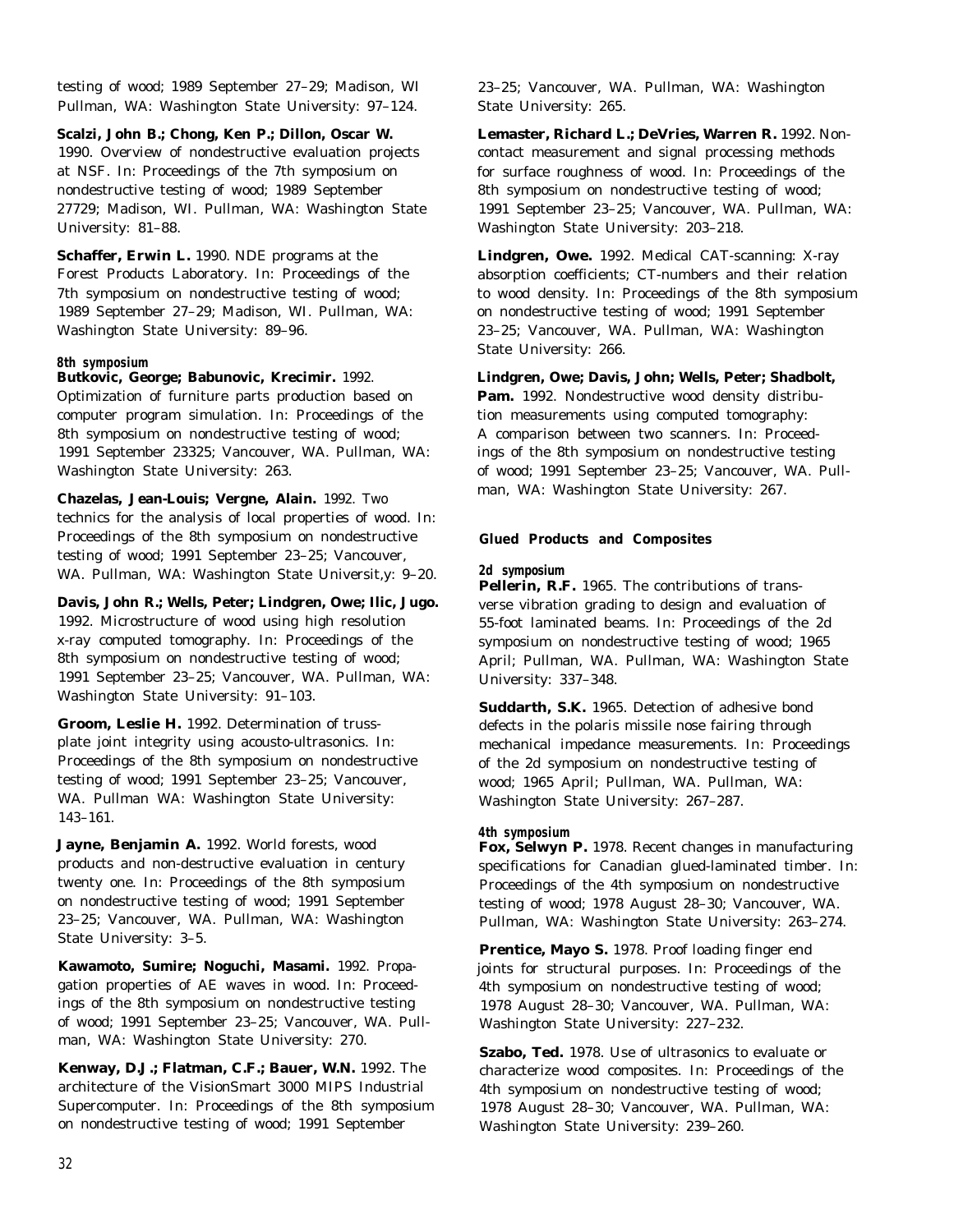testing of wood; 1989 September 27–29; Madison, WI Pullman, WA: Washington State University: 97–124.

**Scalzi, John B.; Chong, Ken P.; Dillon, Oscar W.** 1990. Overview of nondestructive evaluation projects at NSF. In: Proceedings of the 7th symposium on nondestructive testing of wood; 1989 September 27729; Madison, WI. Pullman, WA: Washington State University: 81–88.

**Schaffer, Erwin L.** 1990. NDE programs at the Forest Products Laboratory. In: Proceedings of the 7th symposium on nondestructive testing of wood; 1989 September 27–29; Madison, WI. Pullman, WA: Washington State University: 89–96.

*8th symposium*

**Butkovic, George; Babunovic, Krecimir.** 1992. Optimization of furniture parts production based on computer program simulation. In: Proceedings of the 8th symposium on nondestructive testing of wood; 1991 September 23325; Vancouver, WA. Pullman, WA: Washington State University: 263.

**Chazelas, Jean-Louis; Vergne, Alain.** 1992. Two technics for the analysis of local properties of wood. In: Proceedings of the 8th symposium on nondestructive testing of wood; 1991 September 23–25; Vancouver, WA. Pullman, WA: Washington State Universit,y: 9–20.

**Davis, John R.; Wells, Peter; Lindgren, Owe; Ilic, Jugo.** 1992. Microstructure of wood using high resolution x-ray computed tomography. In: Proceedings of the 8th symposium on nondestructive testing of wood; 1991 September 23–25; Vancouver, WA. Pullman, WA: Washington State University: 91–103.

**Groom, Leslie H.** 1992. Determination of truss-plate joint integrity using acousto-ultrasonics. In: Proceedings of the 8th symposium on nondestructive testing of wood; 1991 September 23–25; Vancouver, WA. Pullman WA: Washington State University: 143–161.

**Jayne, Benjamin A.** 1992. World forests, wood products and non-destructive evaluation in century twenty one. In: Proceedings of the 8th symposium on nondestructive testing of wood; 1991 September 23–25; Vancouver, WA. Pullman, WA: Washington State University: 3–5.

**Kawamoto, Sumire; Noguchi, Masami.** 1992. Propagation properties of AE waves in wood. In: Proceedings of the 8th symposium on nondestructive testing of wood; 1991 September 23–25; Vancouver, WA. Pullman, WA: Washington State University: 270.

**Kenway, D.J.; Flatman, C.F.; Bauer, W.N.** 1992. The architecture of the VisionSmart 3000 MIPS Industrial Supercomputer. In: Proceedings of the 8th symposium on nondestructive testing of wood; 1991 September 23–25; Vancouver, WA. Pullman, WA: Washington State University: 265.

**Lemaster, Richard L.; DeVries, Warren R.** 1992. Non-contact measurement and signal processing methods for surface roughness of wood. In: Proceedings of the 8th symposium on nondestructive testing of wood; 1991 September 23–25; Vancouver, WA. Pullman, WA: Washington State University: 203–218.

**Lindgren, Owe.** 1992. Medical CAT-scanning: X-ray absorption coefficients; CT-numbers and their relation to wood density. In: Proceedings of the 8th symposium on nondestructive testing of wood; 1991 September 23–25; Vancouver, WA. Pullman, WA: Washington State University: 266.

**Lindgren, Owe; Davis, John; Wells, Peter; Shadbolt, Pam.** 1992. Nondestructive wood density distribution measurements using computed tomography: A comparison between two scanners. In: Proceedings of the 8th symposium on nondestructive testing of wood; 1991 September 23–25; Vancouver, WA. Pullman, WA: Washington State University: 267.

### Glued Products and Composites

*2d symposium*

**Pellerin, R.F.** 1965. The contributions of transverse vibration grading to design and evaluation of 55-foot laminated beams. In: Proceedings of the 2d symposium on nondestructive testing of wood; 1965 April; Pullman, WA. Pullman, WA: Washington State University: 337–348.

**Suddarth, S.K.** 1965. Detection of adhesive bond defects in the polaris missile nose fairing through mechanical impedance measurements. In: Proceedings of the 2d symposium on nondestructive testing of wood; 1965 April; Pullman, WA. Pullman, WA: Washington State University: 267–287.

*4th symposium*

**Fox, Selwyn P.** 1978. Recent changes in manufacturing specifications for Canadian glued-laminated timber. In: Proceedings of the 4th symposium on nondestructive testing of wood; 1978 August 28–30; Vancouver, WA. Pullman, WA: Washington State University: 263–274.

**Prentice, Mayo S.** 1978. Proof loading finger end joints for structural purposes. In: Proceedings of the 4th symposium on nondestructive testing of wood; 1978 August 28–30; Vancouver, WA. Pullman, WA: Washington State University: 227–232.

**Szabo, Ted.** 1978. Use of ultrasonics to evaluate or characterize wood composites. In: Proceedings of the 4th symposium on nondestructive testing of wood; 1978 August 28–30; Vancouver, WA. Pullman, WA: Washington State University: 239–260.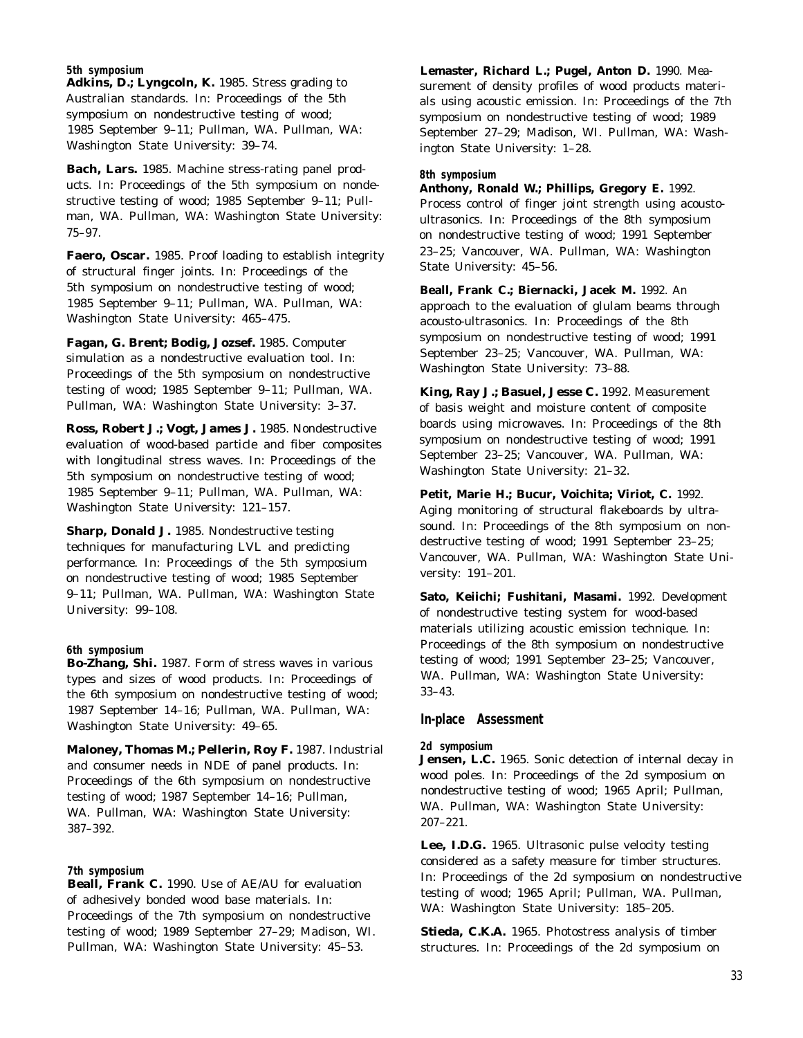#### *5th symposium*

**Adkins, D.; Lyngcoln, K.** 1985. Stress grading to Australian standards. In: Proceedings of the 5th symposium on nondestructive testing of wood; 1985 September 9–11; Pullman, WA. Pullman, WA: Washington State University: 39–74.

**Bach, Lars.** 1985. Machine stress-rating panel products. In: Proceedings of the 5th symposium on nondestructive testing of wood; 1985 September 9–11; Pullman, WA. Pullman, WA: Washington State University: 75–97.

**Faero, Oscar.** 1985. Proof loading to establish integrity of structural finger joints. In: Proceedings of the 5th symposium on nondestructive testing of wood; 1985 September 9–11; Pullman, WA. Pullman, WA: Washington State University: 465–475.

**Fagan, G. Brent; Bodig, Jozsef.** 1985. Computer simulation as a nondestructive evaluation tool. In: Proceedings of the 5th symposium on nondestructive testing of wood; 1985 September 9–11; Pullman, WA. Pullman, WA: Washington State University: 3–37.

**Ross, Robert J.; Vogt, James J.** 1985. Nondestructive evaluation of wood-based particle and fiber composites with longitudinal stress waves. In: Proceedings of the 5th symposium on nondestructive testing of wood; 1985 September 9–11; Pullman, WA. Pullman, WA: Washington State University: 121–157.

**Sharp, Donald J.** 1985. Nondestructive testing techniques for manufacturing LVL and predicting performance. In: Proceedings of the 5th symposium on nondestructive testing of wood; 1985 September 9–11; Pullman, WA. Pullman, WA: Washington State University: 99–108.

#### *6th symposium*

**Bo-Zhang, Shi.** 1987. Form of stress waves in various types and sizes of wood products. In: Proceedings of the 6th symposium on nondestructive testing of wood; 1987 September 14–16; Pullman, WA. Pullman, WA: Washington State University: 49–65.

**Maloney, Thomas M.; Pellerin, Roy F.** 1987. Industrial and consumer needs in NDE of panel products. In: Proceedings of the 6th symposium on nondestructive testing of wood; 1987 September 14–16; Pullman, WA. Pullman, WA: Washington State University: 387–392.

#### *7th symposium*

**Beall, Frank C.** 1990. Use of AE/AU for evaluation of adhesively bonded wood base materials. In: Proceedings of the 7th symposium on nondestructive testing of wood; 1989 September 27–29; Madison, WI. Pullman, WA: Washington State University: 45–53.

**Lemaster, Richard L.; Pugel, Anton D.** 1990. Measurement of density profiles of wood products materials using acoustic emission. In: Proceedings of the 7th symposium on nondestructive testing of wood; 1989 September 27–29; Madison, WI. Pullman, WA: Washington State University: 1–28.

#### *8th symposium*

**Anthony, Ronald W.; Phillips, Gregory E.** 1992. Process control of finger joint strength using acousto-ultrasonics. In: Proceedings of the 8th symposium on nondestructive testing of wood; 1991 September 23–25; Vancouver, WA. Pullman, WA: Washington State University: 45–56.

**Beall, Frank C.; Biernacki, Jacek M.** 1992. An approach to the evaluation of glulam beams through acousto-ultrasonics. In: Proceedings of the 8th symposium on nondestructive testing of wood; 1991 September 23–25; Vancouver, WA. Pullman, WA: Washington State University: 73–88.

**King, Ray J.; Basuel, Jesse C.** 1992. Measurement of basis weight and moisture content of composite boards using microwaves. In: Proceedings of the 8th symposium on nondestructive testing of wood; 1991 September 23–25; Vancouver, WA. Pullman, WA: Washington State University: 21–32.

**Petit, Marie H.; Bucur, Voichita; Viriot, C.** 1992. Aging monitoring of structural flakeboards by ultrasound. In: Proceedings of the 8th symposium on nondestructive testing of wood; 1991 September 23–25; Vancouver, WA. Pullman, WA: Washington State University: 191–201.

**Sato, Keiichi; Fushitani, Masami.** 1992. Development of nondestructive testing system for wood-based materials utilizing acoustic emission technique. In: Proceedings of the 8th symposium on nondestructive testing of wood; 1991 September 23–25; Vancouver, WA. Pullman, WA: Washington State University: 33–43.

### In-place Assessment

#### *2d symposium*

**Jensen, L.C.** 1965. Sonic detection of internal decay in wood poles. In: Proceedings of the 2d symposium on nondestructive testing of wood; 1965 April; Pullman, WA. Pullman, WA: Washington State University: 207–221.

**Lee, I.D.G.** 1965. Ultrasonic pulse velocity testing considered as a safety measure for timber structures. In: Proceedings of the 2d symposium on nondestructive testing of wood; 1965 April; Pullman, WA. Pullman, WA: Washington State University: 185–205.

**Stieda, C.K.A.** 1965. Photostress analysis of timber structures. In: Proceedings of the 2d symposium on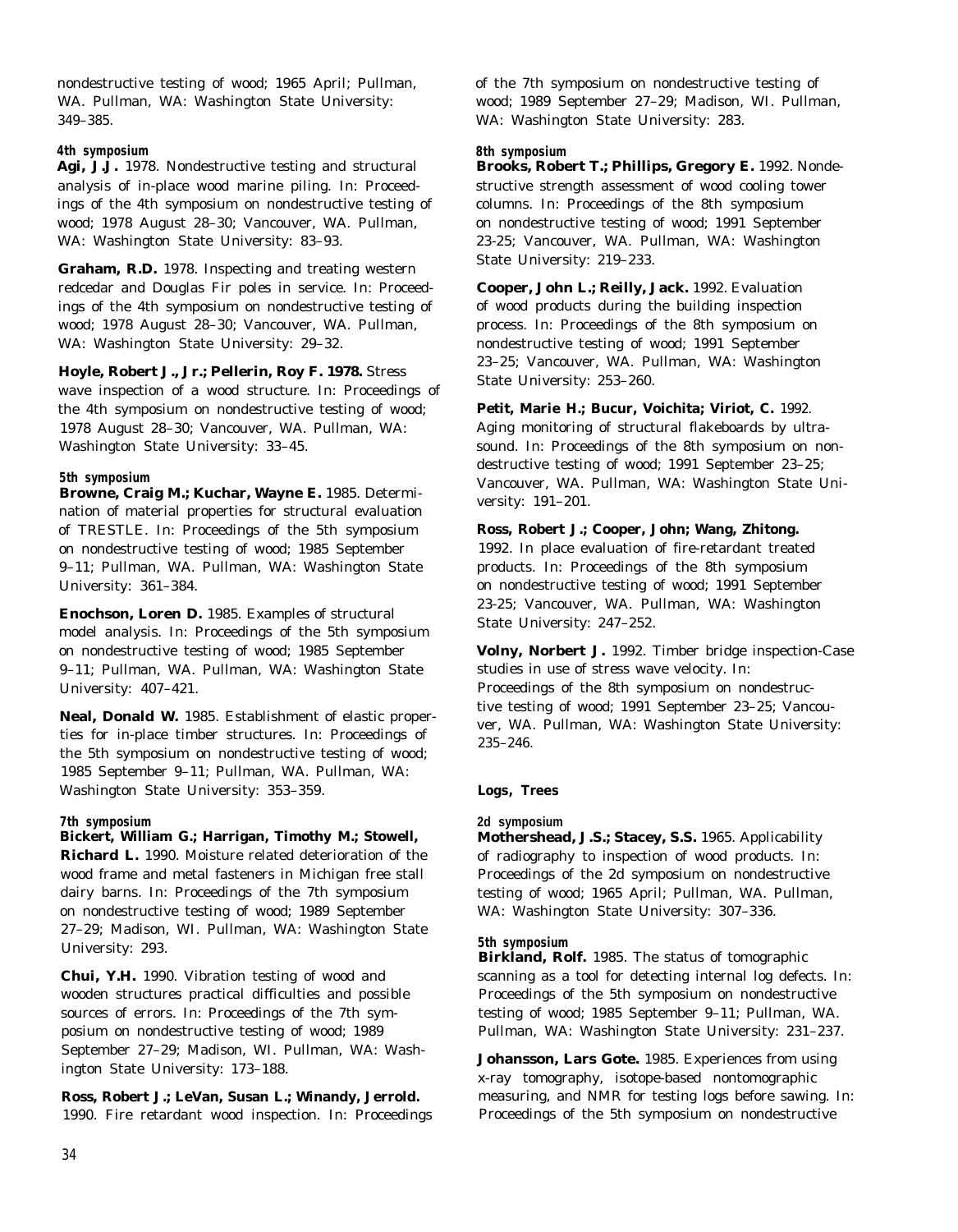nondestructive testing of wood; 1965 April; Pullman, WA. Pullman, WA: Washington State University: 349–385.

#### 4th symposium

**Agi, J.J.** 1978. Nondestructive testing and structural analysis of in-place wood marine piling. In: Proceedings of the 4th symposium on nondestructive testing of wood; 1978 August 28–30; Vancouver, WA. Pullman, WA: Washington State University: 83–93.

**Graham, R.D.** 1978. Inspecting and treating western redcedar and Douglas Fir poles in service. In: Proceedings of the 4th symposium on nondestructive testing of wood; 1978 August 28–30; Vancouver, WA. Pullman, WA: Washington State University: 29–32.

**Hoyle, Robert J., Jr.; Pellerin, Roy F. 1978.** Stress wave inspection of a wood structure. In: Proceedings of the 4th symposium on nondestructive testing of wood; 1978 August 28–30; Vancouver, WA. Pullman, WA: Washington State University: 33–45.

#### 5th symposium

**Browne, Craig M.; Kuchar, Wayne E.** 1985. Determination of material properties for structural evaluation of TRESTLE. In: Proceedings of the 5th symposium on nondestructive testing of wood; 1985 September 9–11; Pullman, WA. Pullman, WA: Washington State University: 361–384.

**Enochson, Loren D.** 1985. Examples of structural model analysis. In: Proceedings of the 5th symposium on nondestructive testing of wood; 1985 September 9–11; Pullman, WA. Pullman, WA: Washington State University: 407–421.

**Neal, Donald W.** 1985. Establishment of elastic properties for in-place timber structures. In: Proceedings of the 5th symposium on nondestructive testing of wood; 1985 September 9–11; Pullman, WA. Pullman, WA: Washington State University: 353–359.

#### 7th symposium

**Bickert, William G.; Harrigan, Timothy M.; Stowell, Richard L.** 1990. Moisture related deterioration of the wood frame and metal fasteners in Michigan free stall dairy barns. In: Proceedings of the 7th symposium on nondestructive testing of wood; 1989 September 27–29; Madison, WI. Pullman, WA: Washington State University: 293.

**Chui, Y.H.** 1990. Vibration testing of wood and wooden structures practical difficulties and possible sources of errors. In: Proceedings of the 7th symposium on nondestructive testing of wood; 1989 September 27–29; Madison, WI. Pullman, WA: Washington State University: 173–188.

**Ross, Robert J.; LeVan, Susan L.; Winandy, Jerrold.** 1990. Fire retardant wood inspection. In: Proceedings of the 7th symposium on nondestructive testing of wood; 1989 September 27–29; Madison, WI. Pullman, WA: Washington State University: 283.

#### 8th symposium

**Brooks, Robert T.; Phillips, Gregory E.** 1992. Nondestructive strength assessment of wood cooling tower columns. In: Proceedings of the 8th symposium on nondestructive testing of wood; 1991 September 23-25; Vancouver, WA. Pullman, WA: Washington State University: 219–233.

**Cooper, John L.; Reilly, Jack.** 1992. Evaluation of wood products during the building inspection process. In: Proceedings of the 8th symposium on nondestructive testing of wood; 1991 September 23–25; Vancouver, WA. Pullman, WA: Washington State University: 253–260.

**Petit, Marie H.; Bucur, Voichita; Viriot, C.** 1992. Aging monitoring of structural flakeboards by ultrasound. In: Proceedings of the 8th symposium on nondestructive testing of wood; 1991 September 23–25; Vancouver, WA. Pullman, WA: Washington State University: 191–201.

**Ross, Robert J.; Cooper, John; Wang, Zhitong.** 1992. In place evaluation of fire-retardant treated products. In: Proceedings of the 8th symposium on nondestructive testing of wood; 1991 September 23-25; Vancouver, WA. Pullman, WA: Washington State University: 247–252.

**Volny, Norbert J.** 1992. Timber bridge inspection-Case studies in use of stress wave velocity. In: Proceedings of the 8th symposium on nondestructive testing of wood; 1991 September 23–25; Vancouver, WA. Pullman, WA: Washington State University: 235–246.

### Logs, Trees

#### 2d symposium

**Mothershead, J.S.; Stacey, S.S.** 1965. Applicability of radiography to inspection of wood products. In: Proceedings of the 2d symposium on nondestructive testing of wood; 1965 April; Pullman, WA. Pullman, WA: Washington State University: 307–336.

#### 5th symposium

**Birkland, Rolf.** 1985. The status of tomographic scanning as a tool for detecting internal log defects. In: Proceedings of the 5th symposium on nondestructive testing of wood; 1985 September 9–11; Pullman, WA. Pullman, WA: Washington State University: 231–237.

**Johansson, Lars Gote.** 1985. Experiences from using x-ray tomography, isotope-based nontomographic measuring, and NMR for testing logs before sawing. In: Proceedings of the 5th symposium on nondestructive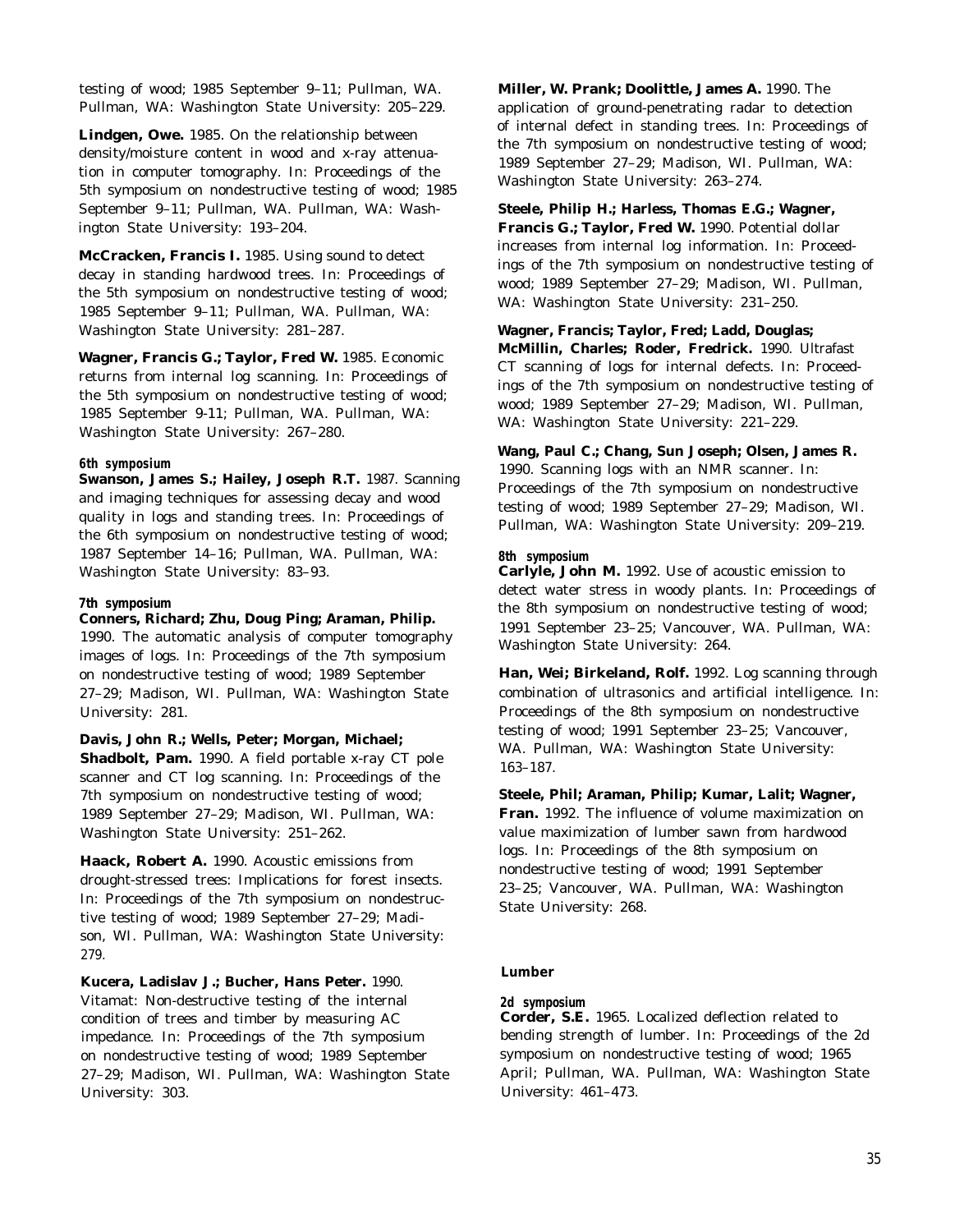testing of wood; 1985 September 9–11; Pullman, WA. Pullman, WA: Washington State University: 205–229.

**Lindgen, Owe.** 1985. On the relationship between density/moisture content in wood and x-ray attenuation in computer tomography. In: Proceedings of the 5th symposium on nondestructive testing of wood; 1985 September 9–11; Pullman, WA. Pullman, WA: Washington State University: 193–204.

**McCracken, Francis I.** 1985. Using sound to detect decay in standing hardwood trees. In: Proceedings of the 5th symposium on nondestructive testing of wood; 1985 September 9–11; Pullman, WA. Pullman, WA: Washington State University: 281–287.

**Wagner, Francis G.; Taylor, Fred W.** 1985. Economic returns from internal log scanning. In: Proceedings of the 5th symposium on nondestructive testing of wood; 1985 September 9-11; Pullman, WA. Pullman, WA: Washington State University: 267–280.

#### 6th symposium

**Swanson, James S.; Hailey, Joseph R.T.** 1987. Scanning and imaging techniques for assessing decay and wood quality in logs and standing trees. In: Proceedings of the 6th symposium on nondestructive testing of wood; 1987 September 14–16; Pullman, WA. Pullman, WA: Washington State University: 83–93.

#### 7th symposium

**Conners, Richard; Zhu, Doug Ping; Araman, Philip.** 1990. The automatic analysis of computer tomography images of logs. In: Proceedings of the 7th symposium on nondestructive testing of wood; 1989 September 27–29; Madison, WI. Pullman, WA: Washington State University: 281.

**Davis, John R.; Wells, Peter; Morgan, Michael; Shadbolt, Pam.** 1990. A field portable x-ray CT pole scanner and CT log scanning. In: Proceedings of the 7th symposium on nondestructive testing of wood; 1989 September 27–29; Madison, WI. Pullman, WA: Washington State University: 251–262.

**Haack, Robert A.** 1990. Acoustic emissions from drought-stressed trees: Implications for forest insects. In: Proceedings of the 7th symposium on nondestructive testing of wood; 1989 September 27–29; Madison, WI. Pullman, WA: Washington State University: 279.

**Kucera, Ladislav J.; Bucher, Hans Peter.** 1990. Vitamat: Non-destructive testing of the internal condition of trees and timber by measuring AC impedance. In: Proceedings of the 7th symposium on nondestructive testing of wood; 1989 September 27–29; Madison, WI. Pullman, WA: Washington State University: 303.

**Miller, W. Prank; Doolittle, James A.** 1990. The application of ground-penetrating radar to detection of internal defect in standing trees. In: Proceedings of the 7th symposium on nondestructive testing of wood; 1989 September 27–29; Madison, WI. Pullman, WA: Washington State University: 263–274.

**Steele, Philip H.; Harless, Thomas E.G.; Wagner, Francis G.; Taylor, Fred W.** 1990. Potential dollar increases from internal log information. In: Proceedings of the 7th symposium on nondestructive testing of wood; 1989 September 27–29; Madison, WI. Pullman, WA: Washington State University: 231–250.

**Wagner, Francis; Taylor, Fred; Ladd, Douglas; McMillin, Charles; Roder, Fredrick.** 1990. Ultrafast CT scanning of logs for internal defects. In: Proceedings of the 7th symposium on nondestructive testing of wood; 1989 September 27–29; Madison, WI. Pullman, WA: Washington State University: 221–229.

**Wang, Paul C.; Chang, Sun Joseph; Olsen, James R.** 1990. Scanning logs with an NMR scanner. In: Proceedings of the 7th symposium on nondestructive testing of wood; 1989 September 27–29; Madison, WI. Pullman, WA: Washington State University: 209–219.

#### 8th symposium

**Carlyle, John M.** 1992. Use of acoustic emission to detect water stress in woody plants. In: Proceedings of the 8th symposium on nondestructive testing of wood; 1991 September 23–25; Vancouver, WA. Pullman, WA: Washington State University: 264.

**Han, Wei; Birkeland, Rolf.** 1992. Log scanning through combination of ultrasonics and artificial intelligence. In: Proceedings of the 8th symposium on nondestructive testing of wood; 1991 September 23–25; Vancouver, WA. Pullman, WA: Washington State University: 163–187.

**Steele, Phil; Araman, Philip; Kumar, Lalit; Wagner, Fran.** 1992. The influence of volume maximization on value maximization of lumber sawn from hardwood logs. In: Proceedings of the 8th symposium on nondestructive testing of wood; 1991 September 23–25; Vancouver, WA. Pullman, WA: Washington State University: 268.

### Lumber

#### 2d symposium

**Corder, S.E.** 1965. Localized deflection related to bending strength of lumber. In: Proceedings of the 2d symposium on nondestructive testing of wood; 1965 April; Pullman, WA. Pullman, WA: Washington State University: 461–473.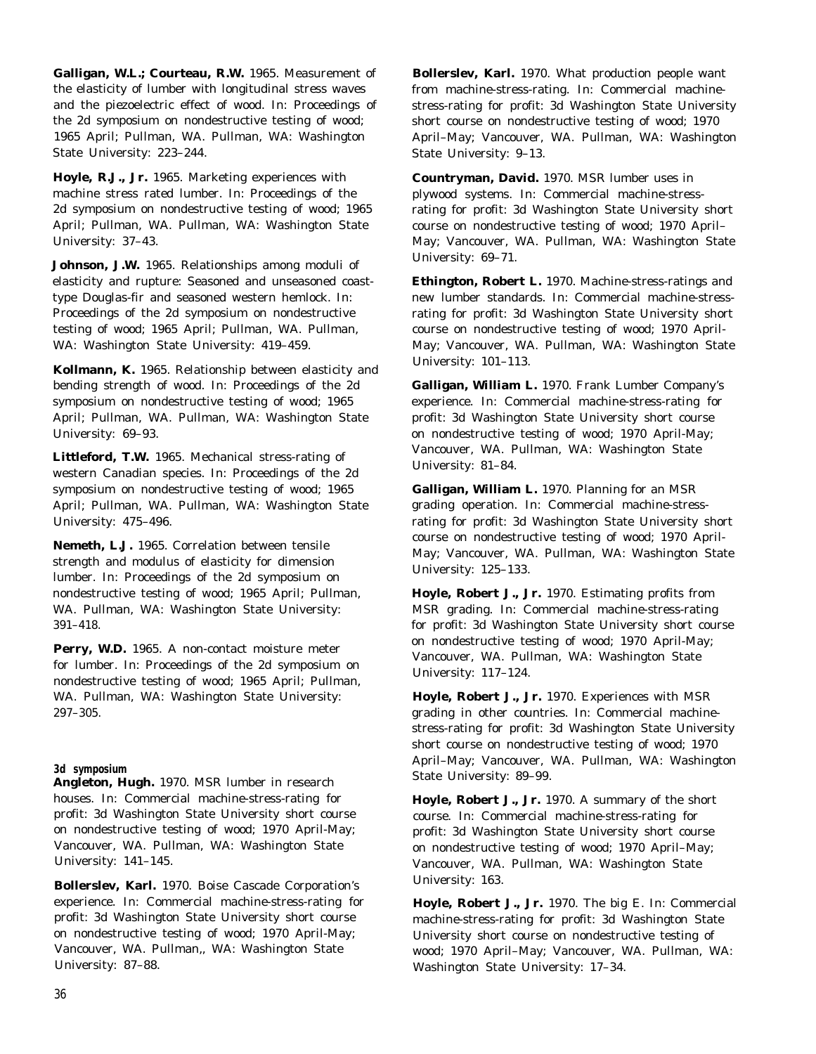**Galligan, W.L.; Courteau, R.W.** 1965. Measurement of the elasticity of lumber with longitudinal stress waves and the piezoelectric effect of wood. In: Proceedings of the 2d symposium on nondestructive testing of wood; 1965 April; Pullman, WA. Pullman, WA: Washington State University: 223–244.

**Hoyle, R.J., Jr.** 1965. Marketing experiences with machine stress rated lumber. In: Proceedings of the 2d symposium on nondestructive testing of wood; 1965 April; Pullman, WA. Pullman, WA: Washington State University: 37–43.

**Johnson, J.W.** 1965. Relationships among moduli of elasticity and rupture: Seasoned and unseasoned coast-type Douglas-fir and seasoned western hemlock. In: Proceedings of the 2d symposium on nondestructive testing of wood; 1965 April; Pullman, WA. Pullman, WA: Washington State University: 419–459.

**Kollmann, K.** 1965. Relationship between elasticity and bending strength of wood. In: Proceedings of the 2d symposium on nondestructive testing of wood; 1965 April; Pullman, WA. Pullman, WA: Washington State University: 69–93.

**Littleford, T.W.** 1965. Mechanical stress-rating of western Canadian species. In: Proceedings of the 2d symposium on nondestructive testing of wood; 1965 April; Pullman, WA. Pullman, WA: Washington State University: 475–496.

**Nemeth, L.J.** 1965. Correlation between tensile strength and modulus of elasticity for dimension lumber. In: Proceedings of the 2d symposium on nondestructive testing of wood; 1965 April; Pullman, WA. Pullman, WA: Washington State University: 391–418.

**Perry, W.D.** 1965. A non-contact moisture meter for lumber. In: Proceedings of the 2d symposium on nondestructive testing of wood; 1965 April; Pullman, WA. Pullman, WA: Washington State University: 297–305.

***3d symposium***

**Angleton, Hugh.** 1970. MSR lumber in research houses. In: Commercial machine-stress-rating for profit: 3d Washington State University short course on nondestructive testing of wood; 1970 April-May; Vancouver, WA. Pullman, WA: Washington State University: 141–145.

**Bollerslev, Karl.** 1970. Boise Cascade Corporation's experience. In: Commercial machine-stress-rating for profit: 3d Washington State University short course on nondestructive testing of wood; 1970 April-May; Vancouver, WA. Pullman,, WA: Washington State University: 87–88.

**Bollerslev, Karl.** 1970. What production people want from machine-stress-rating. In: Commercial machine-stress-rating for profit: 3d Washington State University short course on nondestructive testing of wood; 1970 April–May; Vancouver, WA. Pullman, WA: Washington State University: 9–13.

**Countryman, David.** 1970. MSR lumber uses in plywood systems. In: Commercial machine-stress-rating for profit: 3d Washington State University short course on nondestructive testing of wood; 1970 April–May; Vancouver, WA. Pullman, WA: Washington State University: 69–71.

**Ethington, Robert L.** 1970. Machine-stress-ratings and new lumber standards. In: Commercial machine-stress-rating for profit: 3d Washington State University short course on nondestructive testing of wood; 1970 April-May; Vancouver, WA. Pullman, WA: Washington State University: 101–113.

**Galligan, William L.** 1970. Frank Lumber Company's experience. In: Commercial machine-stress-rating for profit: 3d Washington State University short course on nondestructive testing of wood; 1970 April-May; Vancouver, WA. Pullman, WA: Washington State University: 81–84.

**Galligan, William L.** 1970. Planning for an MSR grading operation. In: Commercial machine-stress-rating for profit: 3d Washington State University short course on nondestructive testing of wood; 1970 April-May; Vancouver, WA. Pullman, WA: Washington State University: 125–133.

**Hoyle, Robert J., Jr.** 1970. Estimating profits from MSR grading. In: Commercial machine-stress-rating for profit: 3d Washington State University short course on nondestructive testing of wood; 1970 April-May; Vancouver, WA. Pullman, WA: Washington State University: 117–124.

**Hoyle, Robert J., Jr.** 1970. Experiences with MSR grading in other countries. In: Commercial machine-stress-rating for profit: 3d Washington State University short course on nondestructive testing of wood; 1970 April–May; Vancouver, WA. Pullman, WA: Washington State University: 89–99.

**Hoyle, Robert J., Jr.** 1970. A summary of the short course. In: Commercial machine-stress-rating for profit: 3d Washington State University short course on nondestructive testing of wood; 1970 April–May; Vancouver, WA. Pullman, WA: Washington State University: 163.

**Hoyle, Robert J., Jr.** 1970. The big E. In: Commercial machine-stress-rating for profit: 3d Washington State University short course on nondestructive testing of wood; 1970 April–May; Vancouver, WA. Pullman, WA: Washington State University: 17–34.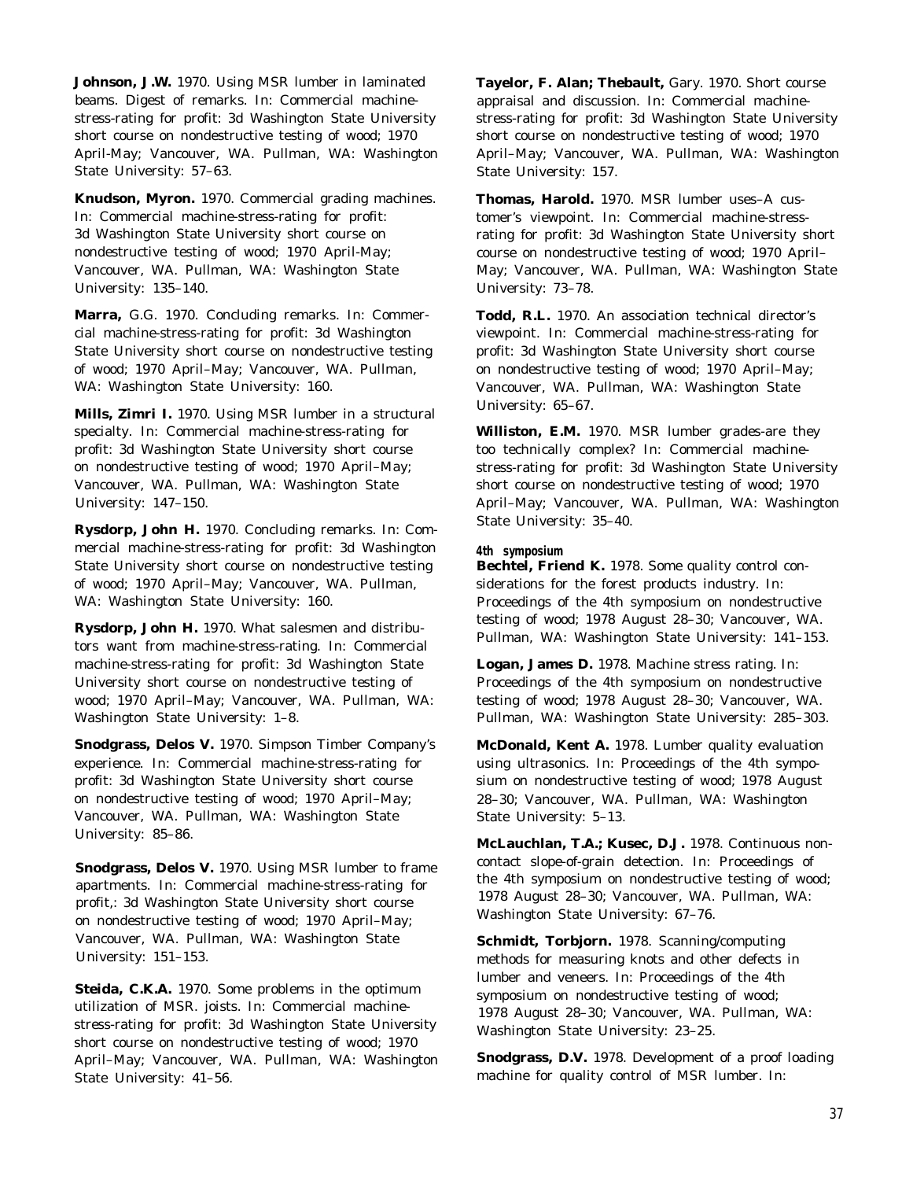**Johnson, J.W.** 1970. Using MSR lumber in laminated beams. Digest of remarks. In: Commercial machine-stress-rating for profit: 3d Washington State University short course on nondestructive testing of wood; 1970 April-May; Vancouver, WA. Pullman, WA: Washington State University: 57–63.

**Knudson, Myron.** 1970. Commercial grading machines. In: Commercial machine-stress-rating for profit: 3d Washington State University short course on nondestructive testing of wood; 1970 April-May; Vancouver, WA. Pullman, WA: Washington State University: 135–140.

**Marra,** G.G. 1970. Concluding remarks. In: Commercial machine-stress-rating for profit: 3d Washington State University short course on nondestructive testing of wood; 1970 April–May; Vancouver, WA. Pullman, WA: Washington State University: 160.

**Mills, Zimri I.** 1970. Using MSR lumber in a structural specialty. In: Commercial machine-stress-rating for profit: 3d Washington State University short course on nondestructive testing of wood; 1970 April–May; Vancouver, WA. Pullman, WA: Washington State University: 147–150.

**Rysdorp, John H.** 1970. Concluding remarks. In: Commercial machine-stress-rating for profit: 3d Washington State University short course on nondestructive testing of wood; 1970 April–May; Vancouver, WA. Pullman, WA: Washington State University: 160.

**Rysdorp, John H.** 1970. What salesmen and distributors want from machine-stress-rating. In: Commercial machine-stress-rating for profit: 3d Washington State University short course on nondestructive testing of wood; 1970 April–May; Vancouver, WA. Pullman, WA: Washington State University: 1–8.

**Snodgrass, Delos V.** 1970. Simpson Timber Company's experience. In: Commercial machine-stress-rating for profit: 3d Washington State University short course on nondestructive testing of wood; 1970 April–May; Vancouver, WA. Pullman, WA: Washington State University: 85–86.

**Snodgrass, Delos V.** 1970. Using MSR lumber to frame apartments. In: Commercial machine-stress-rating for profit,: 3d Washington State University short course on nondestructive testing of wood; 1970 April–May; Vancouver, WA. Pullman, WA: Washington State University: 151–153.

**Steida, C.K.A.** 1970. Some problems in the optimum utilization of MSR. joists. In: Commercial machine-stress-rating for profit: 3d Washington State University short course on nondestructive testing of wood; 1970 April–May; Vancouver, WA. Pullman, WA: Washington State University: 41–56.

**Tayelor, F. Alan; Thebault,** Gary. 1970. Short course appraisal and discussion. In: Commercial machine-stress-rating for profit: 3d Washington State University short course on nondestructive testing of wood; 1970 April–May; Vancouver, WA. Pullman, WA: Washington State University: 157.

**Thomas, Harold.** 1970. MSR lumber uses–A customer's viewpoint. In: Commercial machine-stress-rating for profit: 3d Washington State University short course on nondestructive testing of wood; 1970 April–May; Vancouver, WA. Pullman, WA: Washington State University: 73–78.

**Todd, R.L.** 1970. An association technical director's viewpoint. In: Commercial machine-stress-rating for profit: 3d Washington State University short course on nondestructive testing of wood; 1970 April–May; Vancouver, WA. Pullman, WA: Washington State University: 65–67.

**Williston, E.M.** 1970. MSR lumber grades-are they too technically complex? In: Commercial machine-stress-rating for profit: 3d Washington State University short course on nondestructive testing of wood; 1970 April–May; Vancouver, WA. Pullman, WA: Washington State University: 35–40.

***4th symposium***

**Bechtel, Friend K.** 1978. Some quality control considerations for the forest products industry. In: Proceedings of the 4th symposium on nondestructive testing of wood; 1978 August 28–30; Vancouver, WA. Pullman, WA: Washington State University: 141–153.

**Logan, James D.** 1978. Machine stress rating. In: Proceedings of the 4th symposium on nondestructive testing of wood; 1978 August 28–30; Vancouver, WA. Pullman, WA: Washington State University: 285–303.

**McDonald, Kent A.** 1978. Lumber quality evaluation using ultrasonics. In: Proceedings of the 4th symposium on nondestructive testing of wood; 1978 August 28–30; Vancouver, WA. Pullman, WA: Washington State University: 5–13.

**McLauchlan, T.A.; Kusec, D.J.** 1978. Continuous noncontact slope-of-grain detection. In: Proceedings of the 4th symposium on nondestructive testing of wood; 1978 August 28–30; Vancouver, WA. Pullman, WA: Washington State University: 67–76.

**Schmidt, Torbjorn.** 1978. Scanning/computing methods for measuring knots and other defects in lumber and veneers. In: Proceedings of the 4th symposium on nondestructive testing of wood; 1978 August 28–30; Vancouver, WA. Pullman, WA: Washington State University: 23–25.

**Snodgrass, D.V.** 1978. Development of a proof loading machine for quality control of MSR lumber. In: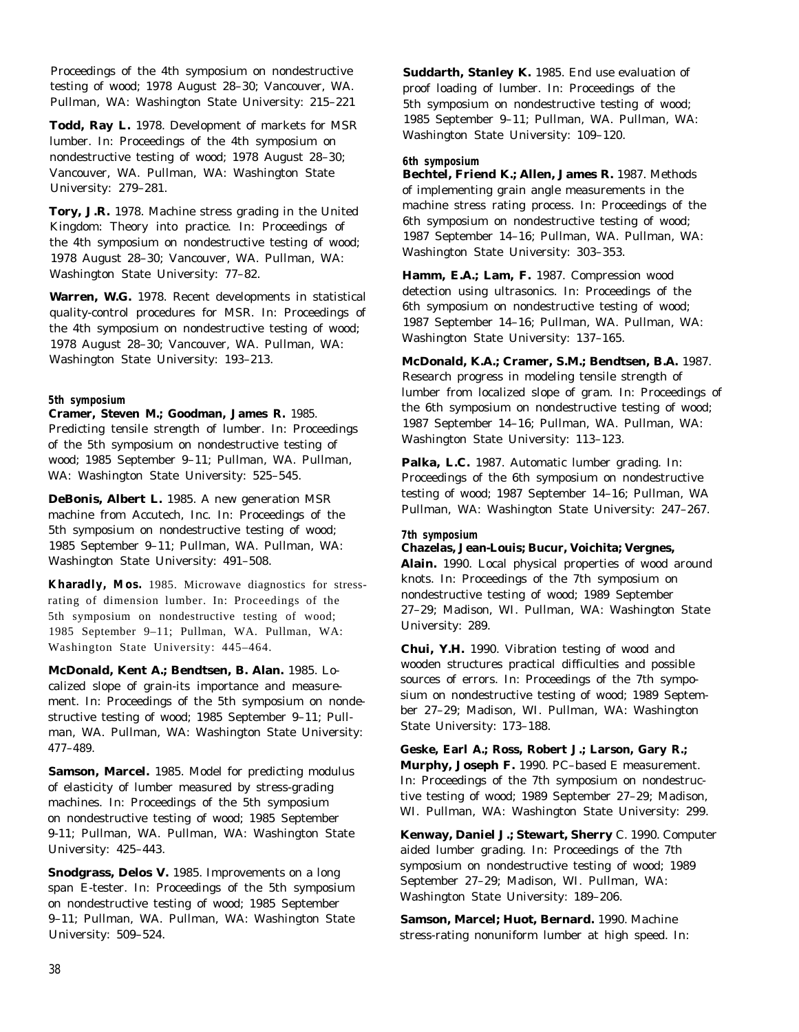Proceedings of the 4th symposium on nondestructive testing of wood; 1978 August 28–30; Vancouver, WA. Pullman, WA: Washington State University: 215–221

**Todd, Ray L.** 1978. Development of markets for MSR lumber. In: Proceedings of the 4th symposium on nondestructive testing of wood; 1978 August 28–30; Vancouver, WA. Pullman, WA: Washington State University: 279–281.

**Tory, J.R.** 1978. Machine stress grading in the United Kingdom: Theory into practice. In: Proceedings of the 4th symposium on nondestructive testing of wood; 1978 August 28–30; Vancouver, WA. Pullman, WA: Washington State University: 77–82.

**Warren, W.G.** 1978. Recent developments in statistical quality-control procedures for MSR. In: Proceedings of the 4th symposium on nondestructive testing of wood; 1978 August 28–30; Vancouver, WA. Pullman, WA: Washington State University: 193–213.

### *5th symposium*

**Cramer, Steven M.; Goodman, James R.** 1985. Predicting tensile strength of lumber. In: Proceedings of the 5th symposium on nondestructive testing of wood; 1985 September 9–11; Pullman, WA. Pullman, WA: Washington State University: 525–545.

**DeBonis, Albert L.** 1985. A new generation MSR machine from Accutech, Inc. In: Proceedings of the 5th symposium on nondestructive testing of wood; 1985 September 9–11; Pullman, WA. Pullman, WA: Washington State University: 491–508.

**Kharadly, Mos.** 1985. Microwave diagnostics for stress-rating of dimension lumber. In: Proceedings of the 5th symposium on nondestructive testing of wood; 1985 September 9–11; Pullman, WA. Pullman, WA: Washington State University: 445–464.

**McDonald, Kent A.; Bendtsen, B. Alan.** 1985. Localized slope of grain-its importance and measurement. In: Proceedings of the 5th symposium on nondestructive testing of wood; 1985 September 9–11; Pullman, WA. Pullman, WA: Washington State University: 477–489.

**Samson, Marcel.** 1985. Model for predicting modulus of elasticity of lumber measured by stress-grading machines. In: Proceedings of the 5th symposium on nondestructive testing of wood; 1985 September 9-11; Pullman, WA. Pullman, WA: Washington State University: 425–443.

**Snodgrass, Delos V.** 1985. Improvements on a long span E-tester. In: Proceedings of the 5th symposium on nondestructive testing of wood; 1985 September 9–11; Pullman, WA. Pullman, WA: Washington State University: 509–524.

**Suddarth, Stanley K.** 1985. End use evaluation of proof loading of lumber. In: Proceedings of the 5th symposium on nondestructive testing of wood; 1985 September 9–11; Pullman, WA. Pullman, WA: Washington State University: 109–120.

### *6th symposium*

**Bechtel, Friend K.; Allen, James R.** 1987. Methods of implementing grain angle measurements in the machine stress rating process. In: Proceedings of the 6th symposium on nondestructive testing of wood; 1987 September 14–16; Pullman, WA. Pullman, WA: Washington State University: 303–353.

**Hamm, E.A.; Lam, F.** 1987. Compression wood detection using ultrasonics. In: Proceedings of the 6th symposium on nondestructive testing of wood; 1987 September 14–16; Pullman, WA. Pullman, WA: Washington State University: 137–165.

**McDonald, K.A.; Cramer, S.M.; Bendtsen, B.A.** 1987. Research progress in modeling tensile strength of lumber from localized slope of gram. In: Proceedings of the 6th symposium on nondestructive testing of wood; 1987 September 14–16; Pullman, WA. Pullman, WA: Washington State University: 113–123.

**Palka, L.C.** 1987. Automatic lumber grading. In: Proceedings of the 6th symposium on nondestructive testing of wood; 1987 September 14–16; Pullman, WA Pullman, WA: Washington State University: 247–267.

### *7th symposium*

**Chazelas, Jean-Louis; Bucur, Voichita; Vergnes, Alain.** 1990. Local physical properties of wood around knots. In: Proceedings of the 7th symposium on nondestructive testing of wood; 1989 September 27–29; Madison, WI. Pullman, WA: Washington State University: 289.

**Chui, Y.H.** 1990. Vibration testing of wood and wooden structures practical difficulties and possible sources of errors. In: Proceedings of the 7th symposium on nondestructive testing of wood; 1989 September 27–29; Madison, WI. Pullman, WA: Washington State University: 173–188.

**Geske, Earl A.; Ross, Robert J.; Larson, Gary R.; Murphy, Joseph F.** 1990. PC–based E measurement. In: Proceedings of the 7th symposium on nondestructive testing of wood; 1989 September 27–29; Madison, WI. Pullman, WA: Washington State University: 299.

**Kenway, Daniel J.; Stewart, Sherry** C. 1990. Computer aided lumber grading. In: Proceedings of the 7th symposium on nondestructive testing of wood; 1989 September 27–29; Madison, WI. Pullman, WA: Washington State University: 189–206.

**Samson, Marcel; Huot, Bernard.** 1990. Machine stress-rating nonuniform lumber at high speed. In: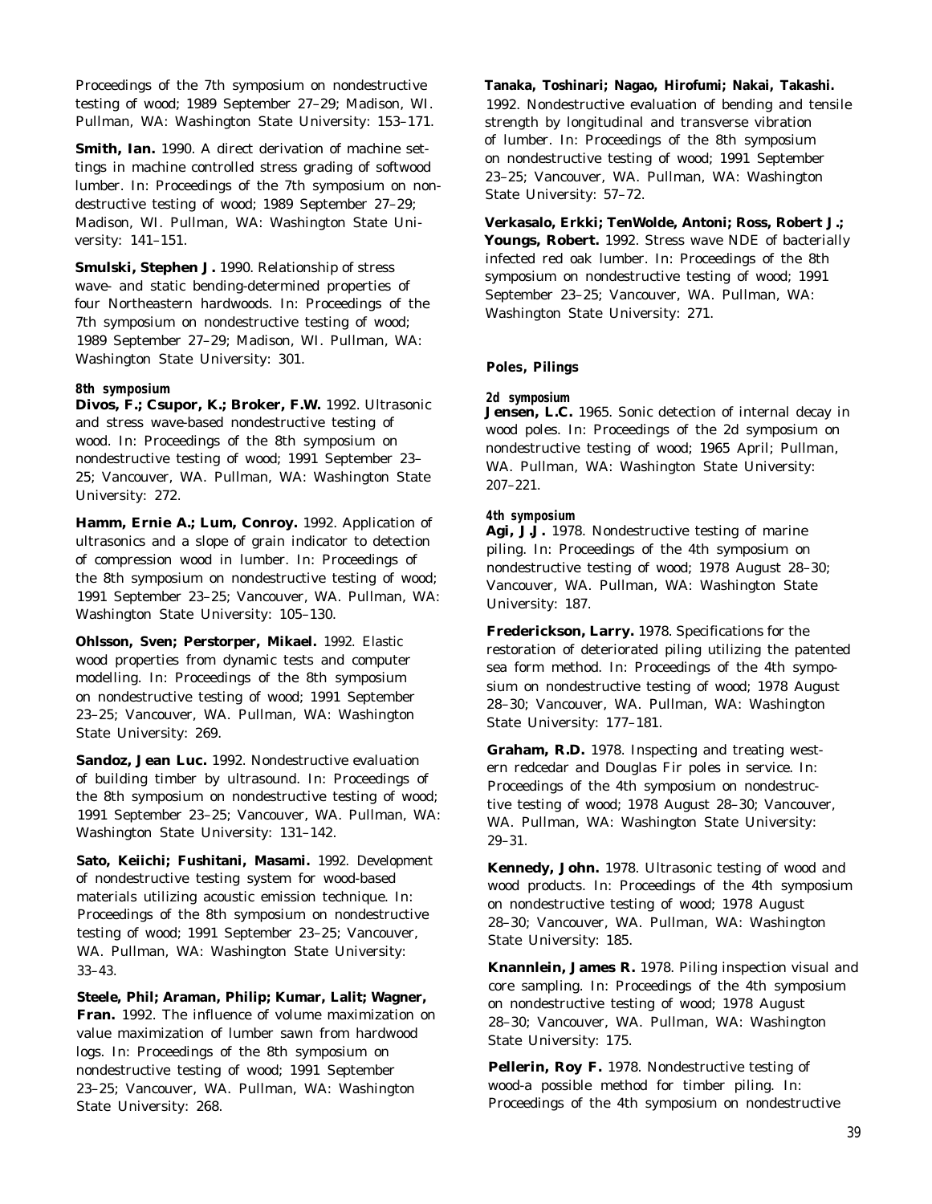Proceedings of the 7th symposium on nondestructive testing of wood; 1989 September 27–29; Madison, WI. Pullman, WA: Washington State University: 153–171.

**Smith, Ian.** 1990. A direct derivation of machine settings in machine controlled stress grading of softwood lumber. In: Proceedings of the 7th symposium on nondestructive testing of wood; 1989 September 27–29; Madison, WI. Pullman, WA: Washington State University: 141–151.

**Smulski, Stephen J.** 1990. Relationship of stress wave- and static bending-determined properties of four Northeastern hardwoods. In: Proceedings of the 7th symposium on nondestructive testing of wood; 1989 September 27–29; Madison, WI. Pullman, WA: Washington State University: 301.

#### 8th symposium

**Divos, F.; Csupor, K.; Broker, F.W.** 1992. Ultrasonic and stress wave-based nondestructive testing of wood. In: Proceedings of the 8th symposium on nondestructive testing of wood; 1991 September 23–25; Vancouver, WA. Pullman, WA: Washington State University: 272.

**Hamm, Ernie A.; Lum, Conroy.** 1992. Application of ultrasonics and a slope of grain indicator to detection of compression wood in lumber. In: Proceedings of the 8th symposium on nondestructive testing of wood; 1991 September 23–25; Vancouver, WA. Pullman, WA: Washington State University: 105–130.

**Ohlsson, Sven; Perstorper, Mikael.** 1992. Elastic wood properties from dynamic tests and computer modelling. In: Proceedings of the 8th symposium on nondestructive testing of wood; 1991 September 23–25; Vancouver, WA. Pullman, WA: Washington State University: 269.

**Sandoz, Jean Luc.** 1992. Nondestructive evaluation of building timber by ultrasound. In: Proceedings of the 8th symposium on nondestructive testing of wood; 1991 September 23–25; Vancouver, WA. Pullman, WA: Washington State University: 131–142.

**Sato, Keiichi; Fushitani, Masami.** 1992. Development of nondestructive testing system for wood-based materials utilizing acoustic emission technique. In: Proceedings of the 8th symposium on nondestructive testing of wood; 1991 September 23–25; Vancouver, WA. Pullman, WA: Washington State University: 33–43.

**Steele, Phil; Araman, Philip; Kumar, Lalit; Wagner, Fran.** 1992. The influence of volume maximization on value maximization of lumber sawn from hardwood logs. In: Proceedings of the 8th symposium on nondestructive testing of wood; 1991 September 23–25; Vancouver, WA. Pullman, WA: Washington State University: 268.

**Tanaka, Toshinari; Nagao, Hirofumi; Nakai, Takashi.** 1992. Nondestructive evaluation of bending and tensile strength by longitudinal and transverse vibration of lumber. In: Proceedings of the 8th symposium on nondestructive testing of wood; 1991 September 23–25; Vancouver, WA. Pullman, WA: Washington State University: 57–72.

**Verkasalo, Erkki; TenWolde, Antoni; Ross, Robert J.; Youngs, Robert.** 1992. Stress wave NDE of bacterially infected red oak lumber. In: Proceedings of the 8th symposium on nondestructive testing of wood; 1991 September 23–25; Vancouver, WA. Pullman, WA: Washington State University: 271.

### Poles, Pilings

#### 2d symposium

**Jensen, L.C.** 1965. Sonic detection of internal decay in wood poles. In: Proceedings of the 2d symposium on nondestructive testing of wood; 1965 April; Pullman, WA. Pullman, WA: Washington State University: 207–221.

#### 4th symposium

**Agi, J.J.** 1978. Nondestructive testing of marine piling. In: Proceedings of the 4th symposium on nondestructive testing of wood; 1978 August 28–30; Vancouver, WA. Pullman, WA: Washington State University: 187.

**Frederickson, Larry.** 1978. Specifications for the restoration of deteriorated piling utilizing the patented sea form method. In: Proceedings of the 4th symposium on nondestructive testing of wood; 1978 August 28–30; Vancouver, WA. Pullman, WA: Washington State University: 177–181.

**Graham, R.D.** 1978. Inspecting and treating western redcedar and Douglas Fir poles in service. In: Proceedings of the 4th symposium on nondestructive testing of wood; 1978 August 28–30; Vancouver, WA. Pullman, WA: Washington State University: 29–31.

**Kennedy, John.** 1978. Ultrasonic testing of wood and wood products. In: Proceedings of the 4th symposium on nondestructive testing of wood; 1978 August 28–30; Vancouver, WA. Pullman, WA: Washington State University: 185.

**Knannlein, James R.** 1978. Piling inspection visual and core sampling. In: Proceedings of the 4th symposium on nondestructive testing of wood; 1978 August 28–30; Vancouver, WA. Pullman, WA: Washington State University: 175.

**Pellerin, Roy F.** 1978. Nondestructive testing of wood-a possible method for timber piling. In: Proceedings of the 4th symposium on nondestructive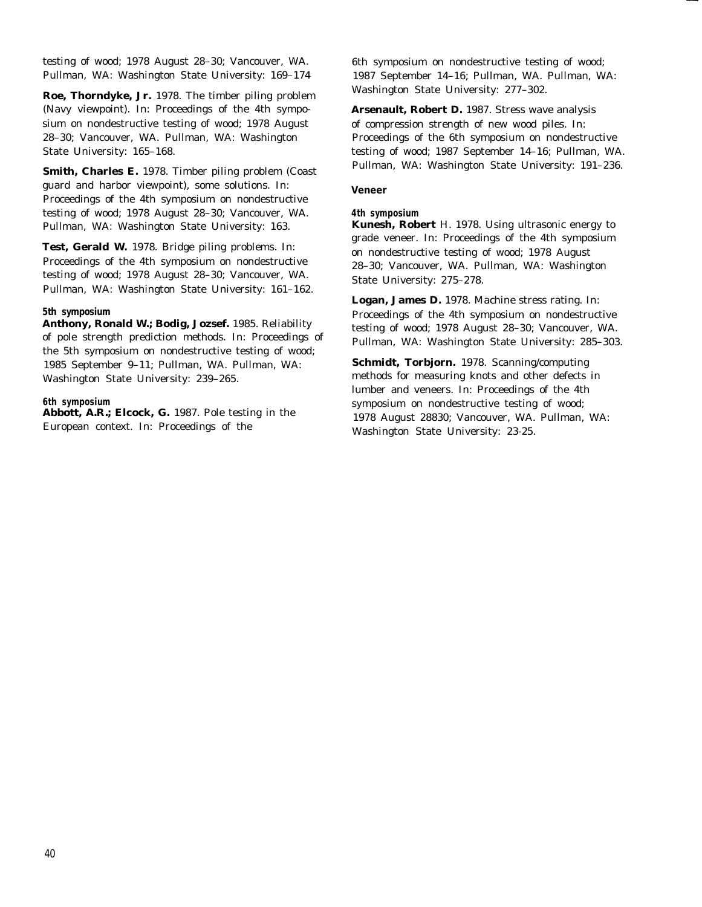testing of wood; 1978 August 28–30; Vancouver, WA. Pullman, WA: Washington State University: 169–174

**Roe, Thorndyke, Jr.** 1978. The timber piling problem (Navy viewpoint). In: Proceedings of the 4th symposium on nondestructive testing of wood; 1978 August 28–30; Vancouver, WA. Pullman, WA: Washington State University: 165–168.

**Smith, Charles E.** 1978. Timber piling problem (Coast guard and harbor viewpoint), some solutions. In: Proceedings of the 4th symposium on nondestructive testing of wood; 1978 August 28–30; Vancouver, WA. Pullman, WA: Washington State University: 163.

**Test, Gerald W.** 1978. Bridge piling problems. In: Proceedings of the 4th symposium on nondestructive testing of wood; 1978 August 28–30; Vancouver, WA. Pullman, WA: Washington State University: 161–162.

#### 5th symposium

**Anthony, Ronald W.; Bodig, Jozsef.** 1985. Reliability of pole strength prediction methods. In: Proceedings of the 5th symposium on nondestructive testing of wood; 1985 September 9–11; Pullman, WA. Pullman, WA: Washington State University: 239–265.

#### 6th symposium

**Abbott, A.R.; Elcock, G.** 1987. Pole testing in the European context. In: Proceedings of the 6th symposium on nondestructive testing of wood; 1987 September 14–16; Pullman, WA. Pullman, WA: Washington State University: 277–302.

**Arsenault, Robert D.** 1987. Stress wave analysis of compression strength of new wood piles. In: Proceedings of the 6th symposium on nondestructive testing of wood; 1987 September 14–16; Pullman, WA. Pullman, WA: Washington State University: 191–236.

### Veneer

#### 4th symposium

**Kunesh, Robert** H. 1978. Using ultrasonic energy to grade veneer. In: Proceedings of the 4th symposium on nondestructive testing of wood; 1978 August 28–30; Vancouver, WA. Pullman, WA: Washington State University: 275–278.

**Logan, James D.** 1978. Machine stress rating. In: Proceedings of the 4th symposium on nondestructive testing of wood; 1978 August 28–30; Vancouver, WA. Pullman, WA: Washington State University: 285–303.

**Schmidt, Torbjorn.** 1978. Scanning/computing methods for measuring knots and other defects in lumber and veneers. In: Proceedings of the 4th symposium on nondestructive testing of wood; 1978 August 28830; Vancouver, WA. Pullman, WA: Washington State University: 23-25.